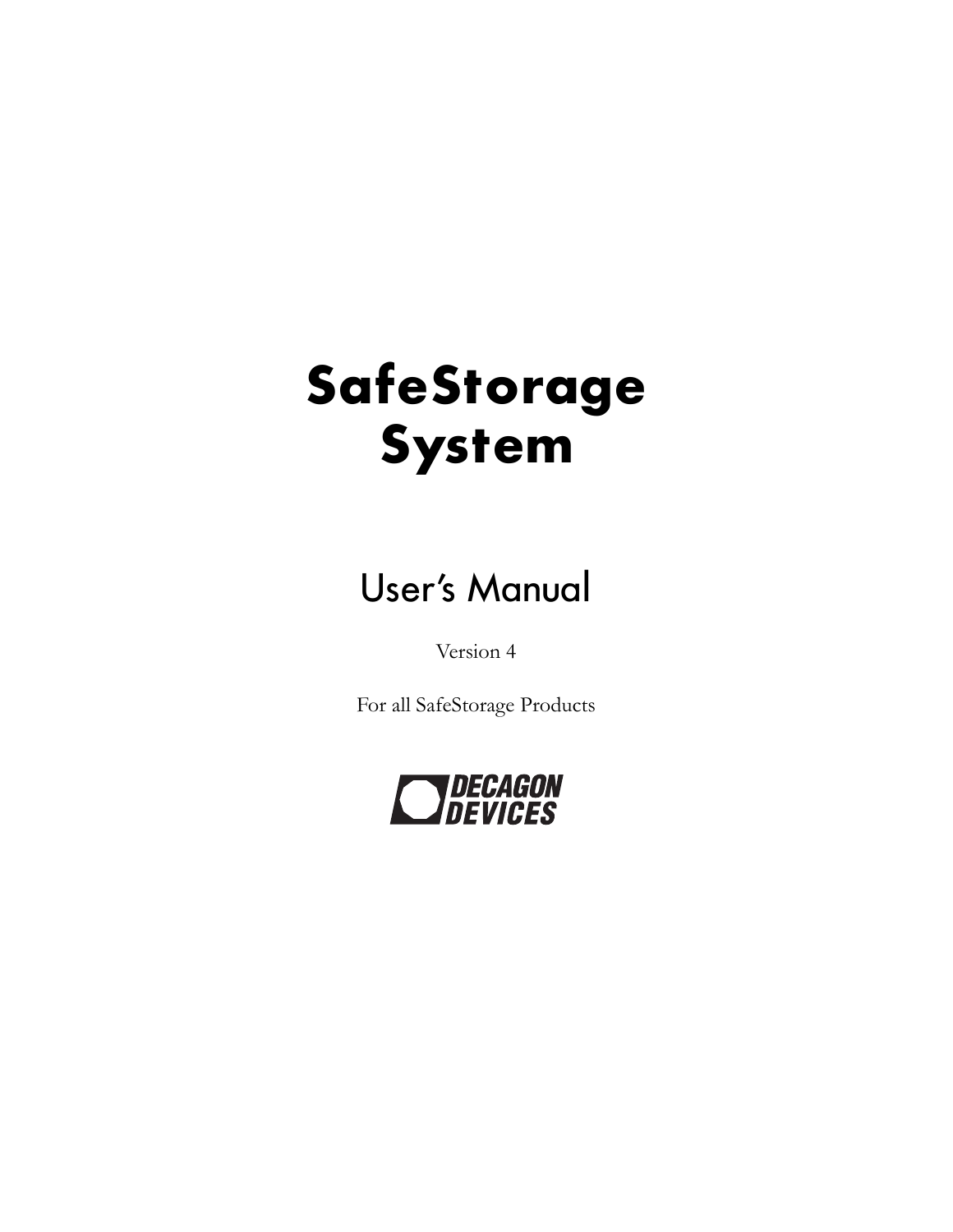# SafeStorage System

## User's Manual

Version 4

For all SafeStorage Products

DECAGON DEVICES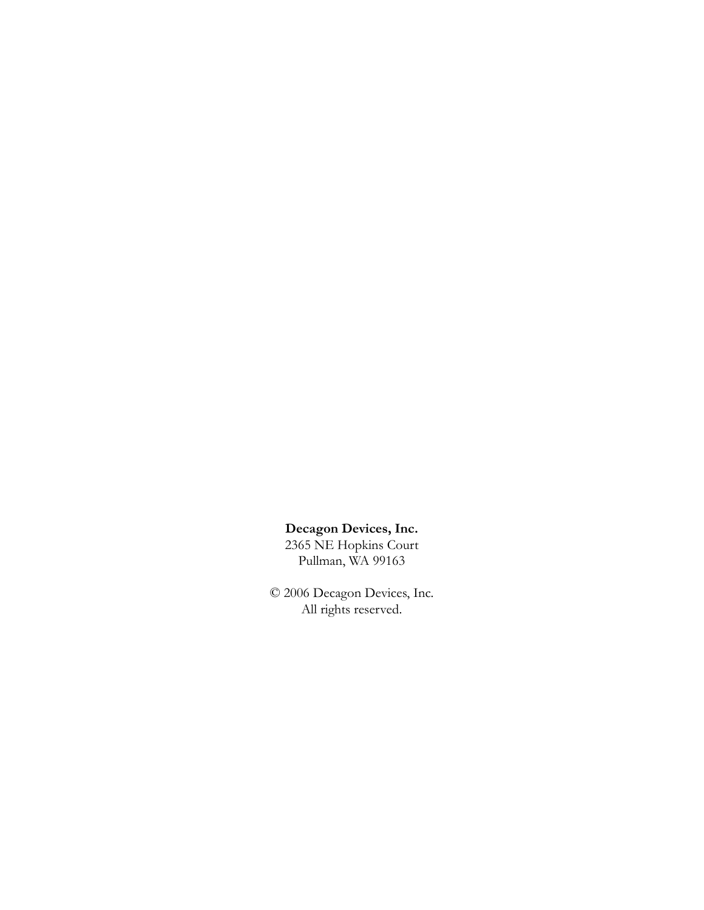**Decagon Devices, Inc.**
2365 NE Hopkins Court
Pullman, WA 99163

© 2006 Decagon Devices, Inc.
All rights reserved.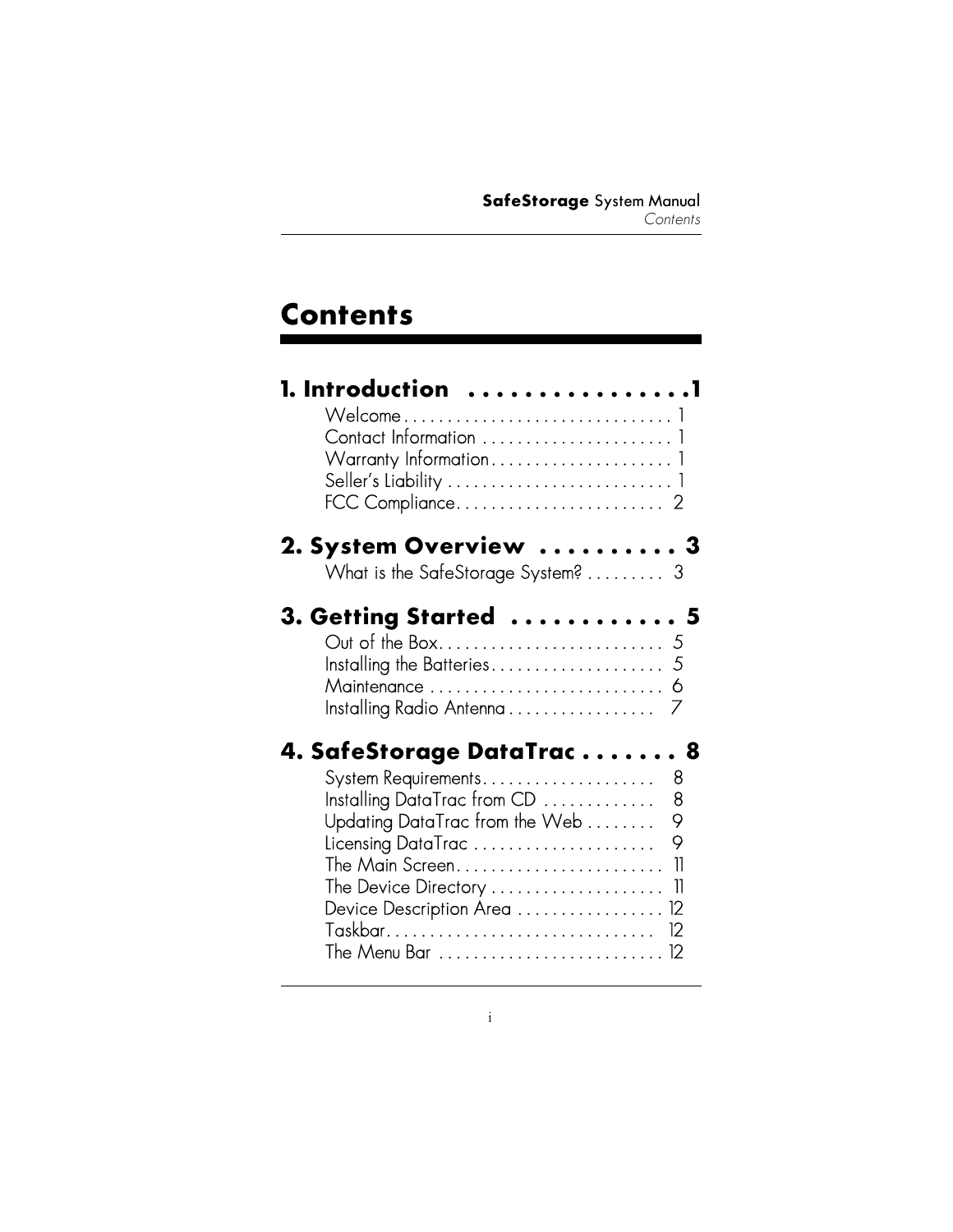# Contents

## 1. Introduction . . . . . . . . . . . . . . . . 1

- Welcome . . . . . . . . . . . . . . . . . . . . . . . . . . . . . . 1
- Contact Information . . . . . . . . . . . . . . . . . . . . . . 1
- Warranty Information . . . . . . . . . . . . . . . . . . . . . 1
- Seller's Liability . . . . . . . . . . . . . . . . . . . . . . . . . . 1
- FCC Compliance . . . . . . . . . . . . . . . . . . . . . . . . 2

## 2. System Overview . . . . . . . . . . 3

- What is the SafeStorage System? . . . . . . . . . 3

## 3. Getting Started . . . . . . . . . . . . 5

- Out of the Box . . . . . . . . . . . . . . . . . . . . . . . . . . 5
- Installing the Batteries . . . . . . . . . . . . . . . . . . . . 5
- Maintenance . . . . . . . . . . . . . . . . . . . . . . . . . . . 6
- Installing Radio Antenna . . . . . . . . . . . . . . . . . 7

## 4. SafeStorage DataTrac . . . . . . . 8

- System Requirements . . . . . . . . . . . . . . . . . . . . 8
- Installing DataTrac from CD . . . . . . . . . . . . . 8
- Updating DataTrac from the Web . . . . . . . . 9
- Licensing DataTrac . . . . . . . . . . . . . . . . . . . . . 9
- The Main Screen . . . . . . . . . . . . . . . . . . . . . . . . 11
- The Device Directory . . . . . . . . . . . . . . . . . . . . 11
- Device Description Area . . . . . . . . . . . . . . . . . 12
- Taskbar . . . . . . . . . . . . . . . . . . . . . . . . . . . . . . . 12
- The Menu Bar . . . . . . . . . . . . . . . . . . . . . . . . . . 12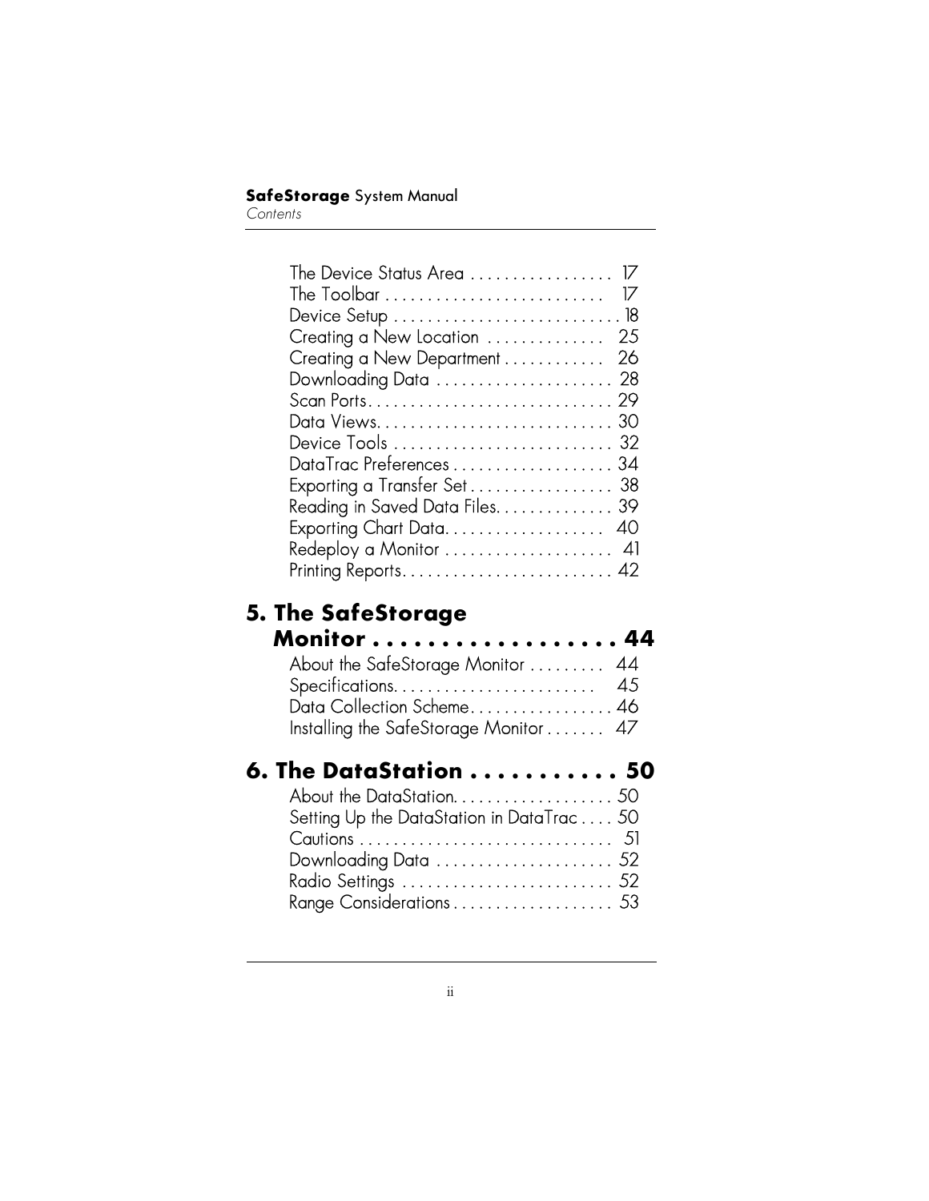The Device Status Area . . . . . . . . . . . . . . . . . 17
The Toolbar . . . . . . . . . . . . . . . . . . . . . . . . . . 17
Device Setup . . . . . . . . . . . . . . . . . . . . . . . . . . . 18
Creating a New Location . . . . . . . . . . . . . . 25
Creating a New Department . . . . . . . . . . . . 26
Downloading Data . . . . . . . . . . . . . . . . . . . . . 28
Scan Ports. . . . . . . . . . . . . . . . . . . . . . . . . . . . . 29
Data Views. . . . . . . . . . . . . . . . . . . . . . . . . . . . 30
Device Tools . . . . . . . . . . . . . . . . . . . . . . . . . . 32
DataTrac Preferences . . . . . . . . . . . . . . . . . . . 34
Exporting a Transfer Set . . . . . . . . . . . . . . . . . 38
Reading in Saved Data Files. . . . . . . . . . . . . . 39
Exporting Chart Data. . . . . . . . . . . . . . . . . . . 40
Redeploy a Monitor . . . . . . . . . . . . . . . . . . . . 41
Printing Reports. . . . . . . . . . . . . . . . . . . . . . . . . 42

## 5. The SafeStorage Monitor . . . . . . . . . . . . . . . . . . . 44

About the SafeStorage Monitor . . . . . . . . . 44
Specifications. . . . . . . . . . . . . . . . . . . . . . . . 45
Data Collection Scheme. . . . . . . . . . . . . . . . . 46
Installing the SafeStorage Monitor . . . . . . . 47

## 6. The DataStation . . . . . . . . . . . 50

About the DataStation. . . . . . . . . . . . . . . . . . . 50
Setting Up the DataStation in DataTrac . . . . 50
Cautions . . . . . . . . . . . . . . . . . . . . . . . . . . . . . . 51
Downloading Data . . . . . . . . . . . . . . . . . . . . . 52
Radio Settings . . . . . . . . . . . . . . . . . . . . . . . . . 52
Range Considerations . . . . . . . . . . . . . . . . . . . 53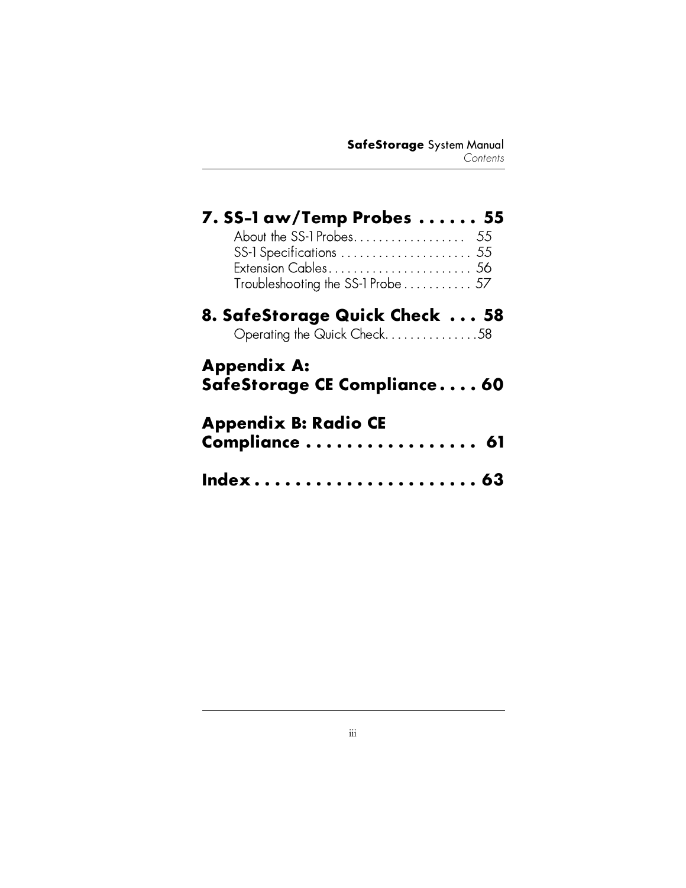## 7. SS-1 aw/Temp Probes . . . . . . 55

About the SS-1 Probes. . . . . . . . . . . . . . . . . . 55
SS-1 Specifications . . . . . . . . . . . . . . . . . . . . . 55
Extension Cables. . . . . . . . . . . . . . . . . . . . . . . 56
Troubleshooting the SS-1 Probe . . . . . . . . . . . 57

## 8. SafeStorage Quick Check . . . 58

Operating the Quick Check. . . . . . . . . . . . . . .58

## Appendix A: SafeStorage CE Compliance . . . . 60

## Appendix B: Radio CE Compliance . . . . . . . . . . . . . . . . . . 61

## Index . . . . . . . . . . . . . . . . . . . . . . 63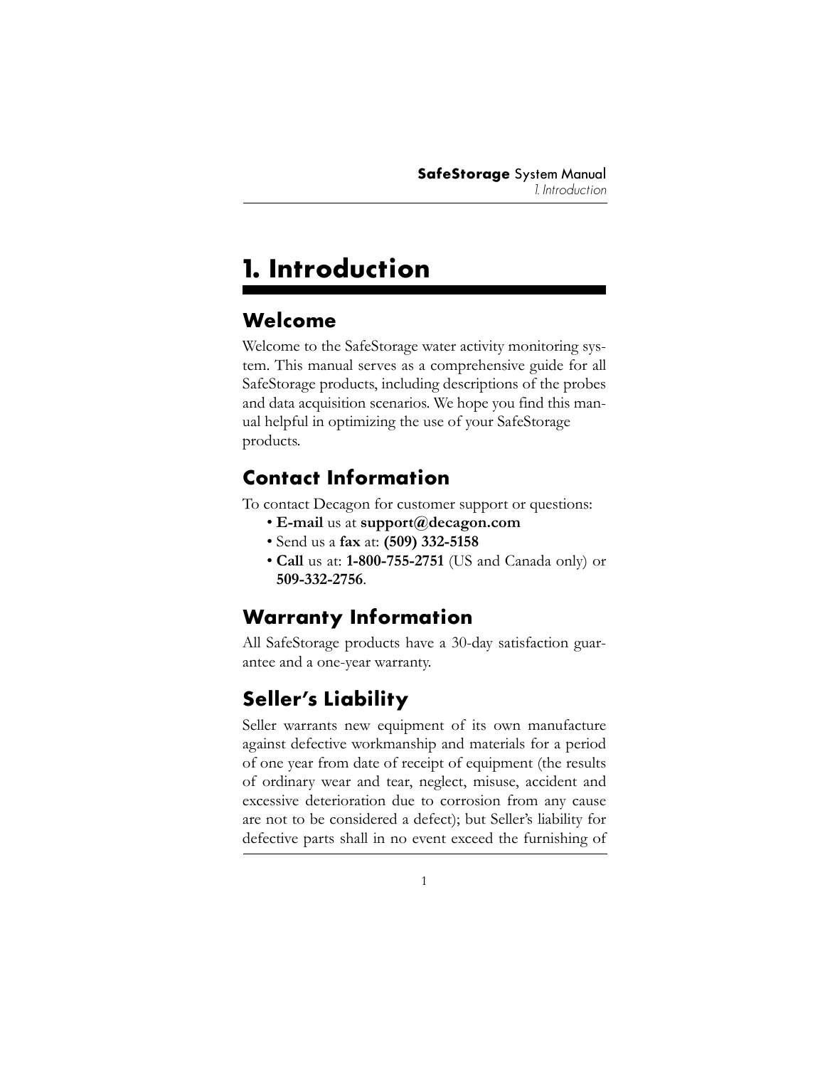# 1. Introduction

## Welcome

Welcome to the SafeStorage water activity monitoring system. This manual serves as a comprehensive guide for all SafeStorage products, including descriptions of the probes and data acquisition scenarios. We hope you find this manual helpful in optimizing the use of your SafeStorage products.

## Contact Information

To contact Decagon for customer support or questions:

- **E-mail** us at **support@decagon.com**
- Send us a **fax** at: **(509) 332-5158**
- **Call** us at: **1-800-755-2751** (US and Canada only) or **509-332-2756**.

## Warranty Information

All SafeStorage products have a 30-day satisfaction guarantee and a one-year warranty.

## Seller's Liability

Seller warrants new equipment of its own manufacture against defective workmanship and materials for a period of one year from date of receipt of equipment (the results of ordinary wear and tear, neglect, misuse, accident and excessive deterioration due to corrosion from any cause are not to be considered a defect); but Seller's liability for defective parts shall in no event exceed the furnishing of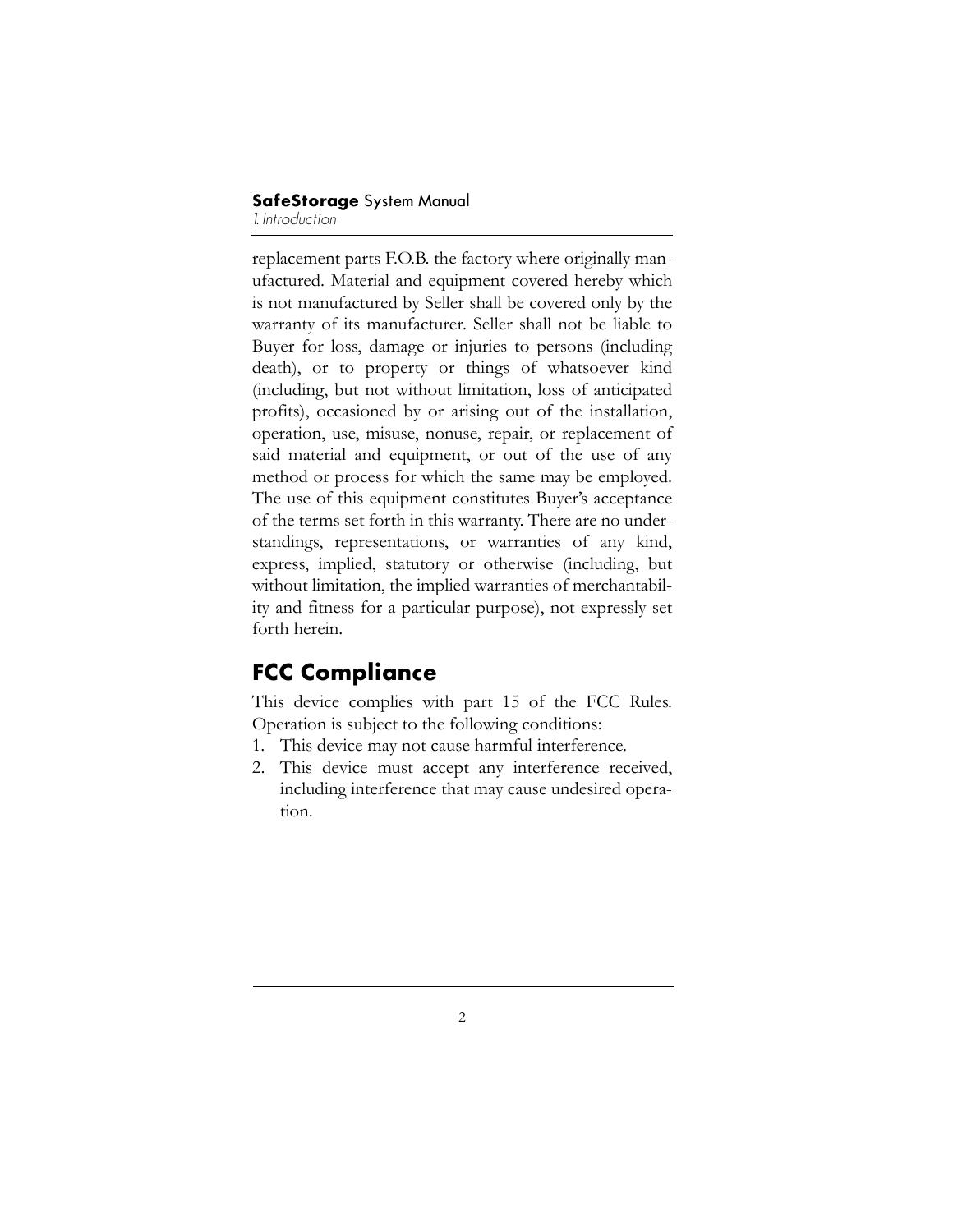replacement parts F.O.B. the factory where originally manufactured. Material and equipment covered hereby which is not manufactured by Seller shall be covered only by the warranty of its manufacturer. Seller shall not be liable to Buyer for loss, damage or injuries to persons (including death), or to property or things of whatsoever kind (including, but not without limitation, loss of anticipated profits), occasioned by or arising out of the installation, operation, use, misuse, nonuse, repair, or replacement of said material and equipment, or out of the use of any method or process for which the same may be employed. The use of this equipment constitutes Buyer's acceptance of the terms set forth in this warranty. There are no understandings, representations, or warranties of any kind, express, implied, statutory or otherwise (including, but without limitation, the implied warranties of merchantability and fitness for a particular purpose), not expressly set forth herein.

## FCC Compliance

This device complies with part 15 of the FCC Rules. Operation is subject to the following conditions:

1. This device may not cause harmful interference.
2. This device must accept any interference received, including interference that may cause undesired operation.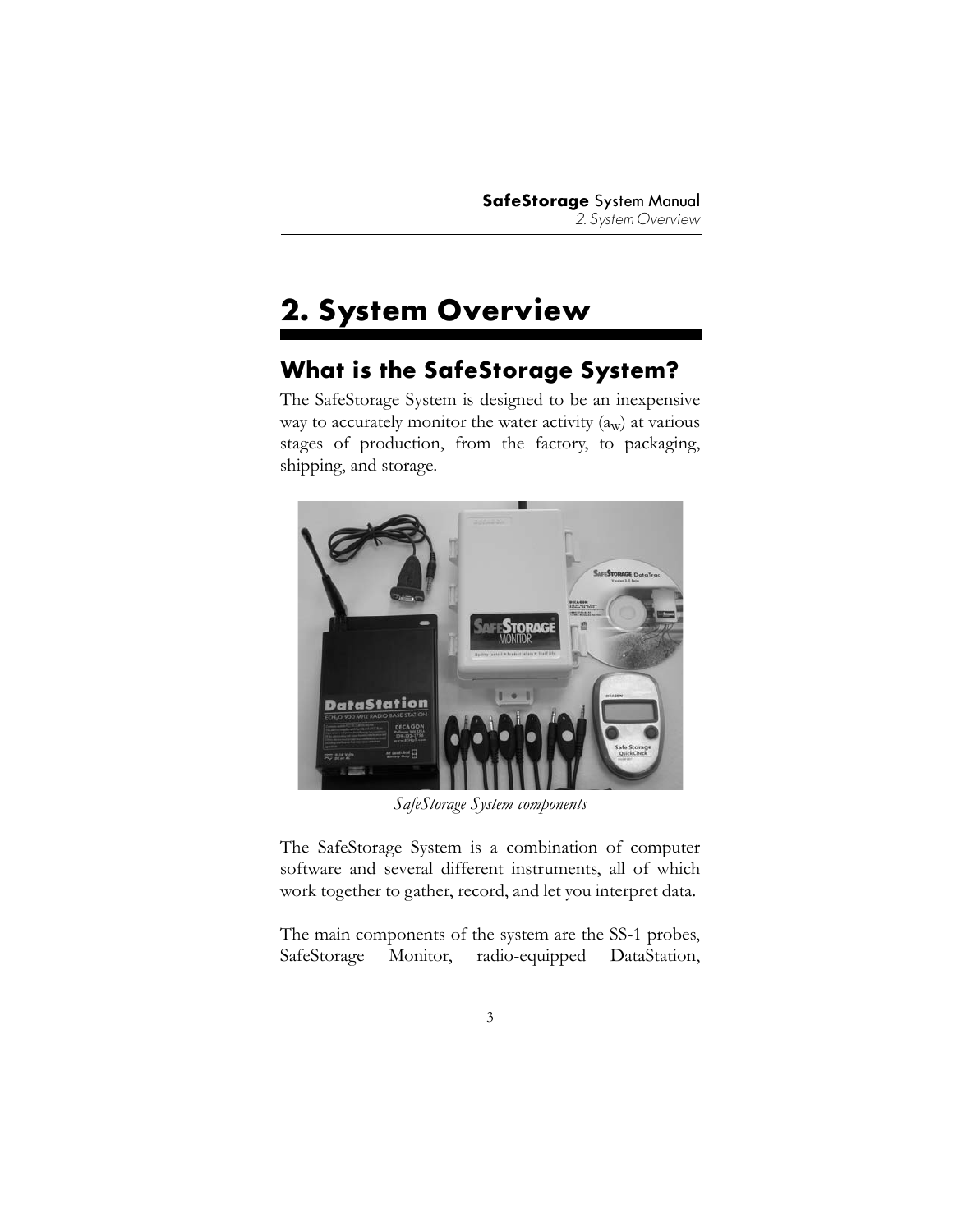# 2. System Overview

## What is the SafeStorage System?

The SafeStorage System is designed to be an inexpensive way to accurately monitor the water activity ($a_w$) at various stages of production, from the factory, to packaging, shipping, and storage.

*SafeStorage System components*

The SafeStorage System is a combination of computer software and several different instruments, all of which work together to gather, record, and let you interpret data.

The main components of the system are the SS-1 probes, SafeStorage Monitor, radio-equipped DataStation,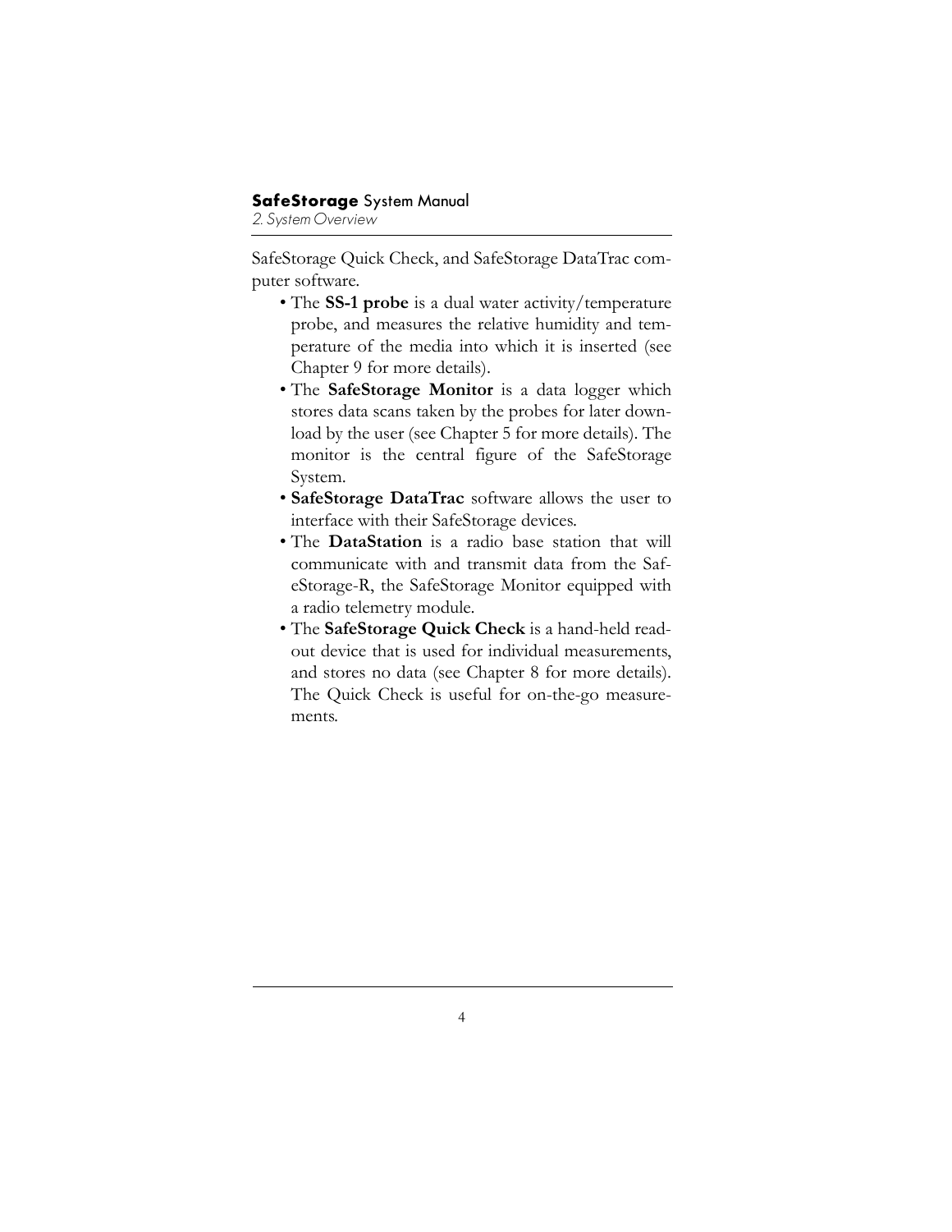SafeStorage Quick Check, and SafeStorage DataTrac computer software.

- The **SS-1 probe** is a dual water activity/temperature probe, and measures the relative humidity and temperature of the media into which it is inserted (see Chapter 9 for more details).
- The **SafeStorage Monitor** is a data logger which stores data scans taken by the probes for later download by the user (see Chapter 5 for more details). The monitor is the central figure of the SafeStorage System.
- **SafeStorage DataTrac** software allows the user to interface with their SafeStorage devices.
- The **DataStation** is a radio base station that will communicate with and transmit data from the SafeStorage-R, the SafeStorage Monitor equipped with a radio telemetry module.
- The **SafeStorage Quick Check** is a hand-held readout device that is used for individual measurements, and stores no data (see Chapter 8 for more details). The Quick Check is useful for on-the-go measurements.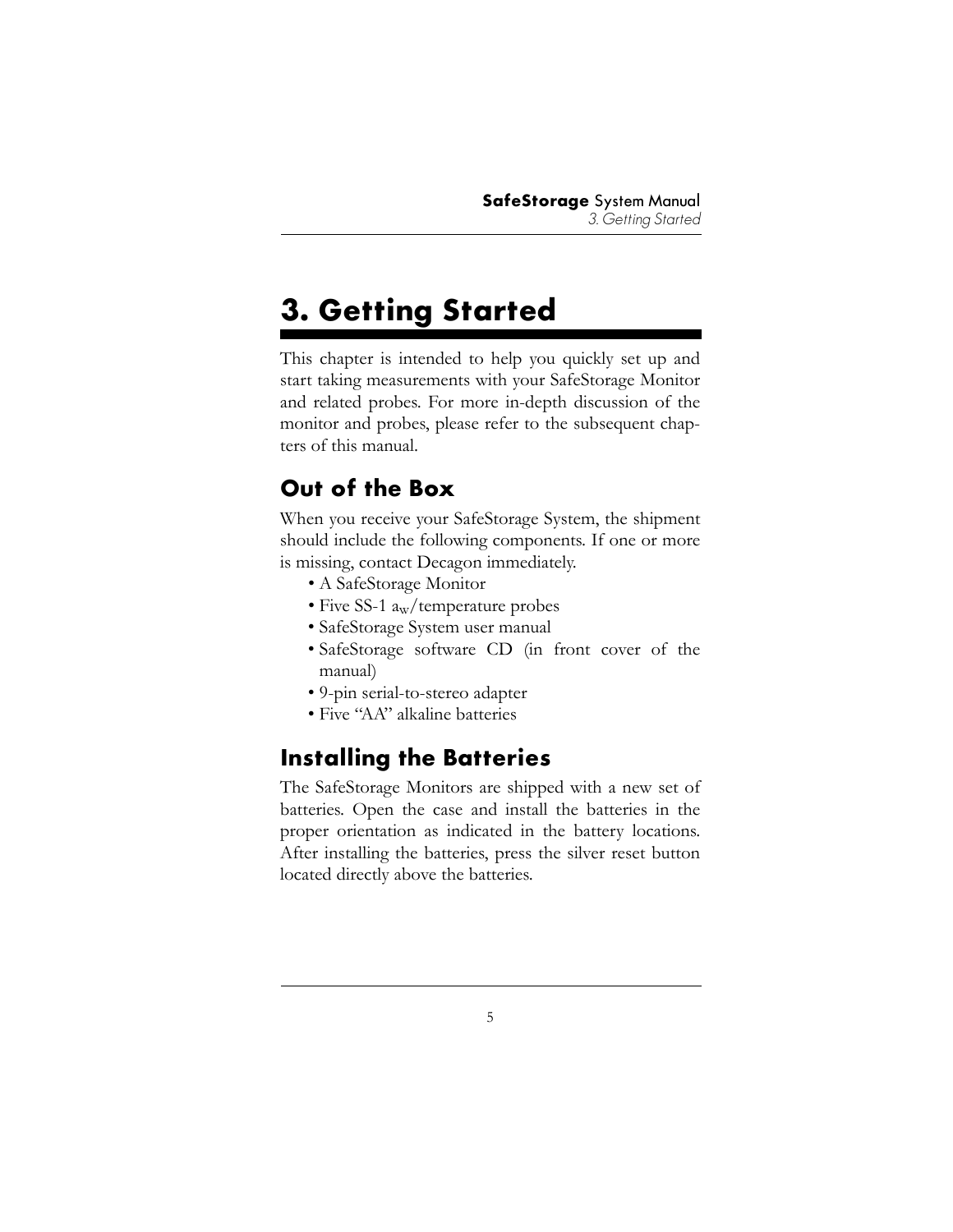# 3. Getting Started

This chapter is intended to help you quickly set up and start taking measurements with your SafeStorage Monitor and related probes. For more in-depth discussion of the monitor and probes, please refer to the subsequent chapters of this manual.

## Out of the Box

When you receive your SafeStorage System, the shipment should include the following components. If one or more is missing, contact Decagon immediately.

- A SafeStorage Monitor
- Five SS-1 $a_w$/temperature probes
- SafeStorage System user manual
- SafeStorage software CD (in front cover of the manual)
- 9-pin serial-to-stereo adapter
- Five "AA" alkaline batteries

## Installing the Batteries

The SafeStorage Monitors are shipped with a new set of batteries. Open the case and install the batteries in the proper orientation as indicated in the battery locations. After installing the batteries, press the silver reset button located directly above the batteries.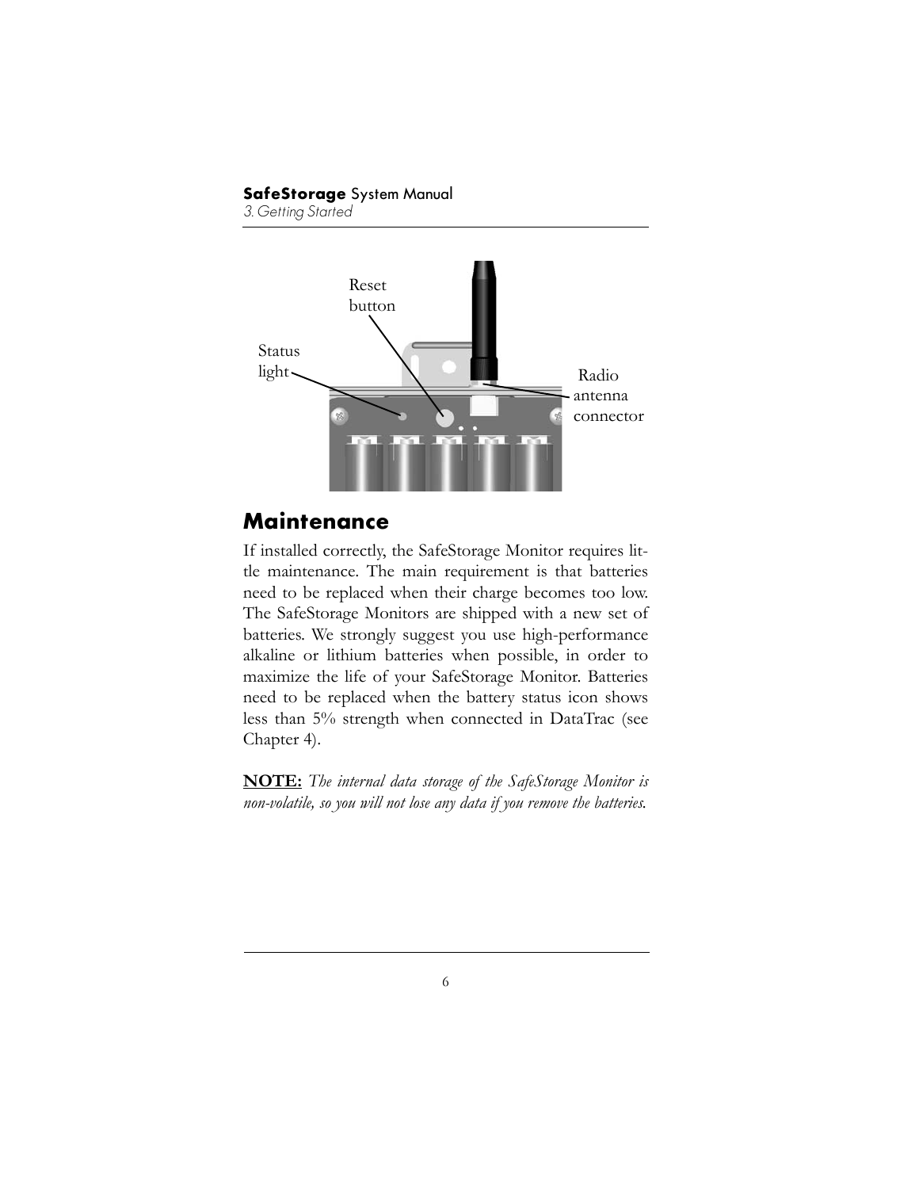## Maintenance

If installed correctly, the SafeStorage Monitor requires little maintenance. The main requirement is that batteries need to be replaced when their charge becomes too low. The SafeStorage Monitors are shipped with a new set of batteries. We strongly suggest you use high-performance alkaline or lithium batteries when possible, in order to maximize the life of your SafeStorage Monitor. Batteries need to be replaced when the battery status icon shows less than 5% strength when connected in DataTrac (see Chapter 4).

**NOTE:** *The internal data storage of the SafeStorage Monitor is non-volatile, so you will not lose any data if you remove the batteries.*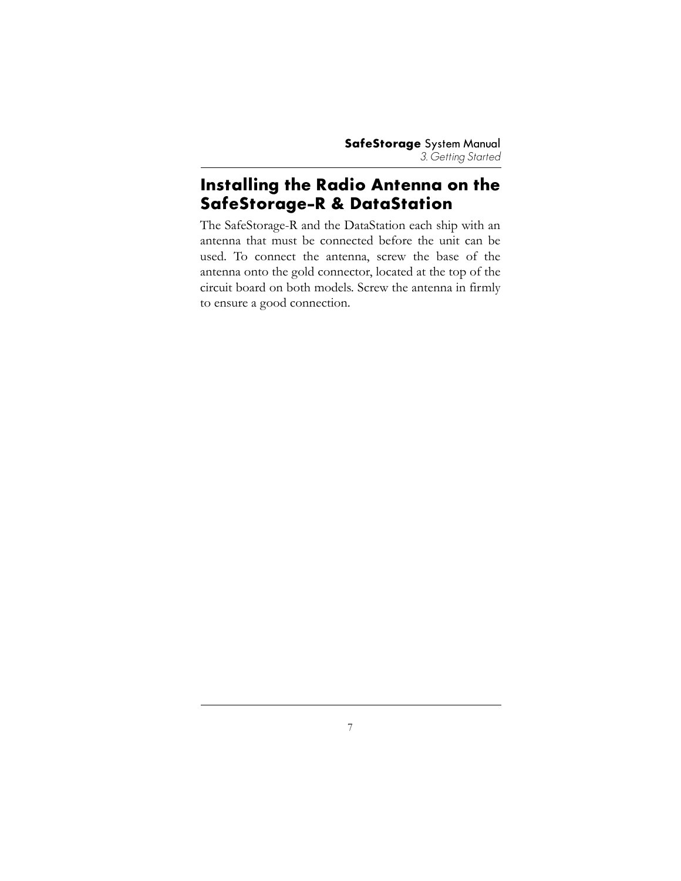## Installing the Radio Antenna on the SafeStorage-R & DataStation

The SafeStorage-R and the DataStation each ship with an antenna that must be connected before the unit can be used. To connect the antenna, screw the base of the antenna onto the gold connector, located at the top of the circuit board on both models. Screw the antenna in firmly to ensure a good connection.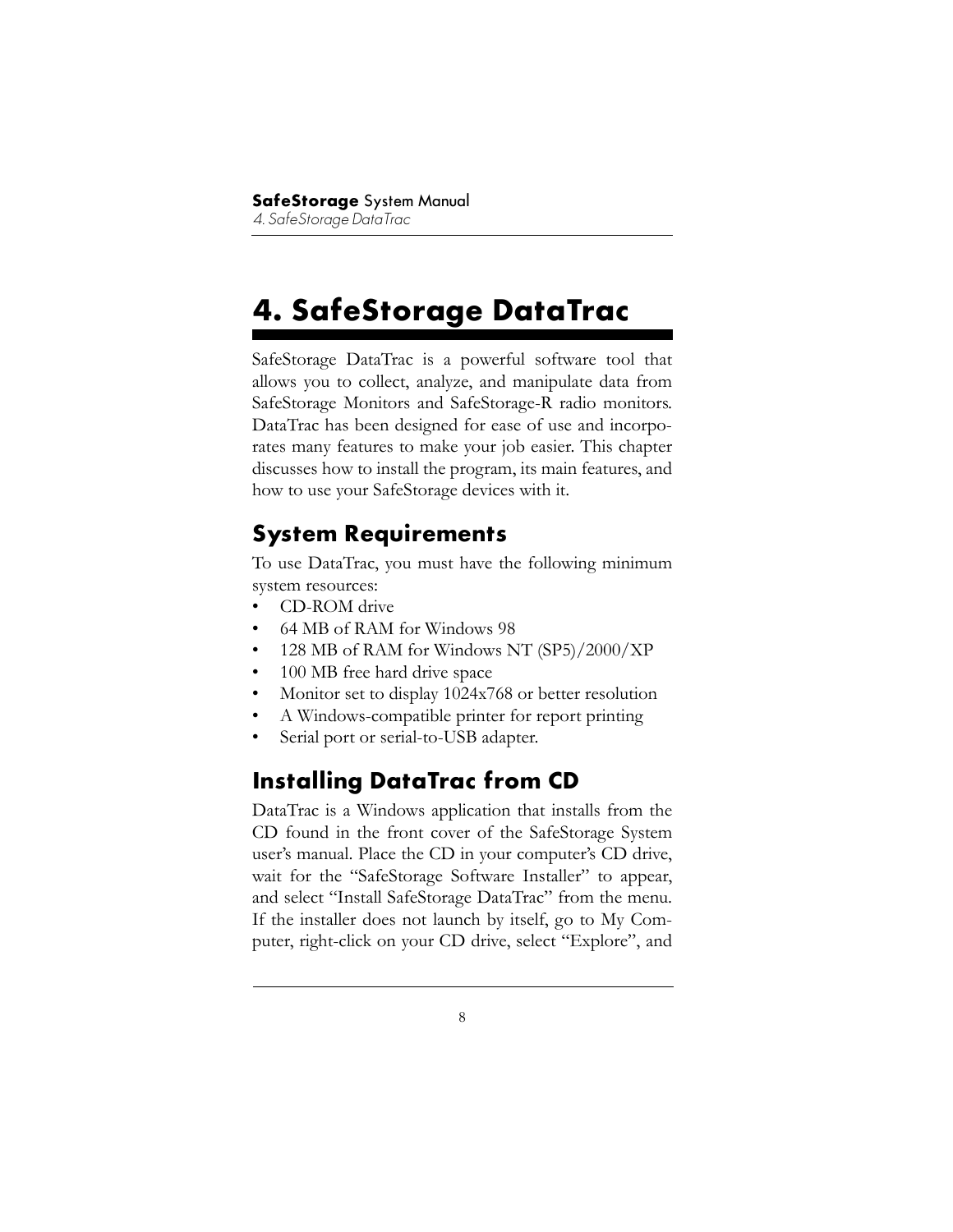# 4. SafeStorage DataTrac

SafeStorage DataTrac is a powerful software tool that allows you to collect, analyze, and manipulate data from SafeStorage Monitors and SafeStorage-R radio monitors. DataTrac has been designed for ease of use and incorporates many features to make your job easier. This chapter discusses how to install the program, its main features, and how to use your SafeStorage devices with it.

## System Requirements

To use DataTrac, you must have the following minimum system resources:

- CD-ROM drive
- 64 MB of RAM for Windows 98
- 128 MB of RAM for Windows NT (SP5)/2000/XP
- 100 MB free hard drive space
- Monitor set to display 1024x768 or better resolution
- A Windows-compatible printer for report printing
- Serial port or serial-to-USB adapter.

## Installing DataTrac from CD

DataTrac is a Windows application that installs from the CD found in the front cover of the SafeStorage System user's manual. Place the CD in your computer's CD drive, wait for the "SafeStorage Software Installer" to appear, and select "Install SafeStorage DataTrac" from the menu. If the installer does not launch by itself, go to My Computer, right-click on your CD drive, select "Explore", and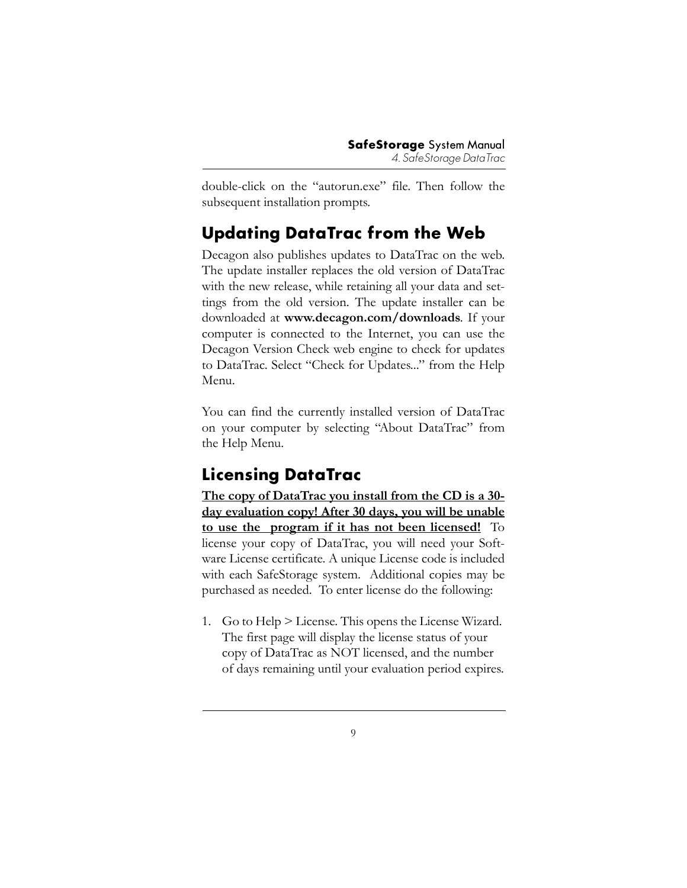double-click on the "autorun.exe" file. Then follow the subsequent installation prompts.

## Updating DataTrac from the Web

Decagon also publishes updates to DataTrac on the web. The update installer replaces the old version of DataTrac with the new release, while retaining all your data and settings from the old version. The update installer can be downloaded at **www.decagon.com/downloads**. If your computer is connected to the Internet, you can use the Decagon Version Check web engine to check for updates to DataTrac. Select "Check for Updates..." from the Help Menu.

You can find the currently installed version of DataTrac on your computer by selecting "About DataTrac" from the Help Menu.

## Licensing DataTrac

<u>**The copy of DataTrac you install from the CD is a 30-day evaluation copy! After 30 days, you will be unable to use the program if it has not been licensed!**</u> To license your copy of DataTrac, you will need your Software License certificate. A unique License code is included with each SafeStorage system. Additional copies may be purchased as needed. To enter license do the following:

1. Go to Help > License. This opens the License Wizard. The first page will display the license status of your copy of DataTrac as NOT licensed, and the number of days remaining until your evaluation period expires.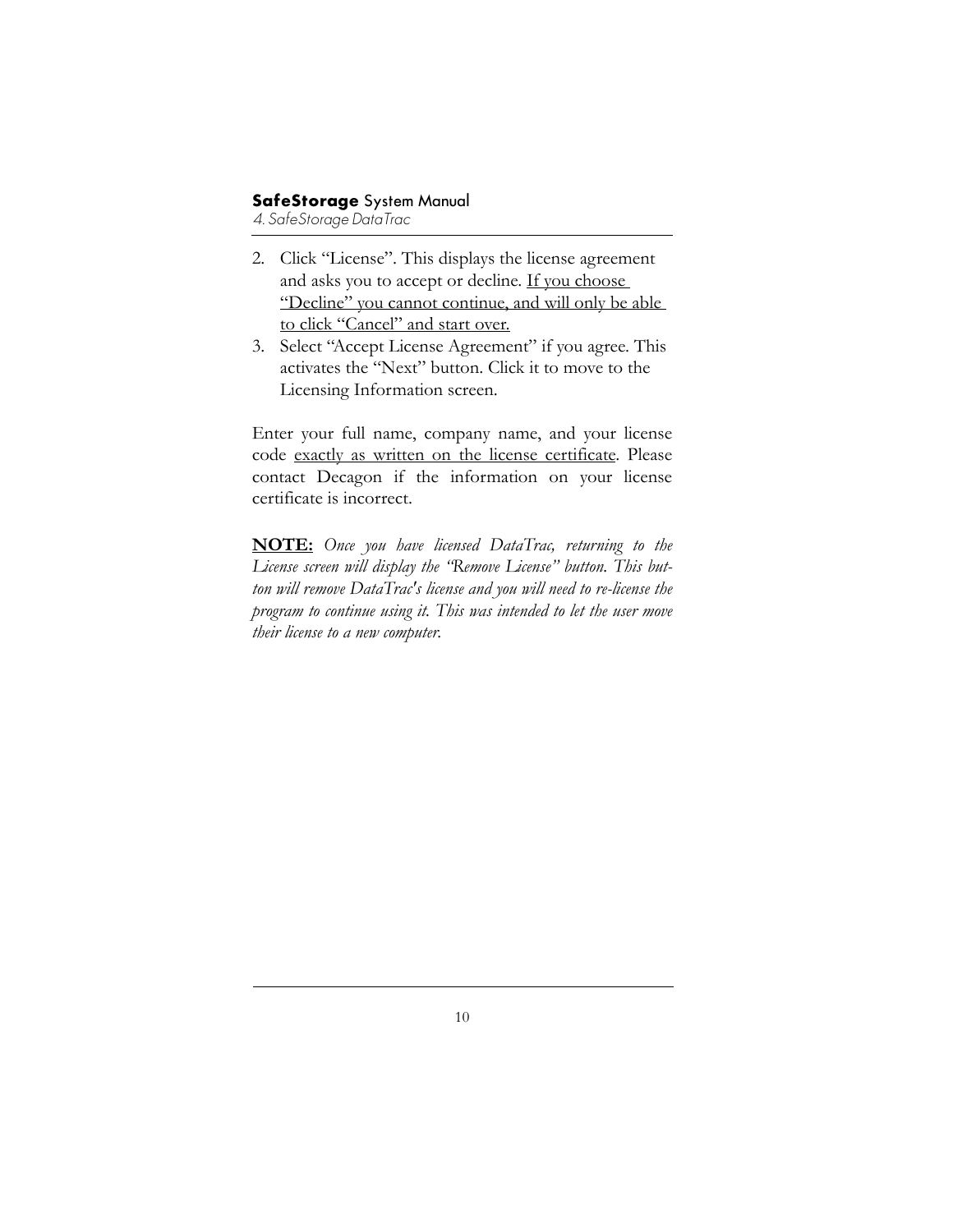2. Click “License”. This displays the license agreement and asks you to accept or decline. <u>If you choose “Decline” you cannot continue, and will only be able to click “Cancel” and start over.</u>
3. Select “Accept License Agreement” if you agree. This activates the “Next” button. Click it to move to the Licensing Information screen.

Enter your full name, company name, and your license code <u>exactly as written on the license certificate</u>. Please contact Decagon if the information on your license certificate is incorrect.

<u>**NOTE:**</u> *Once you have licensed DataTrac, returning to the License screen will display the “Remove License” button. This button will remove DataTrac's license and you will need to re-license the program to continue using it. This was intended to let the user move their license to a new computer.*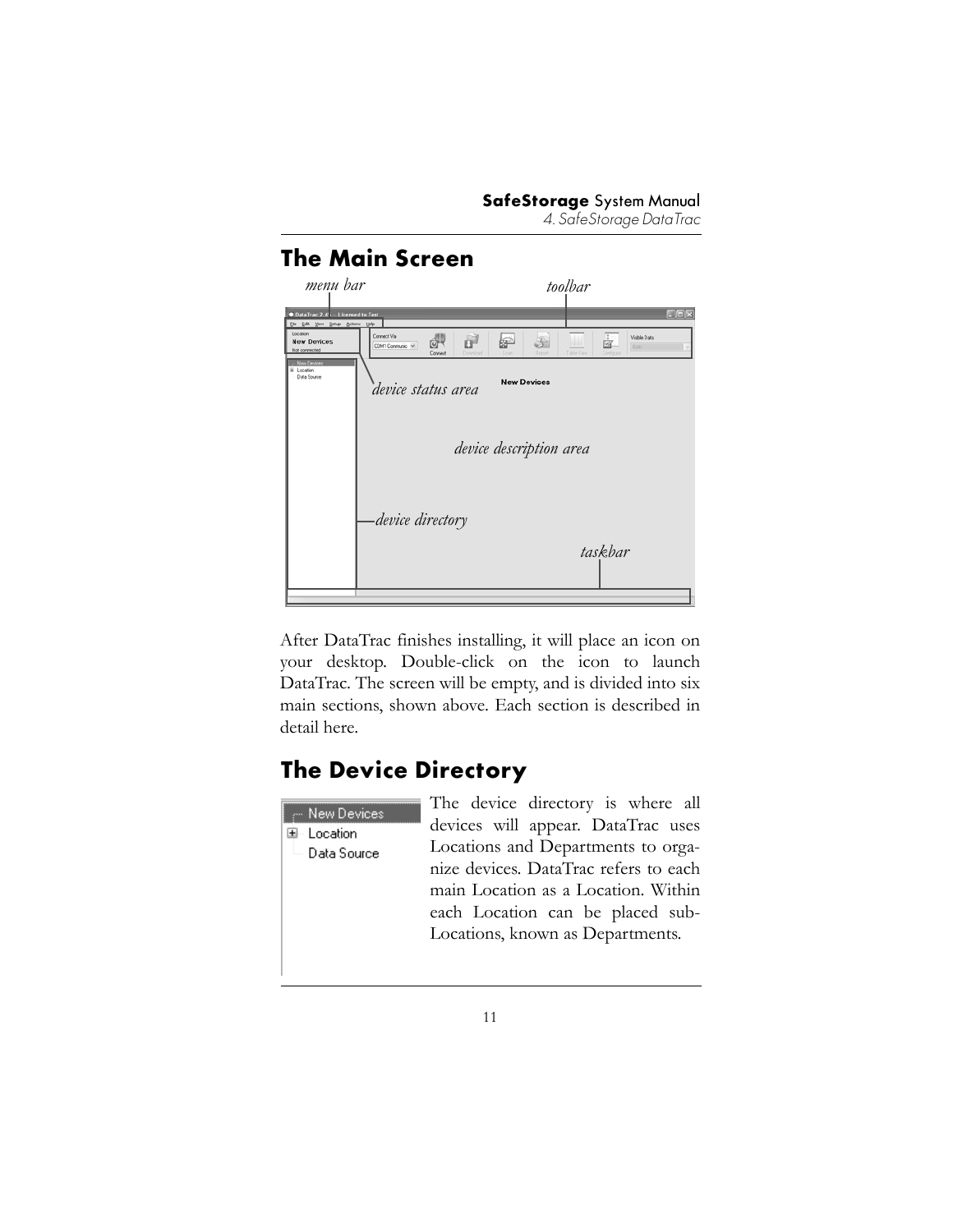## The Main Screen

After DataTrac finishes installing, it will place an icon on your desktop. Double-click on the icon to launch DataTrac. The screen will be empty, and is divided into six main sections, shown above. Each section is described in detail here.

## The Device Directory

The device directory is where all devices will appear. DataTrac uses Locations and Departments to organize devices. DataTrac refers to each main Location as a Location. Within each Location can be placed sub-Locations, known as Departments.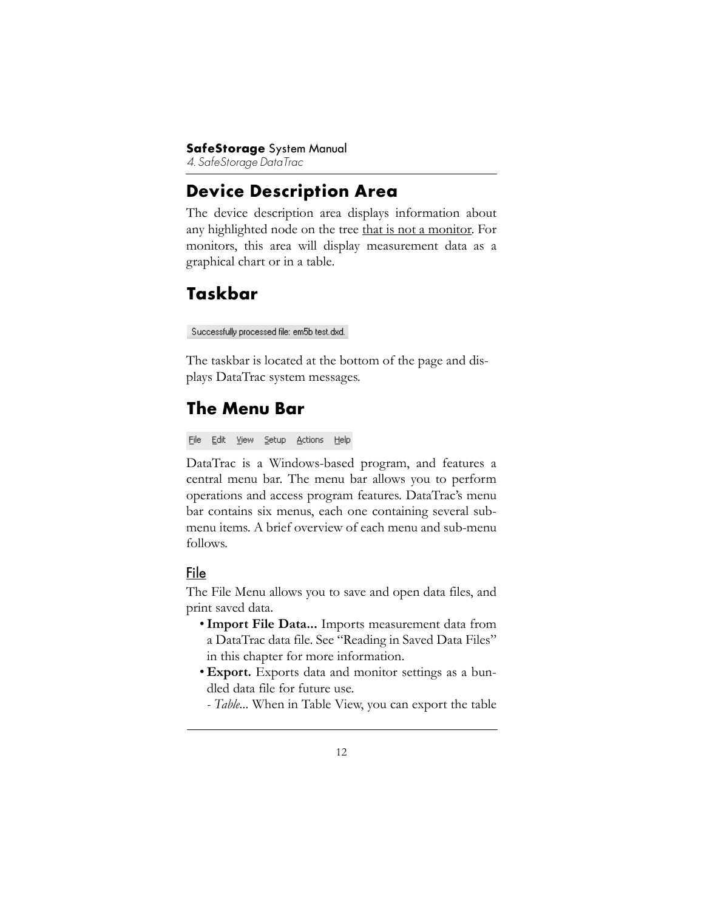## Device Description Area

The device description area displays information about any highlighted node on the tree <u>that is not a monitor</u>. For monitors, this area will display measurement data as a graphical chart or in a table.

## Taskbar

Successfully processed file: em5b test.dxd.

The taskbar is located at the bottom of the page and displays DataTrac system messages.

## The Menu Bar

File Edit View Setup Actions Help

DataTrac is a Windows-based program, and features a central menu bar. The menu bar allows you to perform operations and access program features. DataTrac's menu bar contains six menus, each one containing several sub-menu items. A brief overview of each menu and sub-menu follows.

### <u>File</u>

The File Menu allows you to save and open data files, and print saved data.

- **Import File Data...** Imports measurement data from a DataTrac data file. See "Reading in Saved Data Files" in this chapter for more information.
- **Export.** Exports data and monitor settings as a bundled data file for future use.

  - *Table*... When in Table View, you can export the table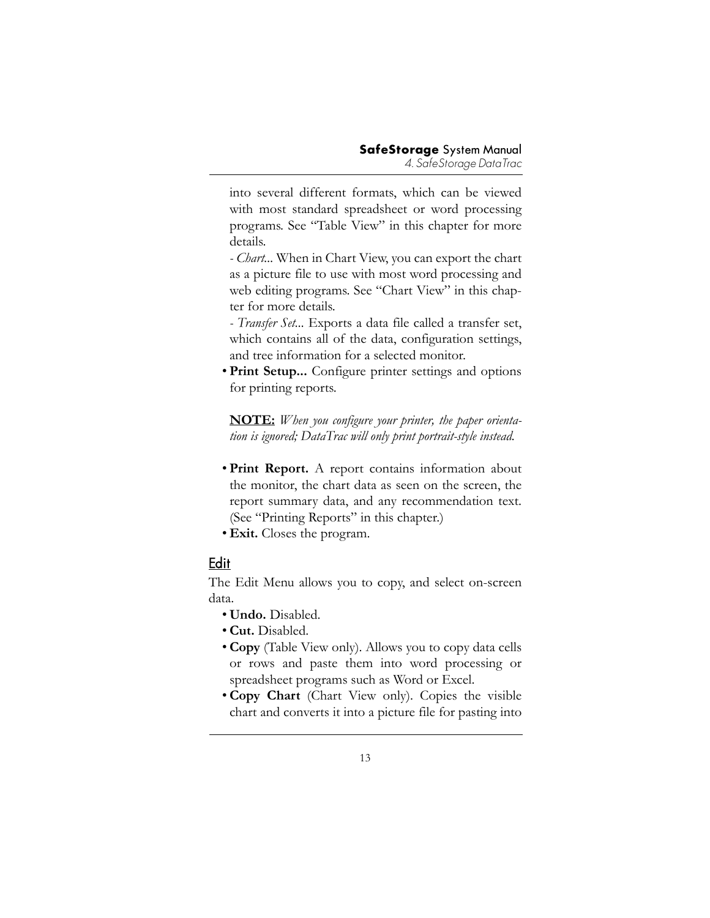into several different formats, which can be viewed with most standard spreadsheet or word processing programs. See "Table View" in this chapter for more details.

- *Chart...* When in Chart View, you can export the chart as a picture file to use with most word processing and web editing programs. See "Chart View" in this chapter for more details.

- *Transfer Set...* Exports a data file called a transfer set, which contains all of the data, configuration settings, and tree information for a selected monitor.

- **Print Setup...** Configure printer settings and options for printing reports.

**NOTE:** *When you configure your printer, the paper orientation is ignored; DataTrac will only print portrait-style instead.*

- **Print Report.** A report contains information about the monitor, the chart data as seen on the screen, the report summary data, and any recommendation text. (See "Printing Reports" in this chapter.)
- **Exit.** Closes the program.

## Edit

The Edit Menu allows you to copy, and select on-screen data.

- **Undo.** Disabled.
- **Cut.** Disabled.
- **Copy** (Table View only). Allows you to copy data cells or rows and paste them into word processing or spreadsheet programs such as Word or Excel.
- **Copy Chart** (Chart View only). Copies the visible chart and converts it into a picture file for pasting into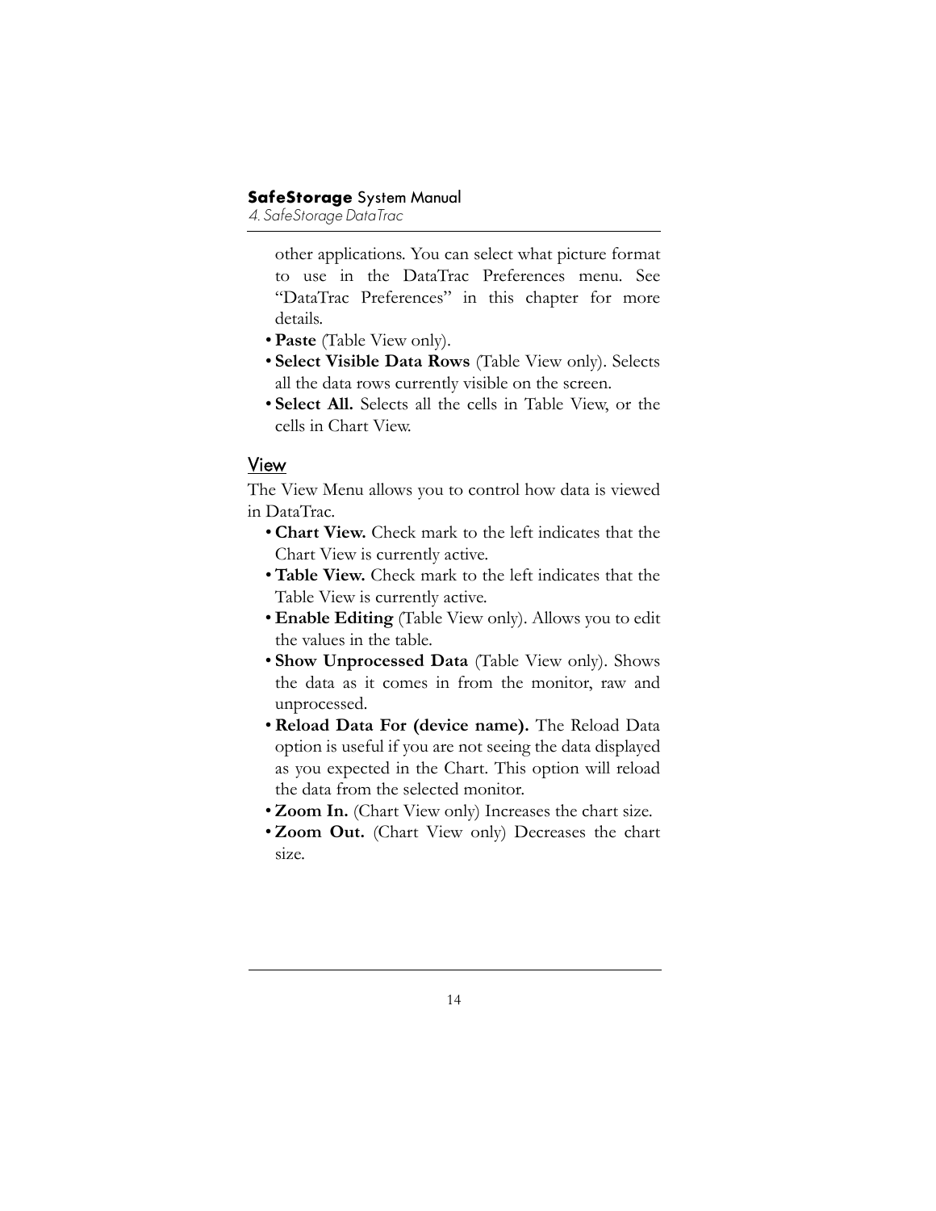other applications. You can select what picture format to use in the DataTrac Preferences menu. See "DataTrac Preferences" in this chapter for more details.

- **Paste** (Table View only).
- **Select Visible Data Rows** (Table View only). Selects all the data rows currently visible on the screen.
- **Select All.** Selects all the cells in Table View, or the cells in Chart View.

## View

The View Menu allows you to control how data is viewed in DataTrac.

- **Chart View.** Check mark to the left indicates that the Chart View is currently active.
- **Table View.** Check mark to the left indicates that the Table View is currently active.
- **Enable Editing** (Table View only). Allows you to edit the values in the table.
- **Show Unprocessed Data** (Table View only). Shows the data as it comes in from the monitor, raw and unprocessed.
- **Reload Data For (device name).** The Reload Data option is useful if you are not seeing the data displayed as you expected in the Chart. This option will reload the data from the selected monitor.
- **Zoom In.** (Chart View only) Increases the chart size.
- **Zoom Out.** (Chart View only) Decreases the chart size.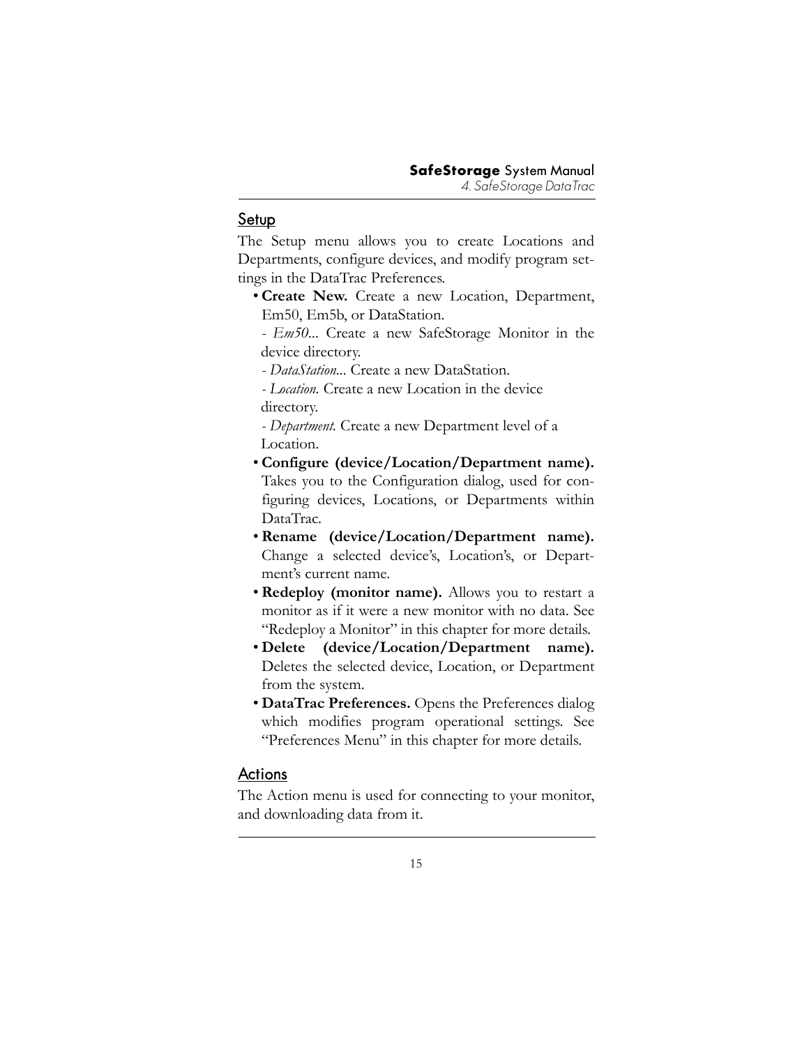## Setup

The Setup menu allows you to create Locations and Departments, configure devices, and modify program settings in the DataTrac Preferences.

- **Create New.** Create a new Location, Department, Em50, Em5b, or DataStation.

  - *Em50...* Create a new SafeStorage Monitor in the device directory.

  - *DataStation...* Create a new DataStation.

  - *Location.* Create a new Location in the device directory.

  - *Department.* Create a new Department level of a Location.
- **Configure (device/Location/Department name).** Takes you to the Configuration dialog, used for configuring devices, Locations, or Departments within DataTrac.
- **Rename (device/Location/Department name).** Change a selected device's, Location's, or Department's current name.
- **Redeploy (monitor name).** Allows you to restart a monitor as if it were a new monitor with no data. See "Redeploy a Monitor" in this chapter for more details.
- **Delete (device/Location/Department name).** Deletes the selected device, Location, or Department from the system.
- **DataTrac Preferences.** Opens the Preferences dialog which modifies program operational settings. See "Preferences Menu" in this chapter for more details.

## Actions

The Action menu is used for connecting to your monitor, and downloading data from it.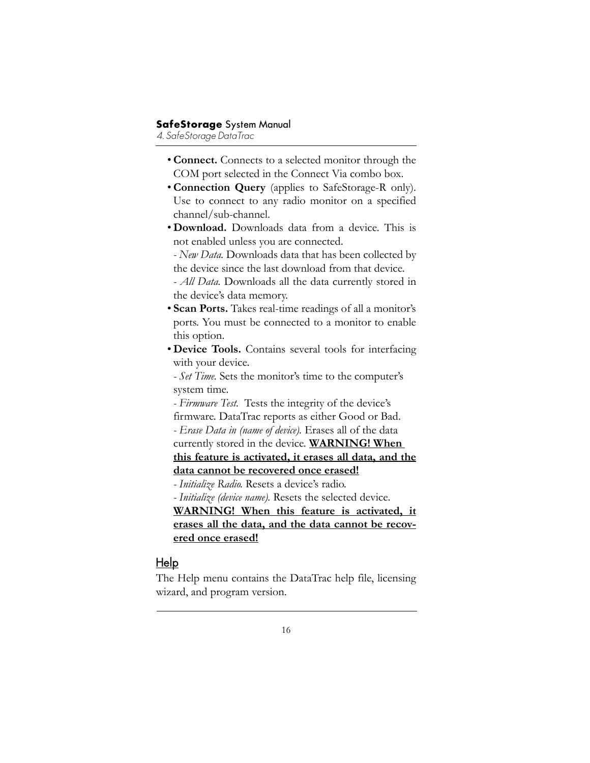- **Connect.** Connects to a selected monitor through the COM port selected in the Connect Via combo box.
- **Connection Query** (applies to SafeStorage-R only). Use to connect to any radio monitor on a specified channel/sub-channel.
- **Download.** Downloads data from a device. This is not enabled unless you are connected.
  - *New Data.* Downloads data that has been collected by the device since the last download from that device.
  - *All Data.* Downloads all the data currently stored in the device's data memory.
- **Scan Ports.** Takes real-time readings of all a monitor's ports. You must be connected to a monitor to enable this option.
- **Device Tools.** Contains several tools for interfacing with your device.
  - *Set Time.* Sets the monitor's time to the computer's system time.
  - *Firmware Test.* Tests the integrity of the device's firmware. DataTrac reports as either Good or Bad.
  - *Erase Data in (name of device).* Erases all of the data currently stored in the device. **WARNING! When this feature is activated, it erases all data, and the data cannot be recovered once erased!**
  - *Initialize Radio.* Resets a device's radio.
  - *Initialize (device name).* Resets the selected device. **WARNING! When this feature is activated, it erases all the data, and the data cannot be recovered once erased!**

## Help

The Help menu contains the DataTrac help file, licensing wizard, and program version.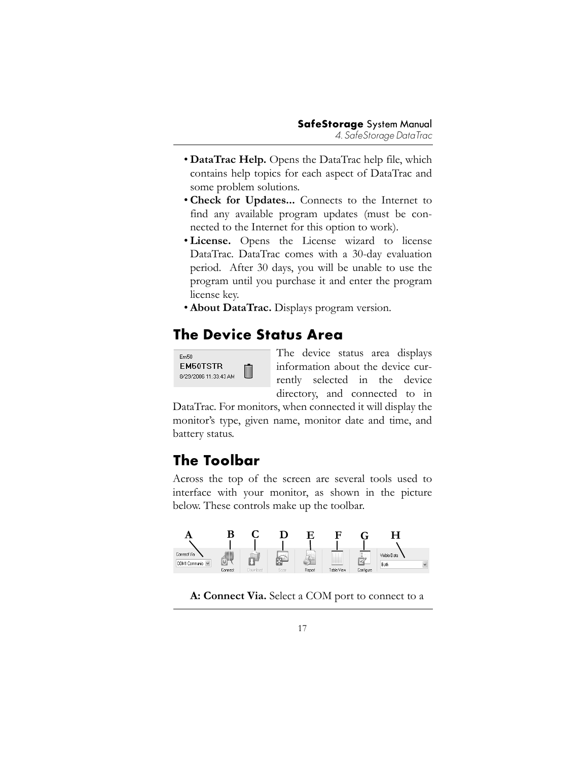- **DataTrac Help.** Opens the DataTrac help file, which contains help topics for each aspect of DataTrac and some problem solutions.
- **Check for Updates...** Connects to the Internet to find any available program updates (must be connected to the Internet for this option to work).
- **License.** Opens the License wizard to license DataTrac. DataTrac comes with a 30-day evaluation period. After 30 days, you will be unable to use the program until you purchase it and enter the program license key.
- **About DataTrac.** Displays program version.

## The Device Status Area

The device status area displays information about the device currently selected in the device directory, and connected to in DataTrac. For monitors, when connected it will display the monitor's type, given name, monitor date and time, and battery status.

## The Toolbar

Across the top of the screen are several tools used to interface with your monitor, as shown in the picture below. These controls make up the toolbar.

**A: Connect Via.** Select a COM port to connect to a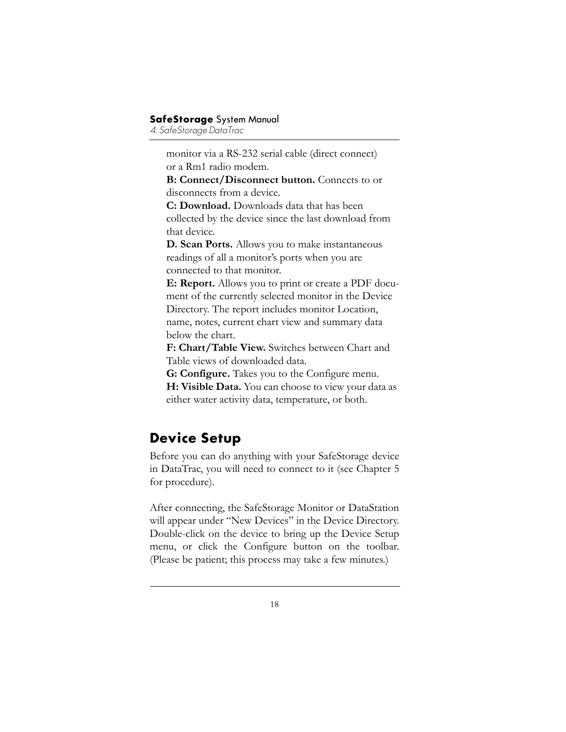monitor via a RS-232 serial cable (direct connect) or a Rm1 radio modem.

**B: Connect/Disconnect button.** Connects to or disconnects from a device.

**C: Download.** Downloads data that has been collected by the device since the last download from that device.

**D. Scan Ports.** Allows you to make instantaneous readings of all a monitor's ports when you are connected to that monitor.

**E: Report.** Allows you to print or create a PDF document of the currently selected monitor in the Device Directory. The report includes monitor Location, name, notes, current chart view and summary data below the chart.

**F: Chart/Table View.** Switches between Chart and Table views of downloaded data.

**G: Configure.** Takes you to the Configure menu.

**H: Visible Data.** You can choose to view your data as either water activity data, temperature, or both.

## Device Setup

Before you can do anything with your SafeStorage device in DataTrac, you will need to connect to it (see Chapter 5 for procedure).

After connecting, the SafeStorage Monitor or DataStation will appear under "New Devices" in the Device Directory. Double-click on the device to bring up the Device Setup menu, or click the Configure button on the toolbar. (Please be patient; this process may take a few minutes.)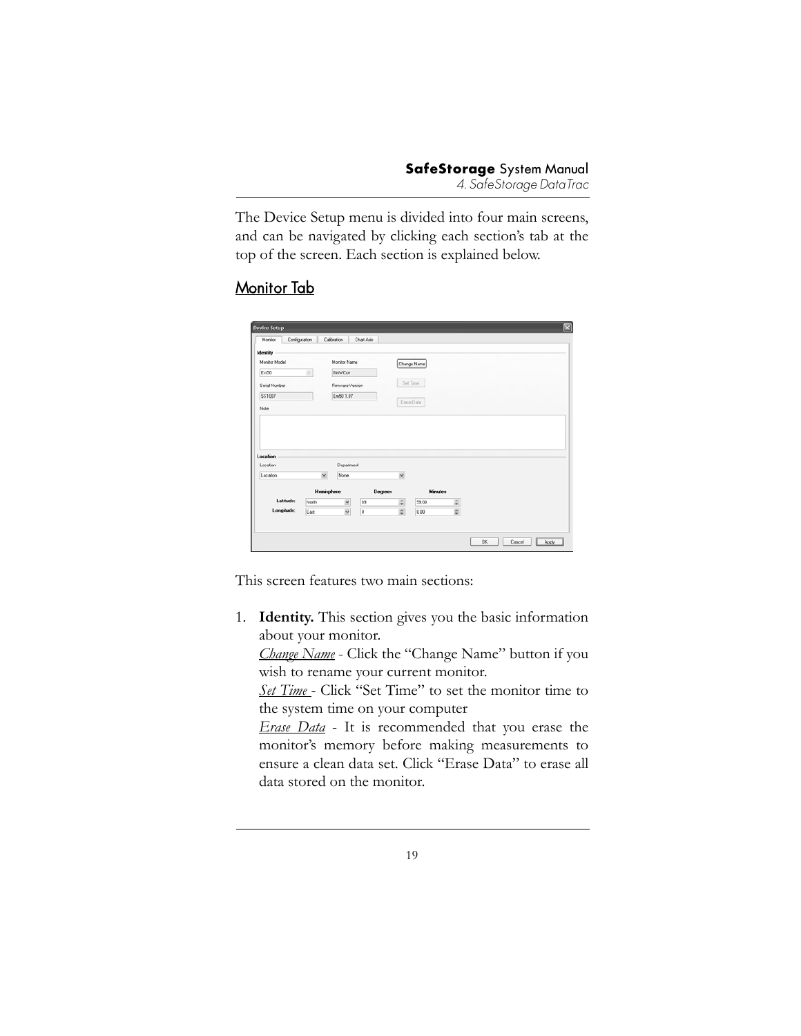The Device Setup menu is divided into four main screens, and can be navigated by clicking each section's tab at the top of the screen. Each section is explained below.

## Monitor Tab

This screen features two main sections:

1. **Identity.** This section gives you the basic information about your monitor.
   *Change Name* - Click the "Change Name" button if you wish to rename your current monitor.
   *Set Time* - Click "Set Time" to set the monitor time to the system time on your computer
   *Erase Data* - It is recommended that you erase the monitor's memory before making measurements to ensure a clean data set. Click "Erase Data" to erase all data stored on the monitor.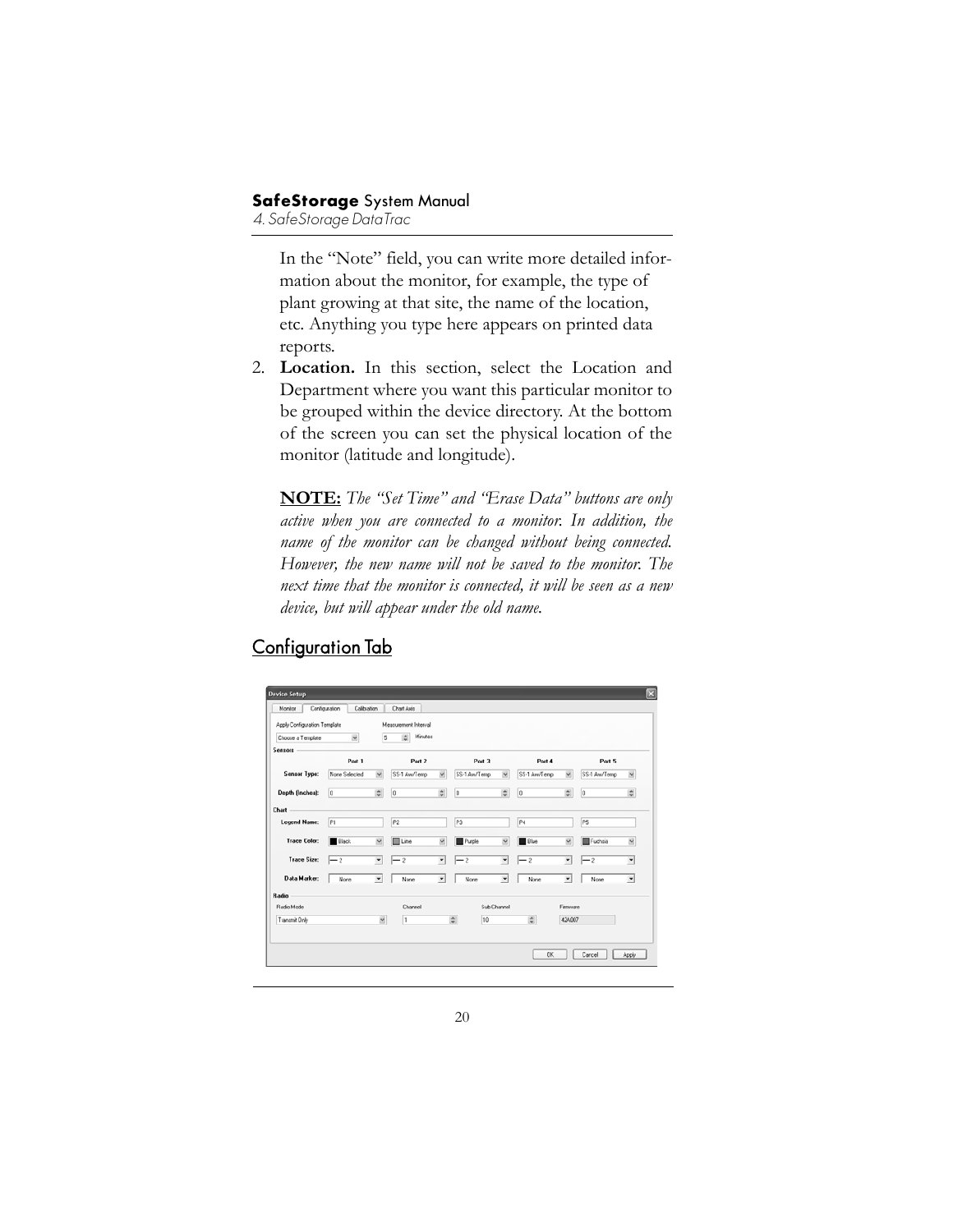In the "Note" field, you can write more detailed information about the monitor, for example, the type of plant growing at that site, the name of the location, etc. Anything you type here appears on printed data reports.

2. **Location.** In this section, select the Location and Department where you want this particular monitor to be grouped within the device directory. At the bottom of the screen you can set the physical location of the monitor (latitude and longitude).

   **NOTE:** *The "Set Time" and "Erase Data" buttons are only active when you are connected to a monitor. In addition, the name of the monitor can be changed without being connected. However, the new name will not be saved to the monitor. The next time that the monitor is connected, it will be seen as a new device, but will appear under the old name.*

## Configuration Tab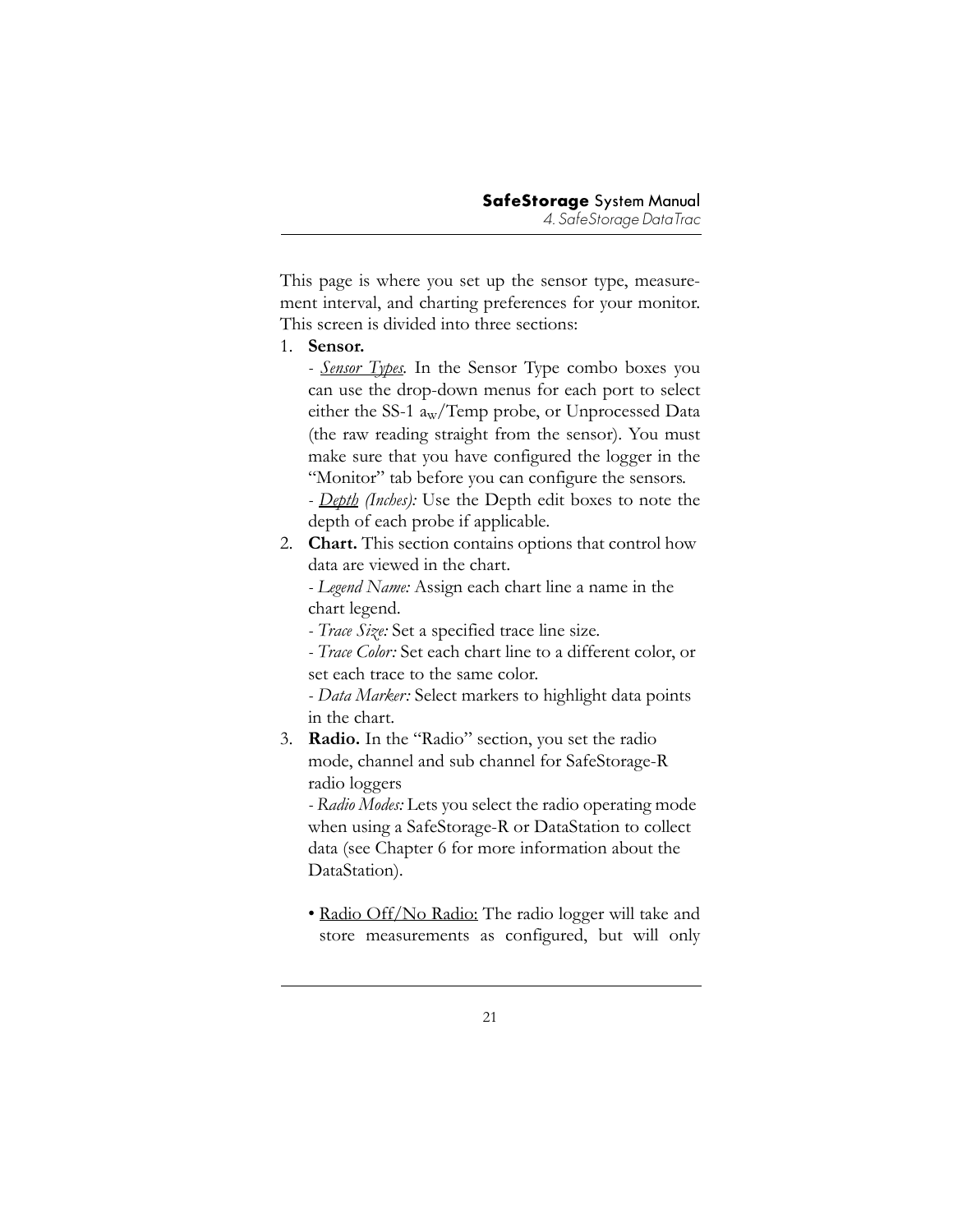This page is where you set up the sensor type, measurement interval, and charting preferences for your monitor. This screen is divided into three sections:

1. **Sensor.**

   - *<u>Sensor Types</u>.* In the Sensor Type combo boxes you can use the drop-down menus for each port to select either the SS-1 $a_w$/Temp probe, or Unprocessed Data (the raw reading straight from the sensor). You must make sure that you have configured the logger in the "Monitor" tab before you can configure the sensors.

   - *<u>Depth</u> (Inches):* Use the Depth edit boxes to note the depth of each probe if applicable.

2. **Chart.** This section contains options that control how data are viewed in the chart.

   - *Legend Name:* Assign each chart line a name in the chart legend.

   - *Trace Size:* Set a specified trace line size.

   - *Trace Color:* Set each chart line to a different color, or set each trace to the same color.

   - *Data Marker:* Select markers to highlight data points in the chart.

3. **Radio.** In the "Radio" section, you set the radio mode, channel and sub channel for SafeStorage-R radio loggers

   - *Radio Modes:* Lets you select the radio operating mode when using a SafeStorage-R or DataStation to collect data (see Chapter 6 for more information about the DataStation).

   • <u>Radio Off/No Radio:</u> The radio logger will take and store measurements as configured, but will only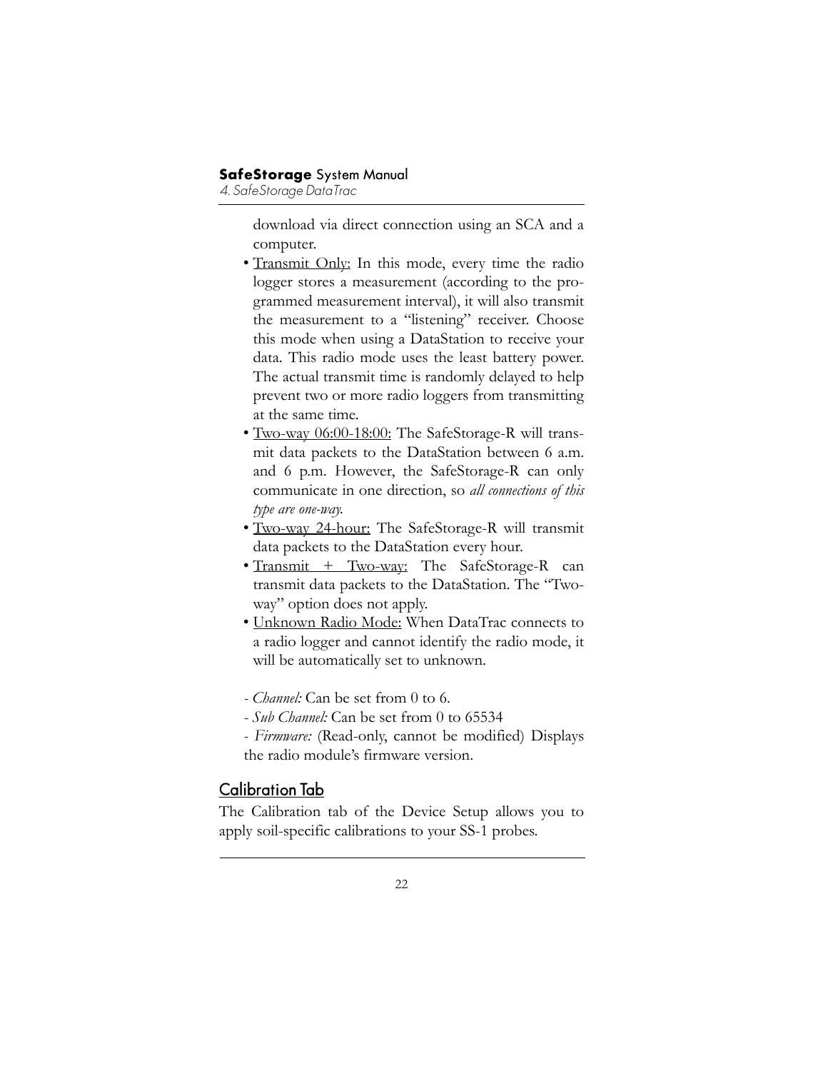download via direct connection using an SCA and a computer.

- Transmit Only: In this mode, every time the radio logger stores a measurement (according to the programmed measurement interval), it will also transmit the measurement to a "listening" receiver. Choose this mode when using a DataStation to receive your data. This radio mode uses the least battery power. The actual transmit time is randomly delayed to help prevent two or more radio loggers from transmitting at the same time.
- Two-way 06:00-18:00: The SafeStorage-R will transmit data packets to the DataStation between 6 a.m. and 6 p.m. However, the SafeStorage-R can only communicate in one direction, so *all connections of this type are one-way.*
- Two-way 24-hour: The SafeStorage-R will transmit data packets to the DataStation every hour.
- Transmit + Two-way: The SafeStorage-R can transmit data packets to the DataStation. The "Two-way" option does not apply.
- Unknown Radio Mode: When DataTrac connects to a radio logger and cannot identify the radio mode, it will be automatically set to unknown.

\- *Channel:* Can be set from 0 to 6.

\- *Sub Channel:* Can be set from 0 to 65534

\- *Firmware:* (Read-only, cannot be modified) Displays the radio module's firmware version.

## Calibration Tab

The Calibration tab of the Device Setup allows you to apply soil-specific calibrations to your SS-1 probes.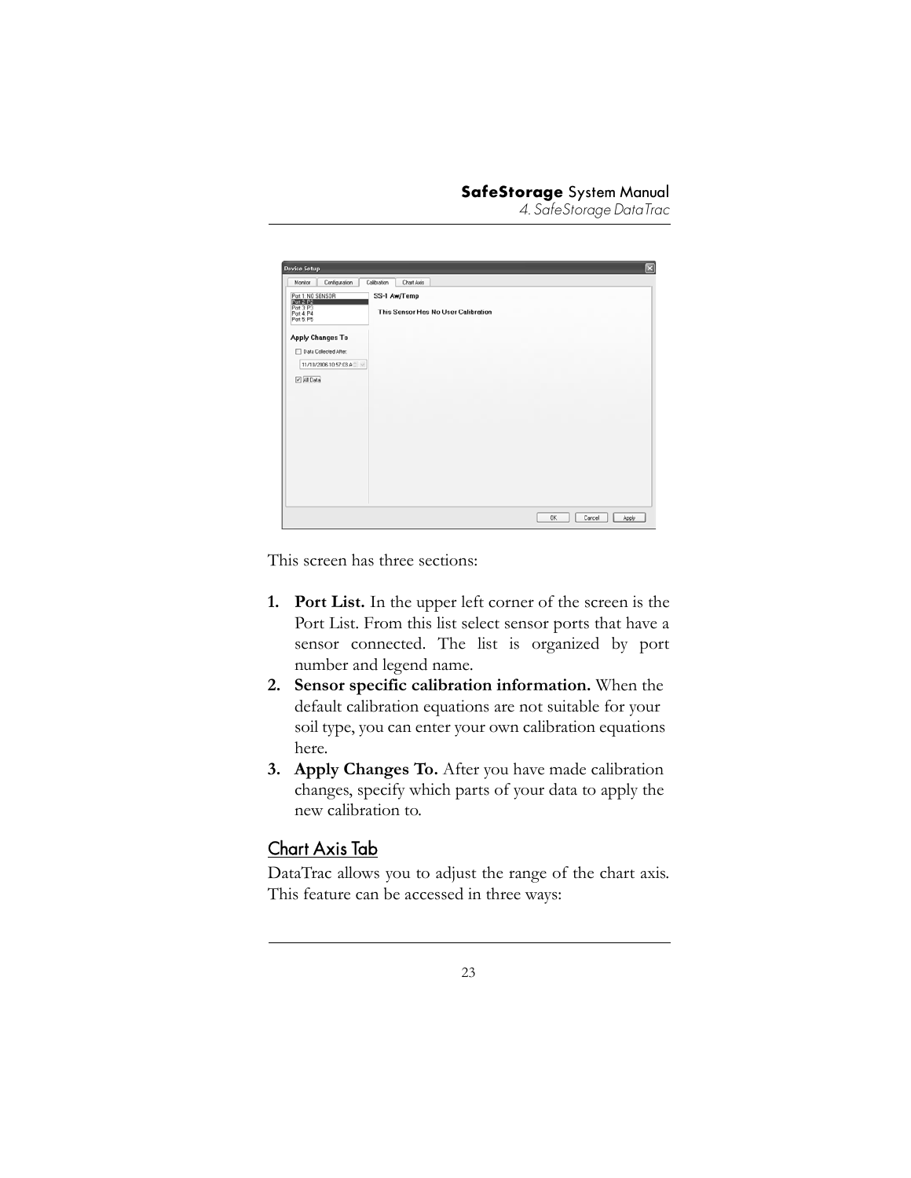This screen has three sections:

1. **Port List.** In the upper left corner of the screen is the Port List. From this list select sensor ports that have a sensor connected. The list is organized by port number and legend name.
2. **Sensor specific calibration information.** When the default calibration equations are not suitable for your soil type, you can enter your own calibration equations here.
3. **Apply Changes To.** After you have made calibration changes, specify which parts of your data to apply the new calibration to.

## Chart Axis Tab

DataTrac allows you to adjust the range of the chart axis. This feature can be accessed in three ways: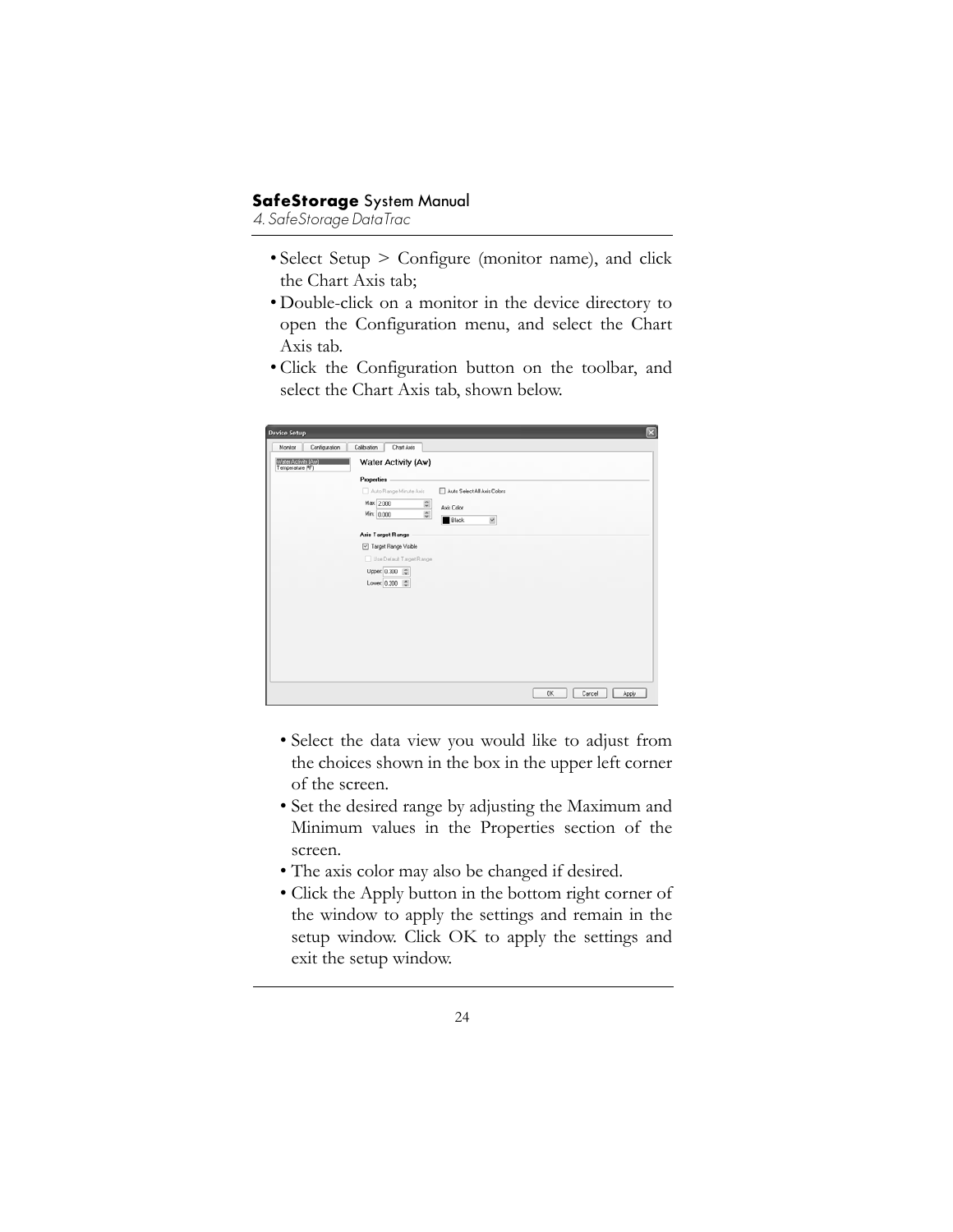- Select Setup > Configure (monitor name), and click the Chart Axis tab;
- Double-click on a monitor in the device directory to open the Configuration menu, and select the Chart Axis tab.
- Click the Configuration button on the toolbar, and select the Chart Axis tab, shown below.

- Select the data view you would like to adjust from the choices shown in the box in the upper left corner of the screen.
- Set the desired range by adjusting the Maximum and Minimum values in the Properties section of the screen.
- The axis color may also be changed if desired.
- Click the Apply button in the bottom right corner of the window to apply the settings and remain in the setup window. Click OK to apply the settings and exit the setup window.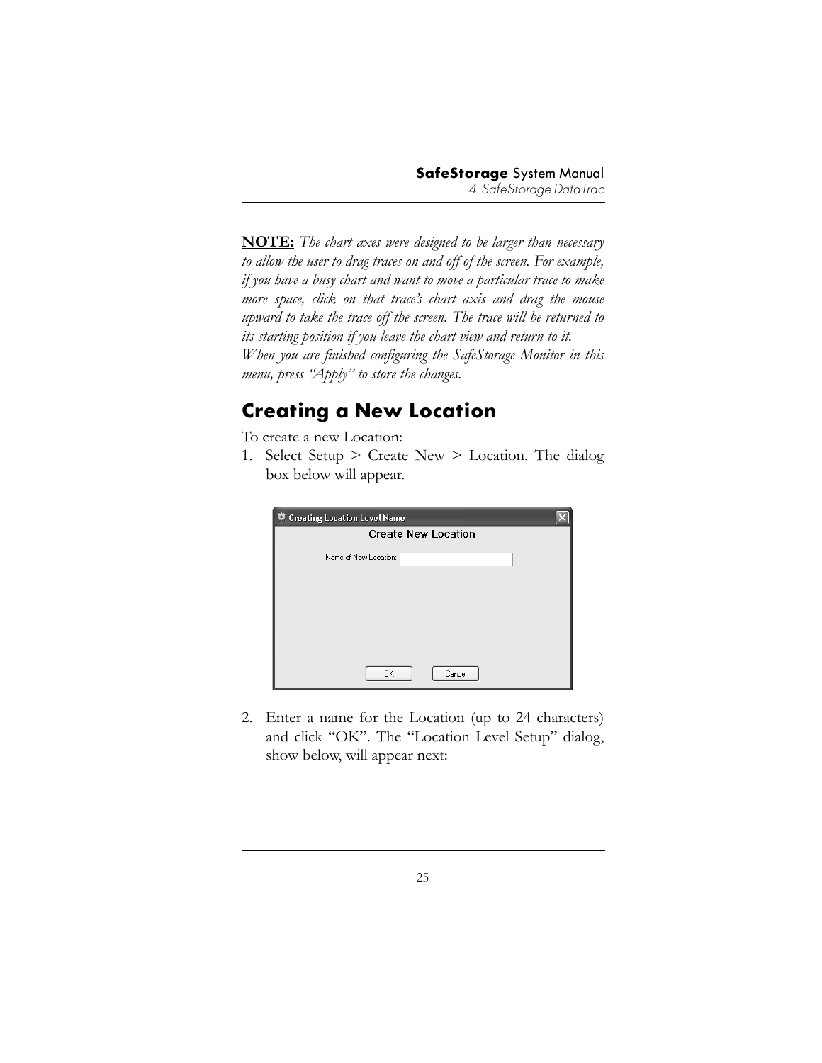**NOTE:** *The chart axes were designed to be larger than necessary to allow the user to drag traces on and off of the screen. For example, if you have a busy chart and want to move a particular trace to make more space, click on that trace's chart axis and drag the mouse upward to take the trace off the screen. The trace will be returned to its starting position if you leave the chart view and return to it.*
*When you are finished configuring the SafeStorage Monitor in this menu, press "Apply" to store the changes.*

## Creating a New Location

To create a new Location:

1. Select Setup > Create New > Location. The dialog box below will appear.

2. Enter a name for the Location (up to 24 characters) and click "OK". The "Location Level Setup" dialog, show below, will appear next: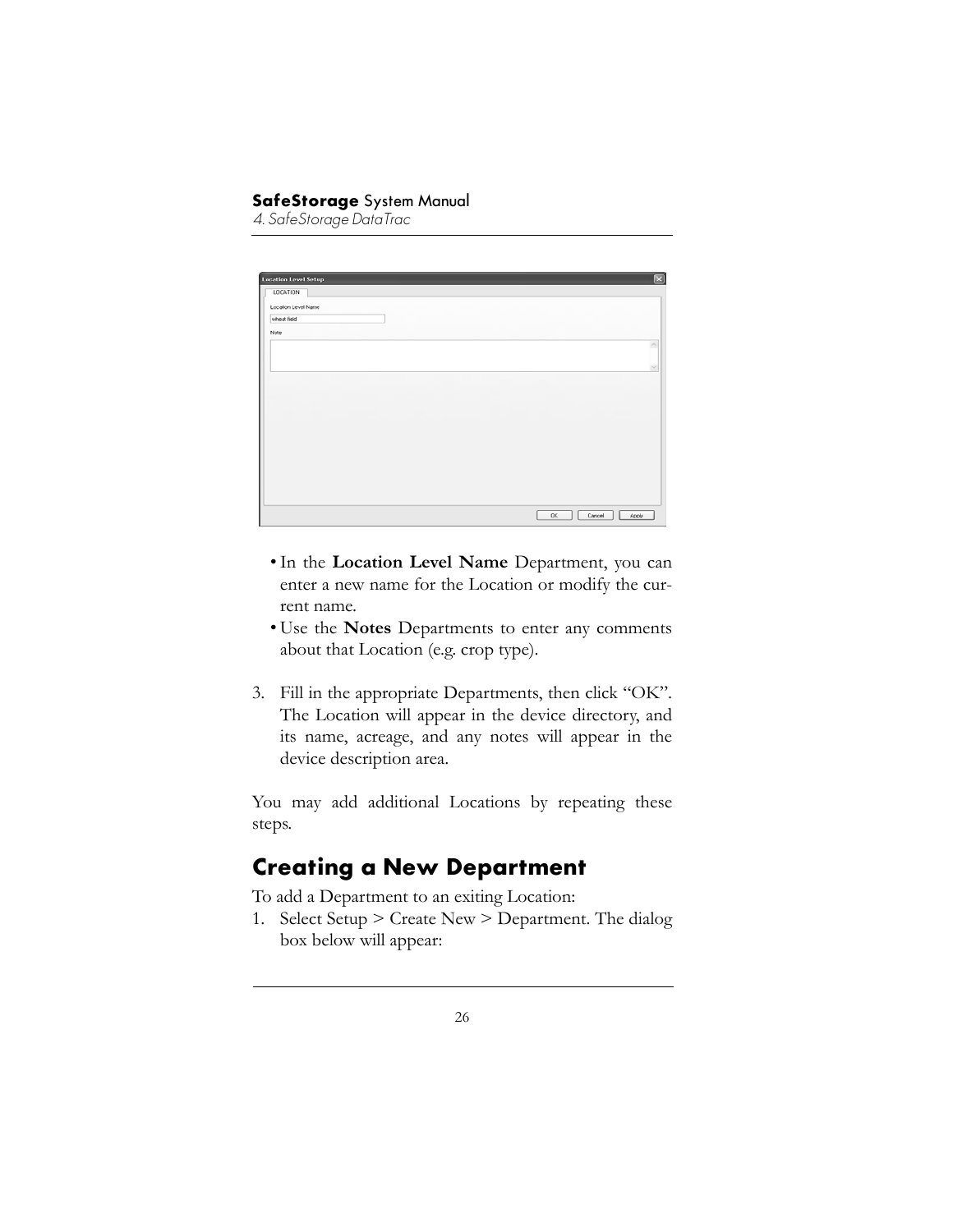- In the **Location Level Name** Department, you can enter a new name for the Location or modify the current name.
- Use the **Notes** Departments to enter any comments about that Location (e.g. crop type).

3. Fill in the appropriate Departments, then click “OK”. The Location will appear in the device directory, and its name, acreage, and any notes will appear in the device description area.

You may add additional Locations by repeating these steps.

## Creating a New Department

To add a Department to an exiting Location:

1. Select Setup > Create New > Department. The dialog box below will appear: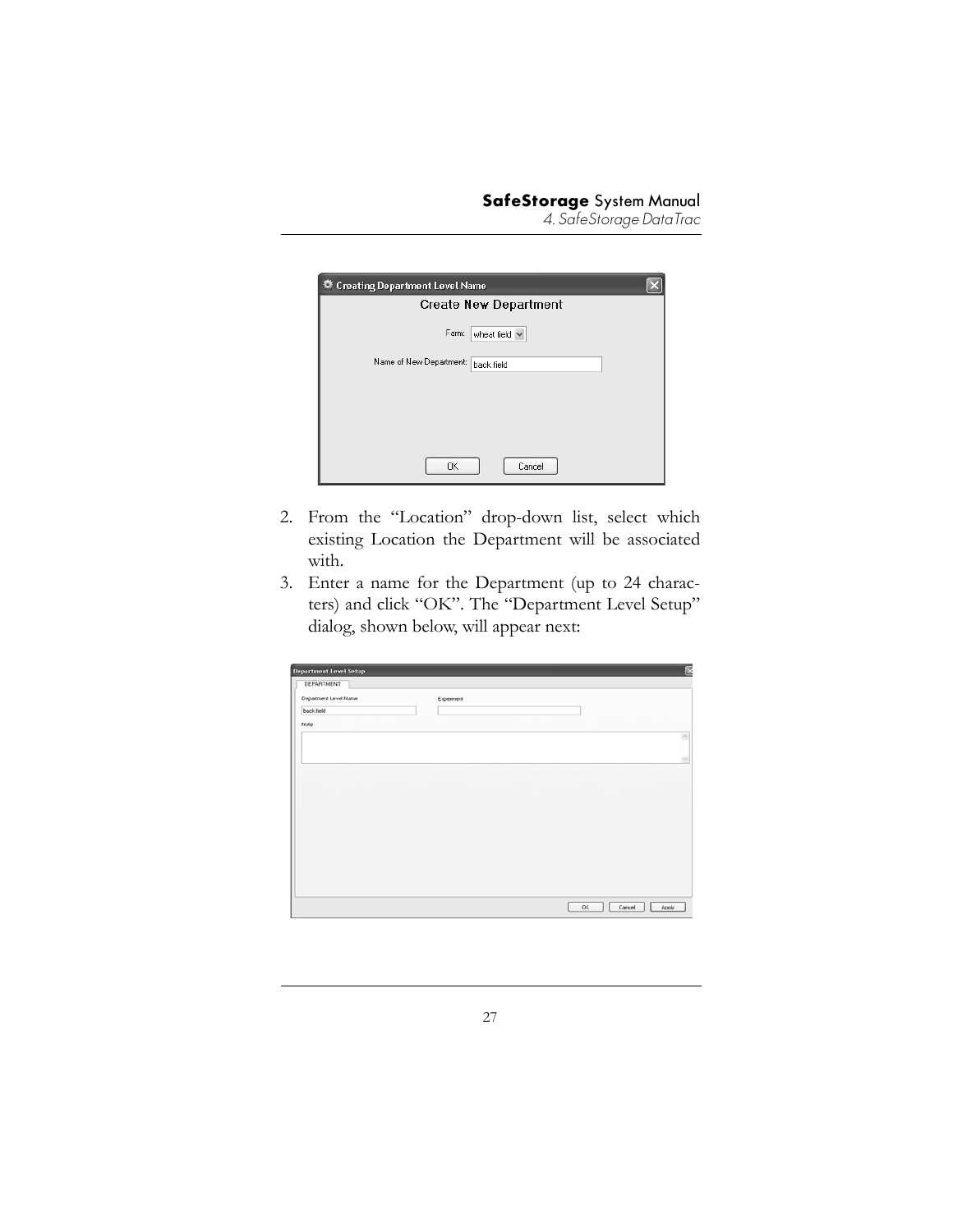2. From the “Location” drop-down list, select which existing Location the Department will be associated with.
3. Enter a name for the Department (up to 24 characters) and click “OK”. The “Department Level Setup” dialog, shown below, will appear next: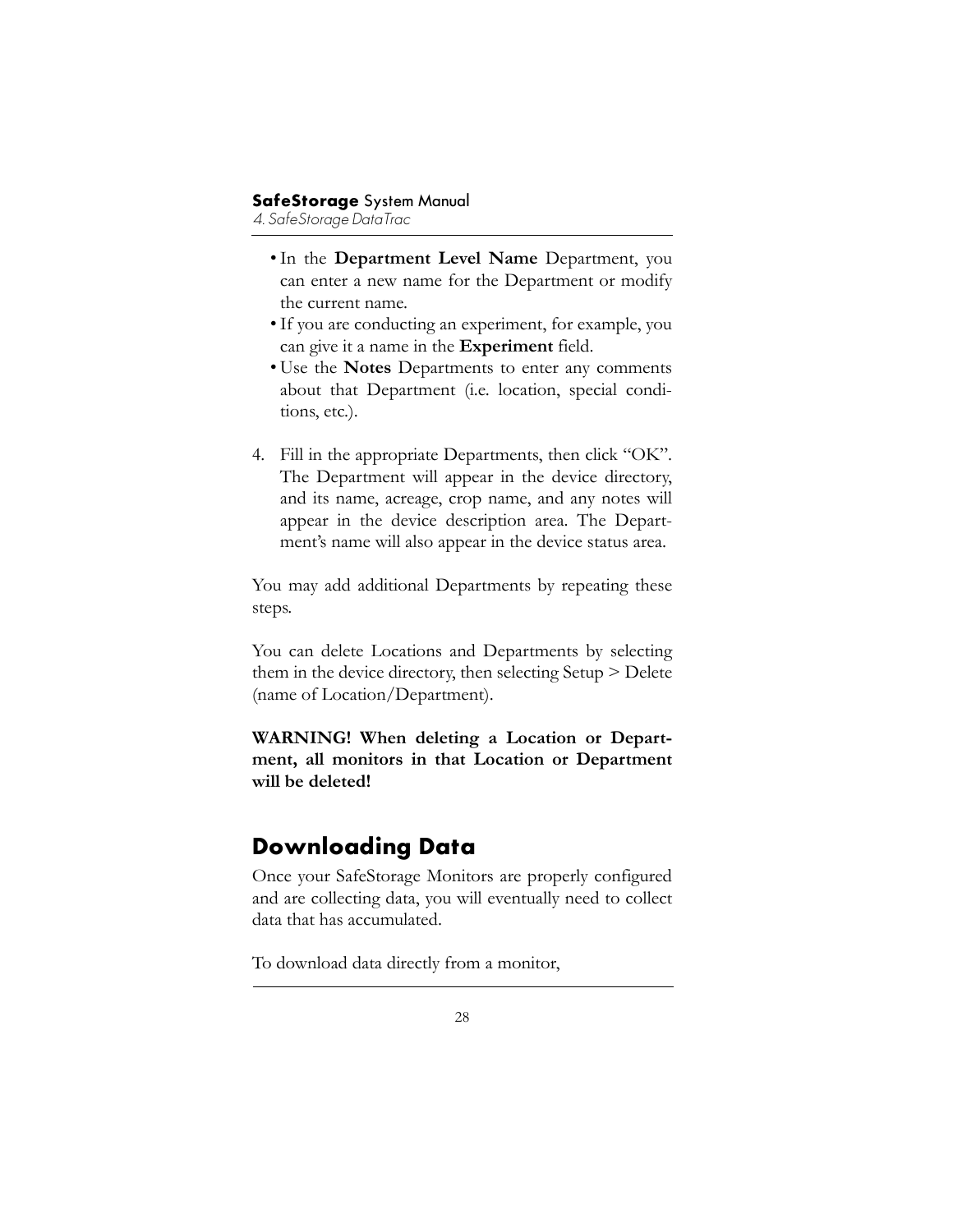- In the **Department Level Name** Department, you can enter a new name for the Department or modify the current name.
- If you are conducting an experiment, for example, you can give it a name in the **Experiment** field.
- Use the **Notes** Departments to enter any comments about that Department (i.e. location, special conditions, etc.).

4. Fill in the appropriate Departments, then click "OK". The Department will appear in the device directory, and its name, acreage, crop name, and any notes will appear in the device description area. The Department's name will also appear in the device status area.

You may add additional Departments by repeating these steps.

You can delete Locations and Departments by selecting them in the device directory, then selecting Setup > Delete (name of Location/Department).

**WARNING! When deleting a Location or Department, all monitors in that Location or Department will be deleted!**

## Downloading Data

Once your SafeStorage Monitors are properly configured and are collecting data, you will eventually need to collect data that has accumulated.

To download data directly from a monitor,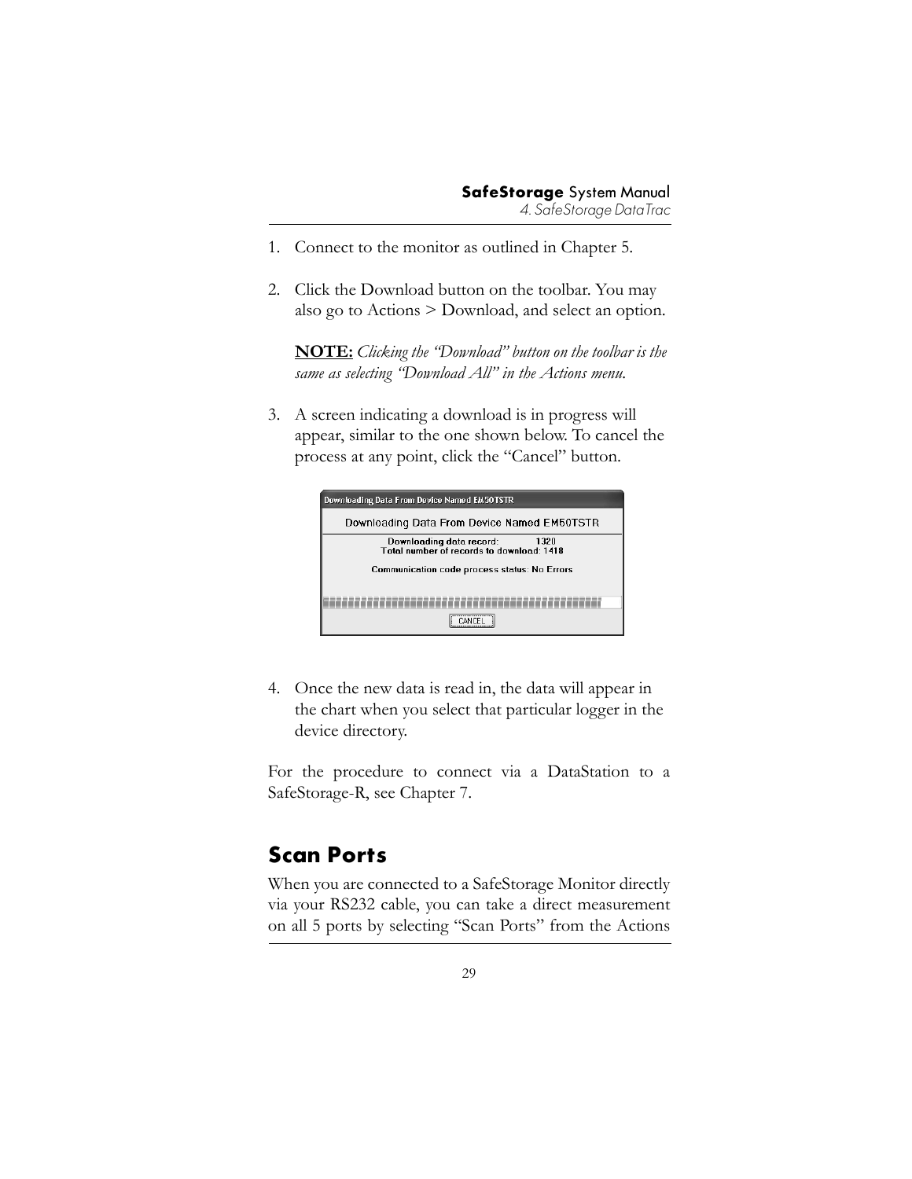1. Connect to the monitor as outlined in Chapter 5.

2. Click the Download button on the toolbar. You may also go to Actions > Download, and select an option.

   **NOTE:** *Clicking the "Download" button on the toolbar is the same as selecting "Download All" in the Actions menu.*

3. A screen indicating a download is in progress will appear, similar to the one shown below. To cancel the process at any point, click the "Cancel" button.

4. Once the new data is read in, the data will appear in the chart when you select that particular logger in the device directory.

For the procedure to connect via a DataStation to a SafeStorage-R, see Chapter 7.

## Scan Ports

When you are connected to a SafeStorage Monitor directly via your RS232 cable, you can take a direct measurement on all 5 ports by selecting "Scan Ports" from the Actions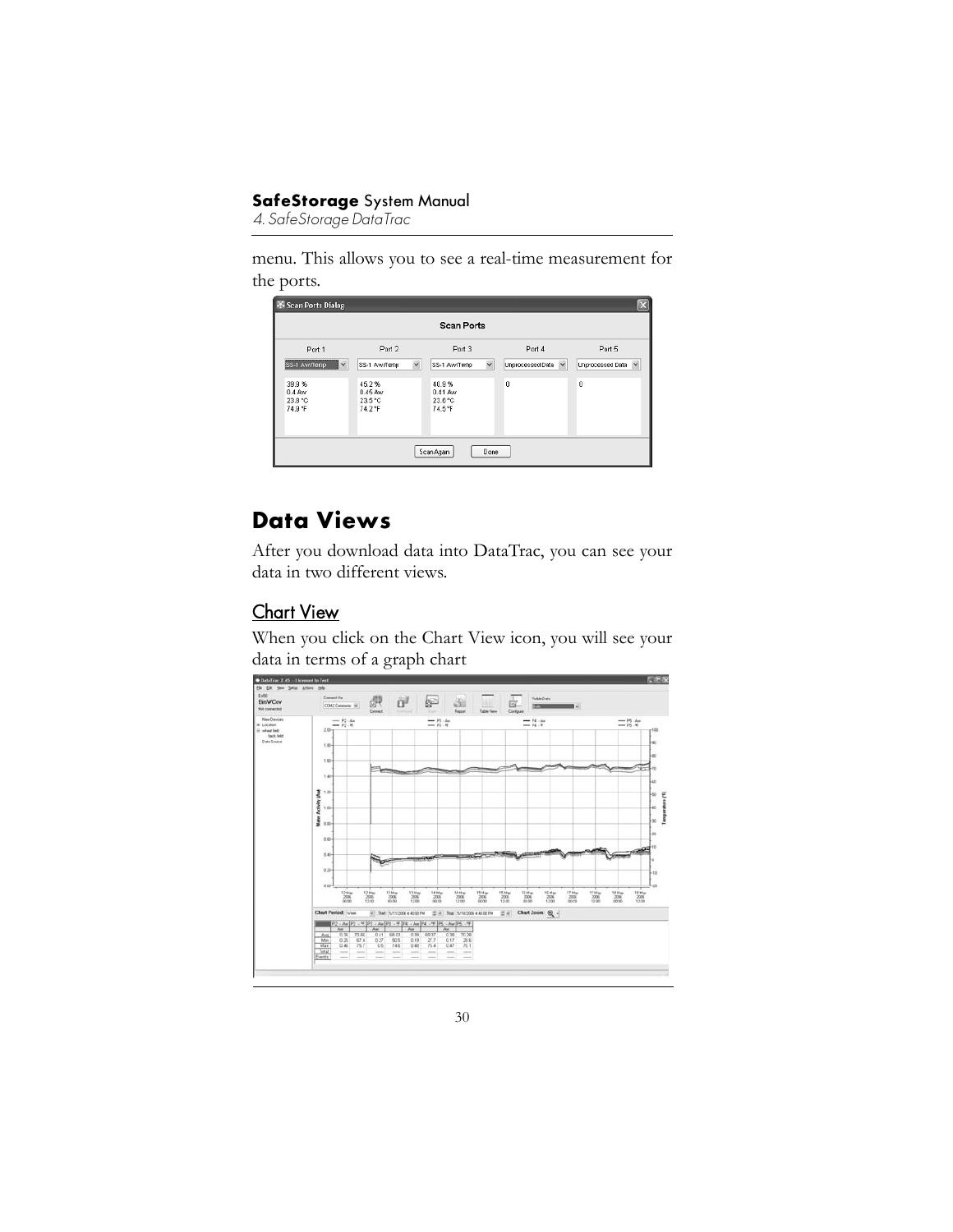menu. This allows you to see a real-time measurement for the ports.

## Data Views

After you download data into DataTrac, you can see your data in two different views.

### Chart View

When you click on the Chart View icon, you will see your data in terms of a graph chart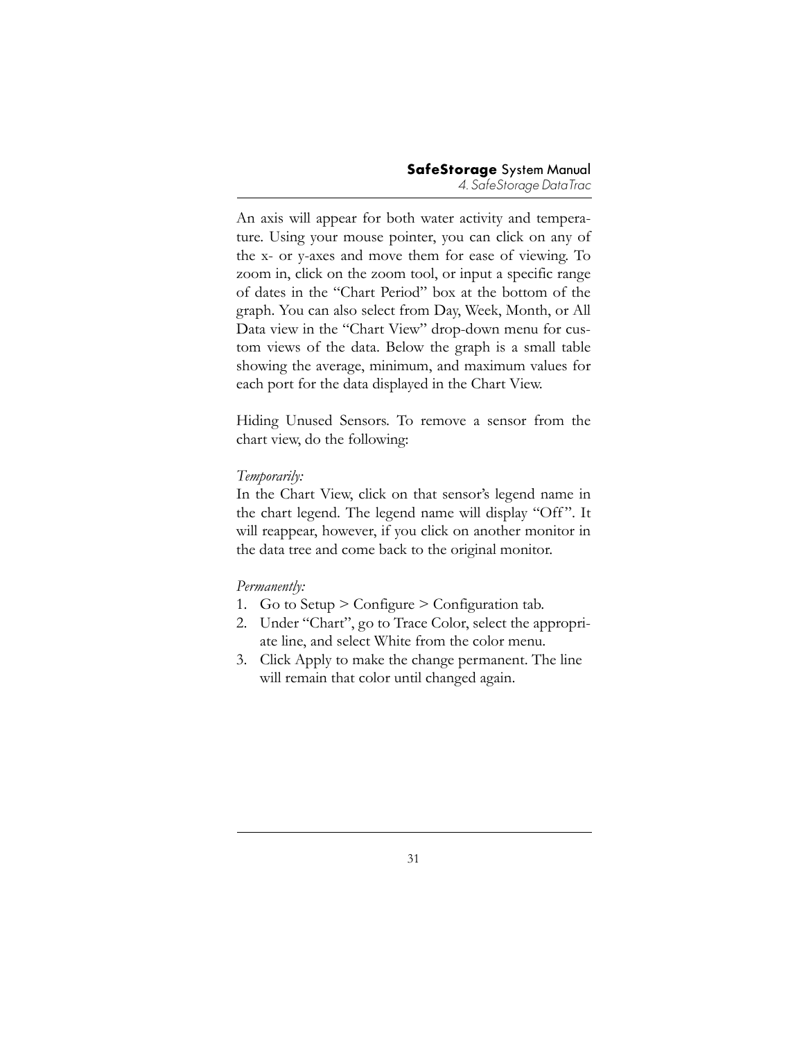An axis will appear for both water activity and temperature. Using your mouse pointer, you can click on any of the x- or y-axes and move them for ease of viewing. To zoom in, click on the zoom tool, or input a specific range of dates in the "Chart Period" box at the bottom of the graph. You can also select from Day, Week, Month, or All Data view in the "Chart View" drop-down menu for custom views of the data. Below the graph is a small table showing the average, minimum, and maximum values for each port for the data displayed in the Chart View.

Hiding Unused Sensors. To remove a sensor from the chart view, do the following:

*Temporarily:*

In the Chart View, click on that sensor's legend name in the chart legend. The legend name will display "Off". It will reappear, however, if you click on another monitor in the data tree and come back to the original monitor.

*Permanently:*

1. Go to Setup > Configure > Configuration tab.
2. Under "Chart", go to Trace Color, select the appropriate line, and select White from the color menu.
3. Click Apply to make the change permanent. The line will remain that color until changed again.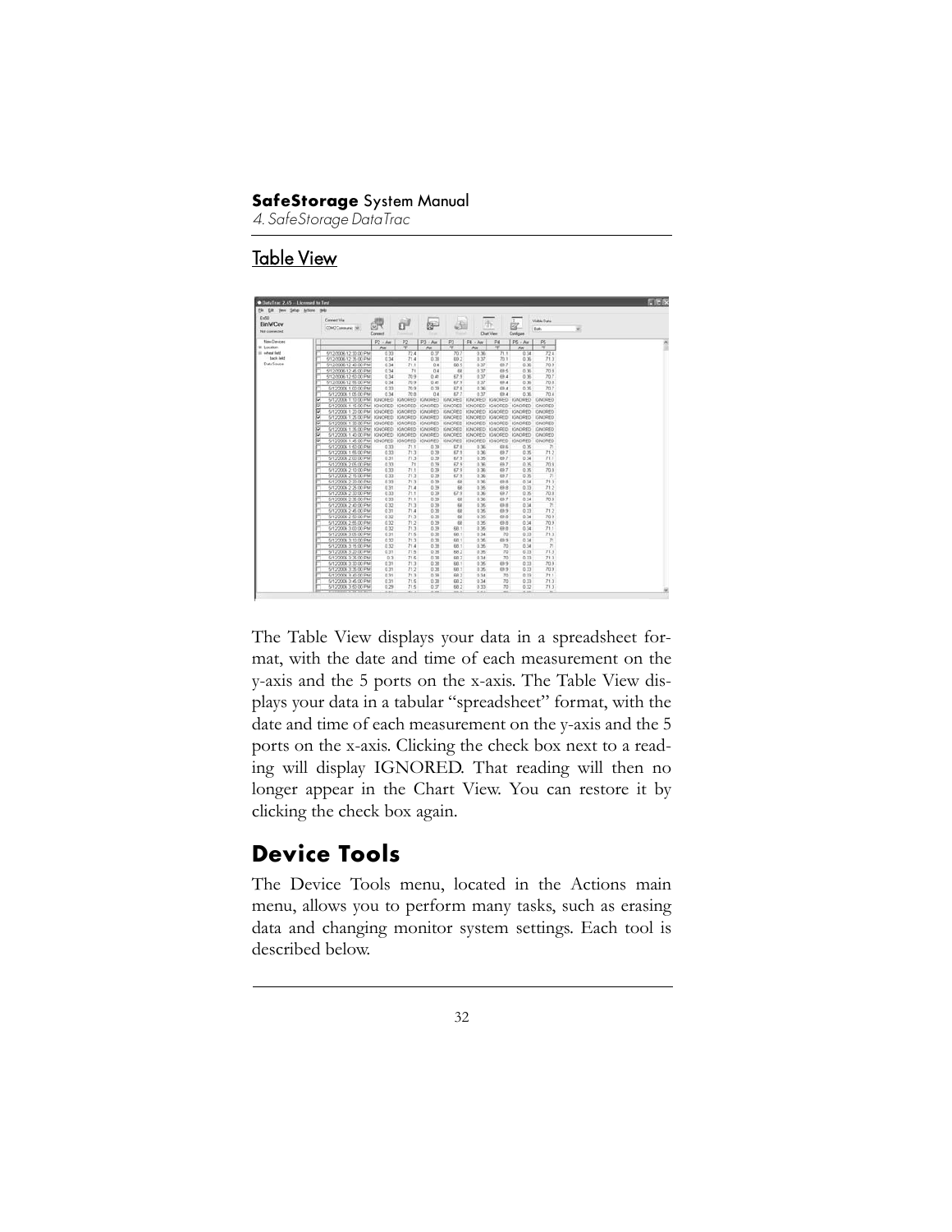## Table View

The Table View displays your data in a spreadsheet format, with the date and time of each measurement on the y-axis and the 5 ports on the x-axis. The Table View displays your data in a tabular "spreadsheet" format, with the date and time of each measurement on the y-axis and the 5 ports on the x-axis. Clicking the check box next to a reading will display IGNORED. That reading will then no longer appear in the Chart View. You can restore it by clicking the check box again.

# Device Tools

The Device Tools menu, located in the Actions main menu, allows you to perform many tasks, such as erasing data and changing monitor system settings. Each tool is described below.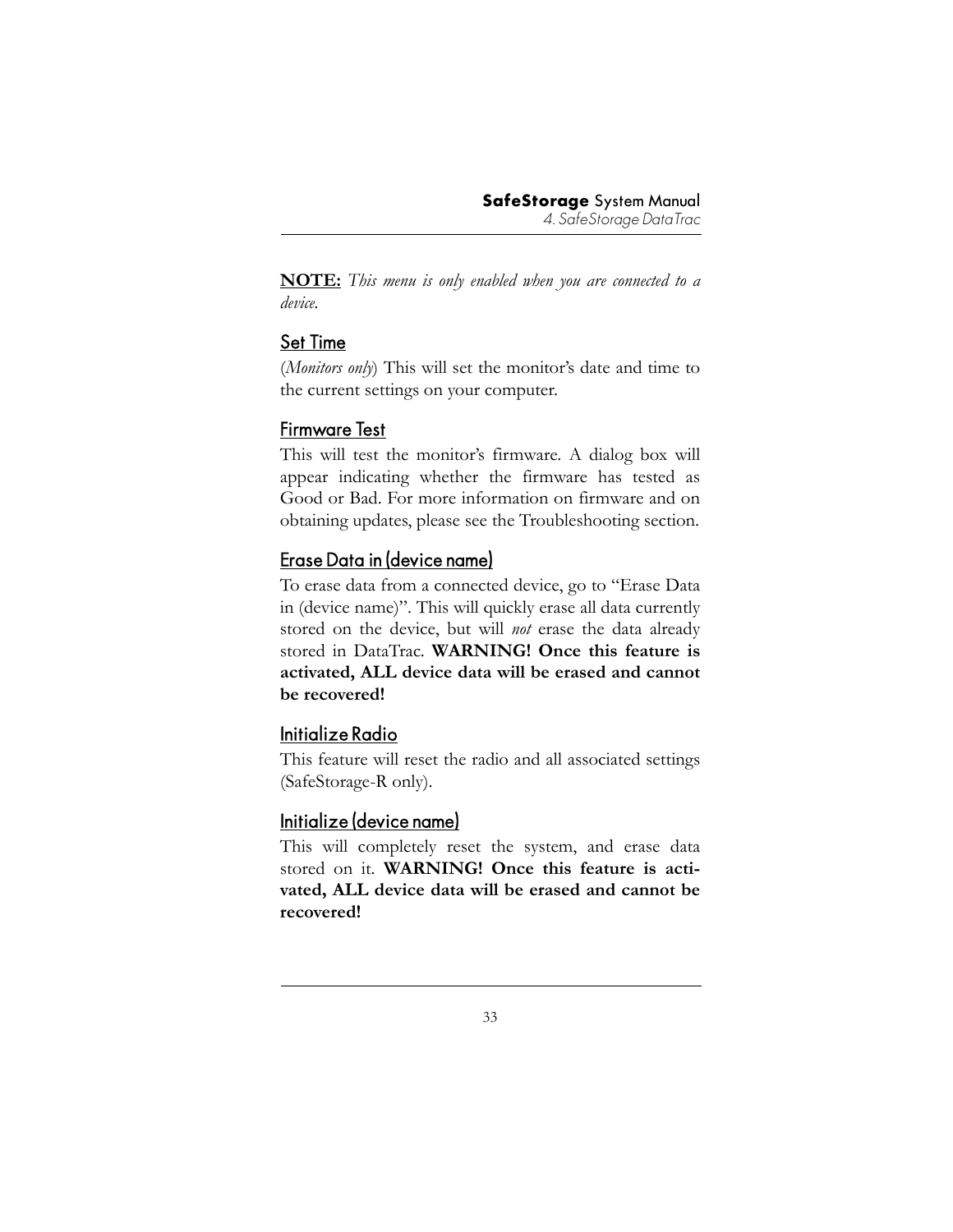**NOTE:** *This menu is only enabled when you are connected to a device.*

## Set Time

(*Monitors only*) This will set the monitor's date and time to the current settings on your computer.

## Firmware Test

This will test the monitor's firmware. A dialog box will appear indicating whether the firmware has tested as Good or Bad. For more information on firmware and on obtaining updates, please see the Troubleshooting section.

## Erase Data in (device name)

To erase data from a connected device, go to "Erase Data in (device name)". This will quickly erase all data currently stored on the device, but will *not* erase the data already stored in DataTrac. **WARNING! Once this feature is activated, ALL device data will be erased and cannot be recovered!**

## Initialize Radio

This feature will reset the radio and all associated settings (SafeStorage-R only).

## Initialize (device name)

This will completely reset the system, and erase data stored on it. **WARNING! Once this feature is activated, ALL device data will be erased and cannot be recovered!**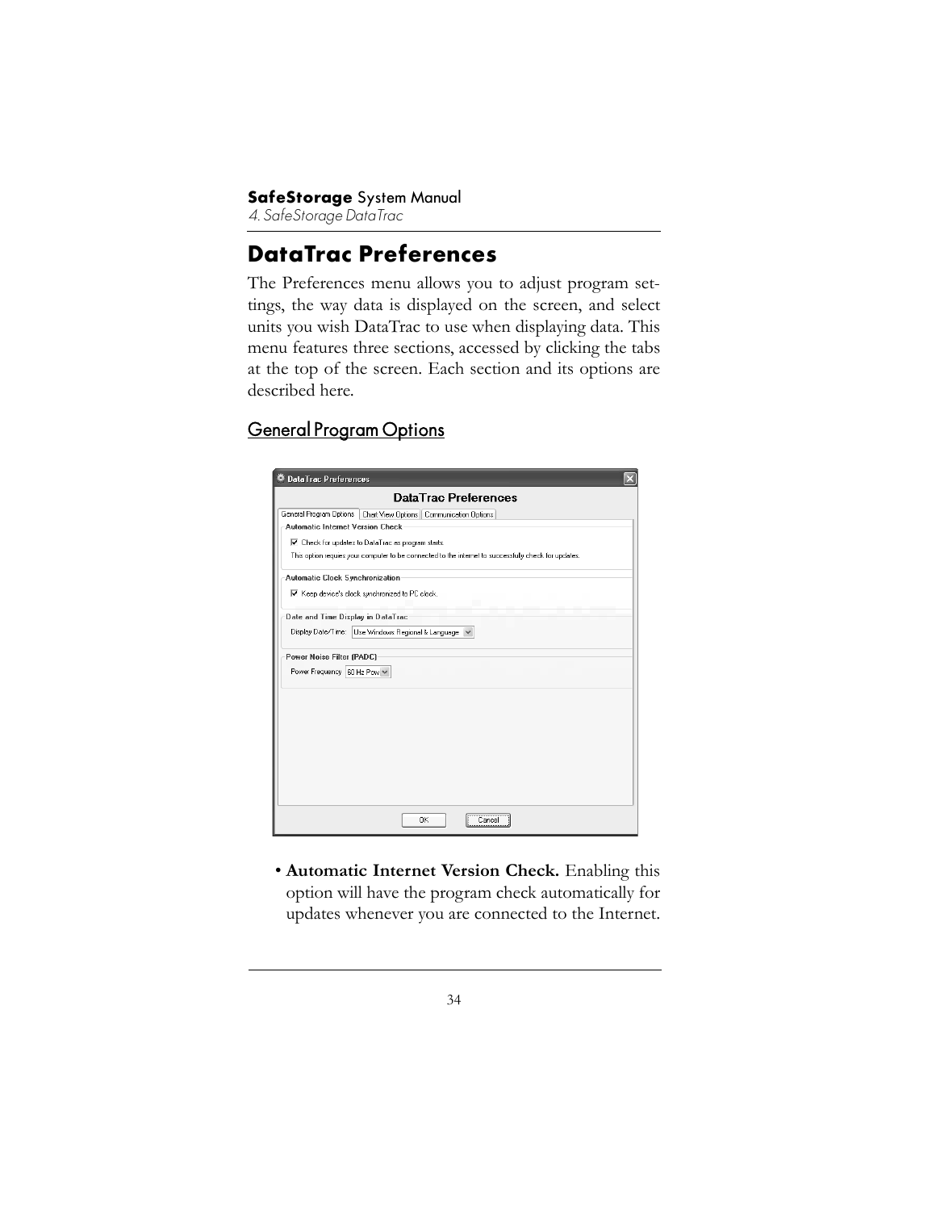# DataTrac Preferences

The Preferences menu allows you to adjust program settings, the way data is displayed on the screen, and select units you wish DataTrac to use when displaying data. This menu features three sections, accessed by clicking the tabs at the top of the screen. Each section and its options are described here.

## General Program Options

- **Automatic Internet Version Check.** Enabling this option will have the program check automatically for updates whenever you are connected to the Internet.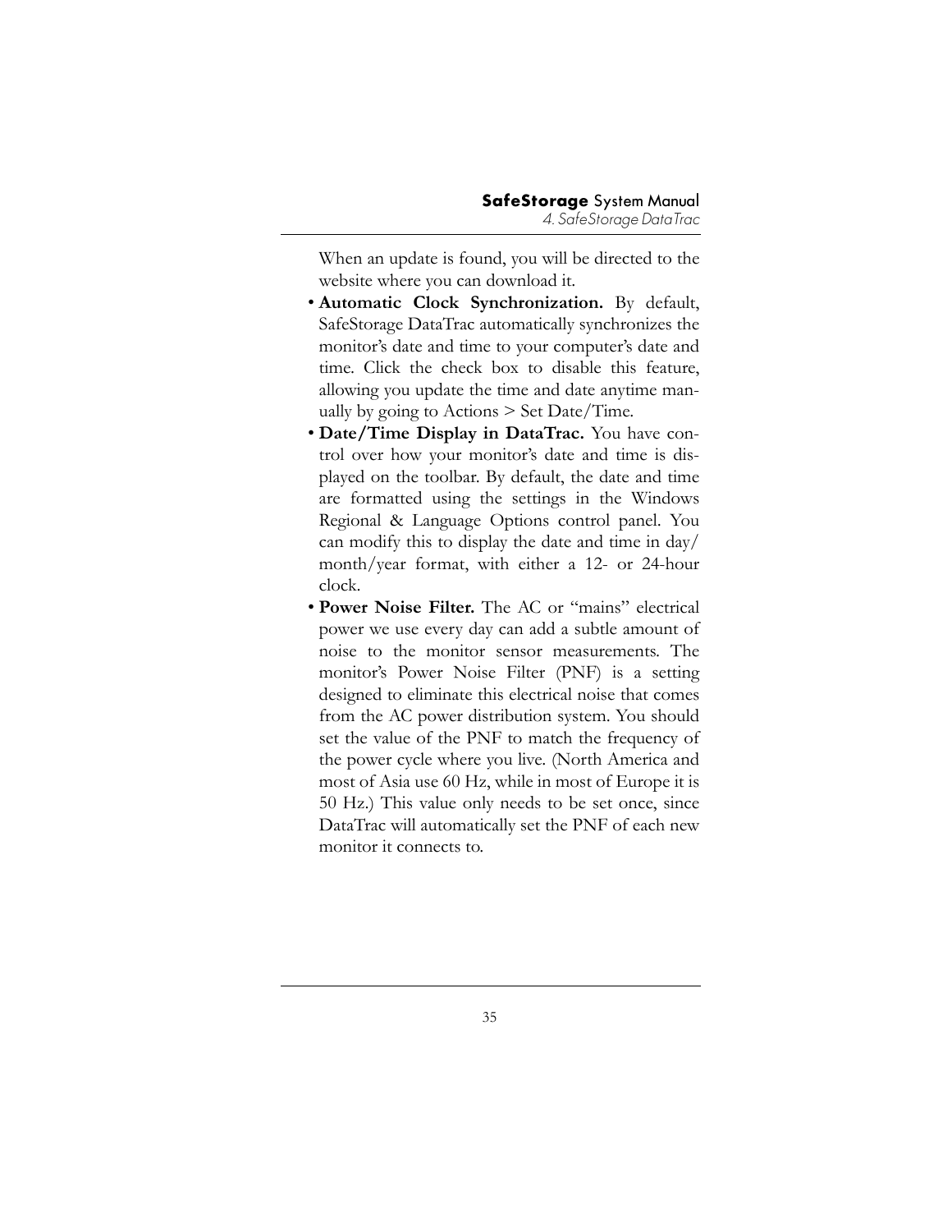When an update is found, you will be directed to the website where you can download it.

- **Automatic Clock Synchronization.** By default, SafeStorage DataTrac automatically synchronizes the monitor's date and time to your computer's date and time. Click the check box to disable this feature, allowing you update the time and date anytime manually by going to Actions > Set Date/Time.
- **Date/Time Display in DataTrac.** You have control over how your monitor's date and time is displayed on the toolbar. By default, the date and time are formatted using the settings in the Windows Regional & Language Options control panel. You can modify this to display the date and time in day/month/year format, with either a 12- or 24-hour clock.
- **Power Noise Filter.** The AC or "mains" electrical power we use every day can add a subtle amount of noise to the monitor sensor measurements. The monitor's Power Noise Filter (PNF) is a setting designed to eliminate this electrical noise that comes from the AC power distribution system. You should set the value of the PNF to match the frequency of the power cycle where you live. (North America and most of Asia use 60 Hz, while in most of Europe it is 50 Hz.) This value only needs to be set once, since DataTrac will automatically set the PNF of each new monitor it connects to.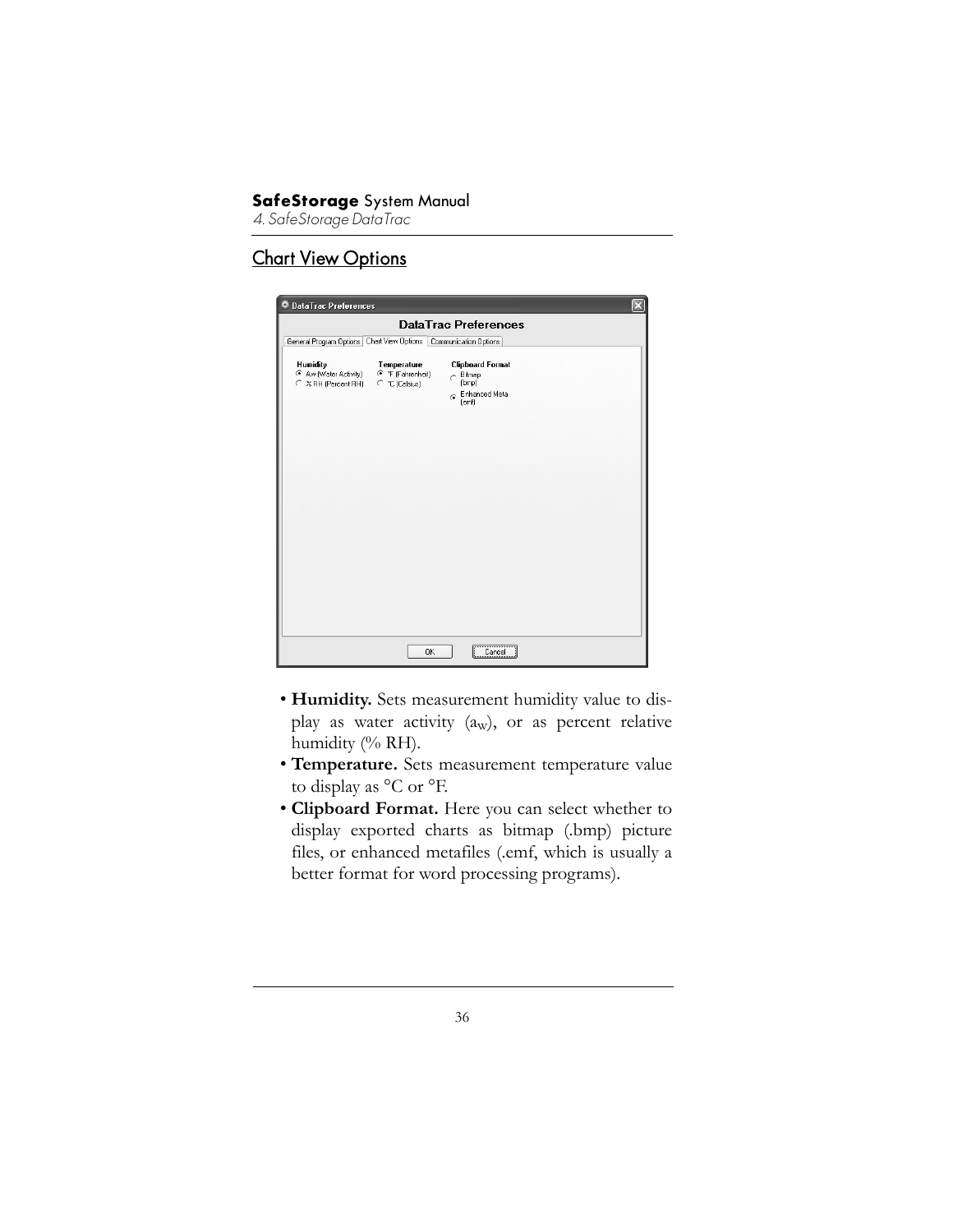## Chart View Options

- **Humidity.** Sets measurement humidity value to display as water activity ($a_W$), or as percent relative humidity (% RH).
- **Temperature.** Sets measurement temperature value to display as °C or °F.
- **Clipboard Format.** Here you can select whether to display exported charts as bitmap (.bmp) picture files, or enhanced metafiles (.emf, which is usually a better format for word processing programs).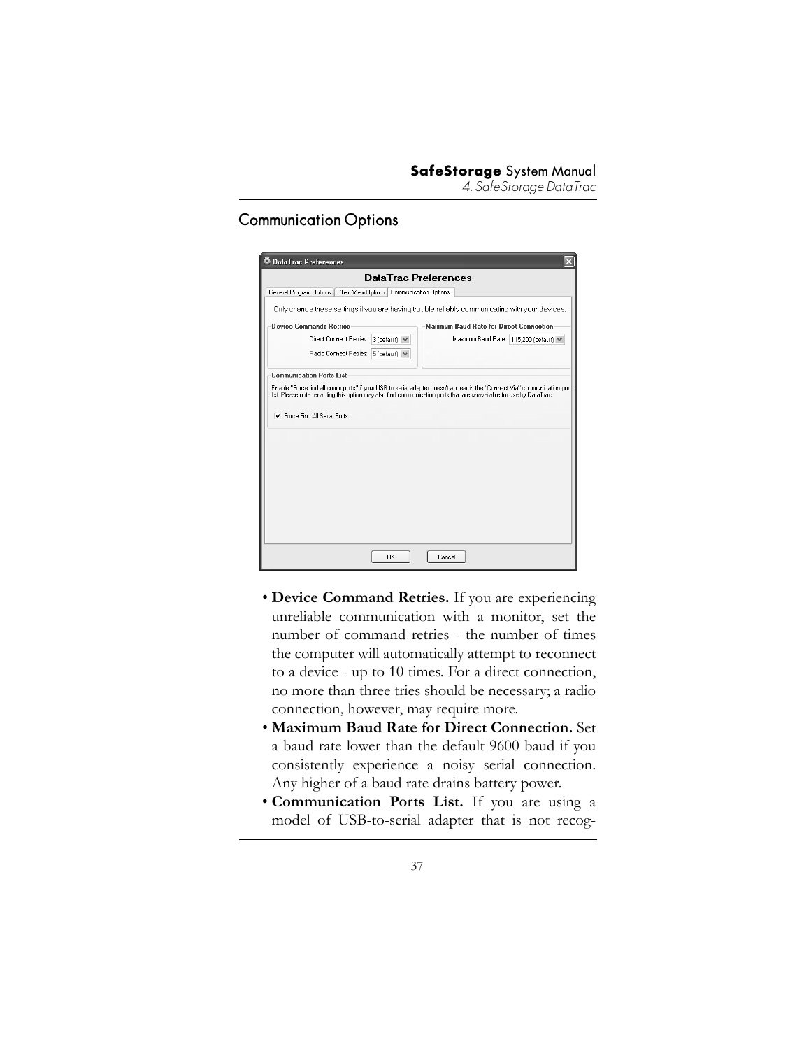## Communication Options

- **Device Command Retries.** If you are experiencing unreliable communication with a monitor, set the number of command retries - the number of times the computer will automatically attempt to reconnect to a device - up to 10 times. For a direct connection, no more than three tries should be necessary; a radio connection, however, may require more.
- **Maximum Baud Rate for Direct Connection.** Set a baud rate lower than the default 9600 baud if you consistently experience a noisy serial connection. Any higher of a baud rate drains battery power.
- **Communication Ports List.** If you are using a model of USB-to-serial adapter that is not recog-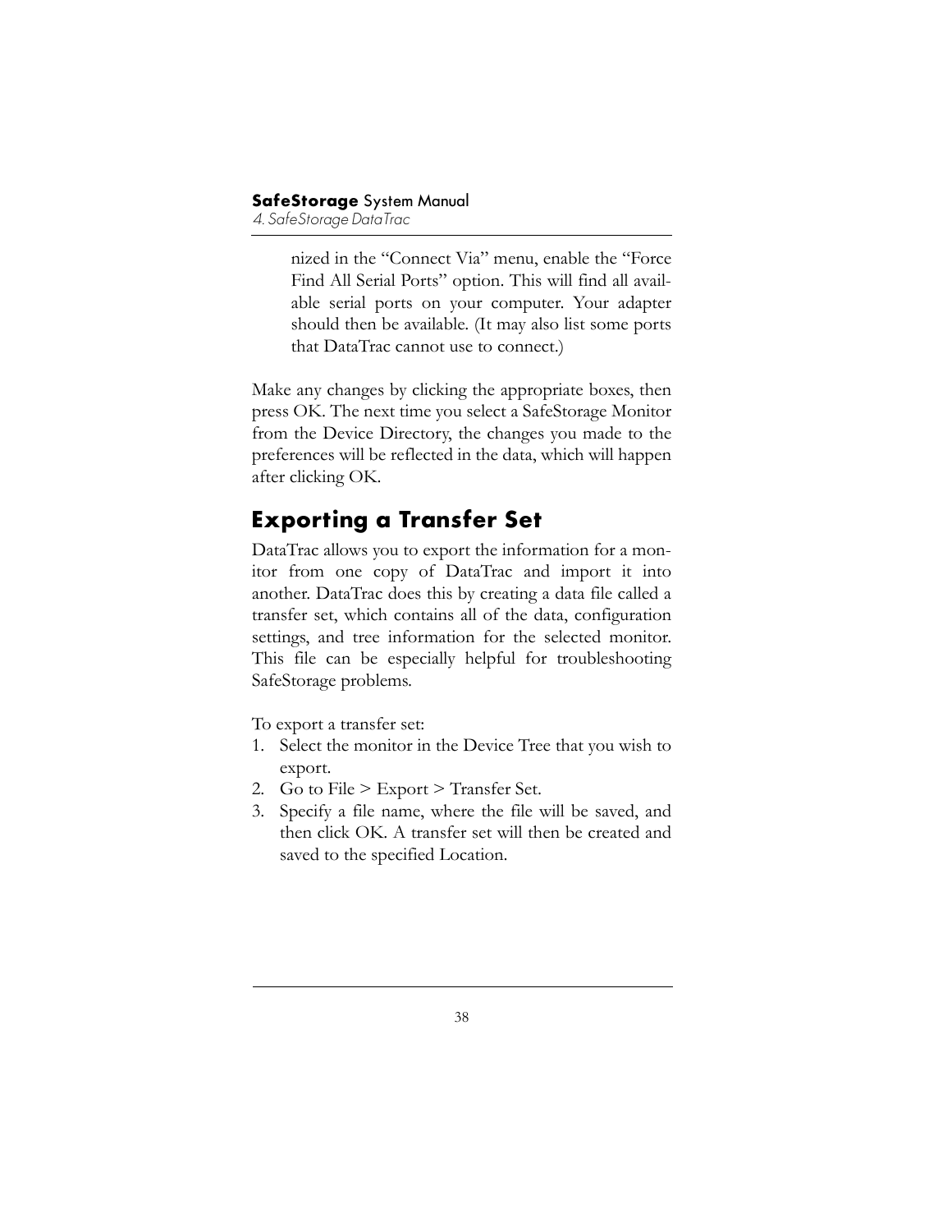nized in the "Connect Via" menu, enable the "Force Find All Serial Ports" option. This will find all available serial ports on your computer. Your adapter should then be available. (It may also list some ports that DataTrac cannot use to connect.)

Make any changes by clicking the appropriate boxes, then press OK. The next time you select a SafeStorage Monitor from the Device Directory, the changes you made to the preferences will be reflected in the data, which will happen after clicking OK.

## Exporting a Transfer Set

DataTrac allows you to export the information for a monitor from one copy of DataTrac and import it into another. DataTrac does this by creating a data file called a transfer set, which contains all of the data, configuration settings, and tree information for the selected monitor. This file can be especially helpful for troubleshooting SafeStorage problems.

To export a transfer set:

1. Select the monitor in the Device Tree that you wish to export.
2. Go to File > Export > Transfer Set.
3. Specify a file name, where the file will be saved, and then click OK. A transfer set will then be created and saved to the specified Location.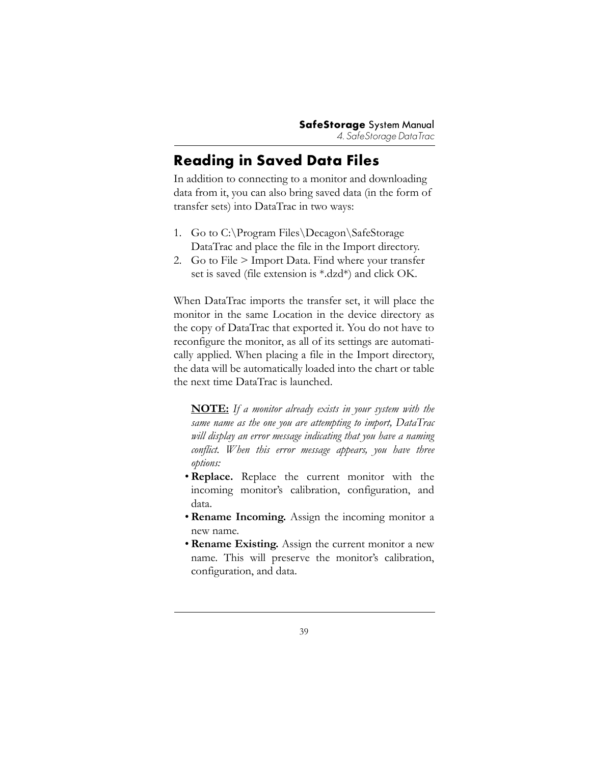## Reading in Saved Data Files

In addition to connecting to a monitor and downloading data from it, you can also bring saved data (in the form of transfer sets) into DataTrac in two ways:

1. Go to C:\Program Files\Decagon\SafeStorage DataTrac and place the file in the Import directory.
2. Go to File > Import Data. Find where your transfer set is saved (file extension is *.dzd*) and click OK.

When DataTrac imports the transfer set, it will place the monitor in the same Location in the device directory as the copy of DataTrac that exported it. You do not have to reconfigure the monitor, as all of its settings are automatically applied. When placing a file in the Import directory, the data will be automatically loaded into the chart or table the next time DataTrac is launched.

**NOTE:** *If a monitor already exists in your system with the same name as the one you are attempting to import, DataTrac will display an error message indicating that you have a naming conflict. When this error message appears, you have three options:*

- **Replace.** Replace the current monitor with the incoming monitor's calibration, configuration, and data.
- **Rename Incoming.** Assign the incoming monitor a new name.
- **Rename Existing.** Assign the current monitor a new name. This will preserve the monitor's calibration, configuration, and data.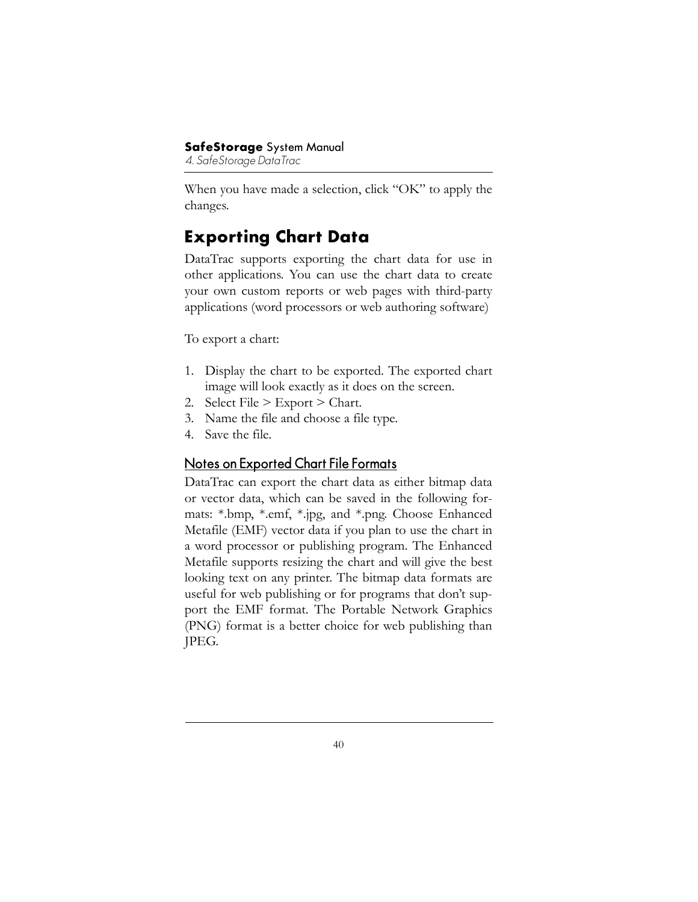When you have made a selection, click "OK" to apply the changes.

## Exporting Chart Data

DataTrac supports exporting the chart data for use in other applications. You can use the chart data to create your own custom reports or web pages with third-party applications (word processors or web authoring software)

To export a chart:

1. Display the chart to be exported. The exported chart image will look exactly as it does on the screen.
2. Select File > Export > Chart.
3. Name the file and choose a file type.
4. Save the file.

### Notes on Exported Chart File Formats

DataTrac can export the chart data as either bitmap data or vector data, which can be saved in the following formats: *.bmp, *.emf, *.jpg, and *.png. Choose Enhanced Metafile (EMF) vector data if you plan to use the chart in a word processor or publishing program. The Enhanced Metafile supports resizing the chart and will give the best looking text on any printer. The bitmap data formats are useful for web publishing or for programs that don't support the EMF format. The Portable Network Graphics (PNG) format is a better choice for web publishing than JPEG.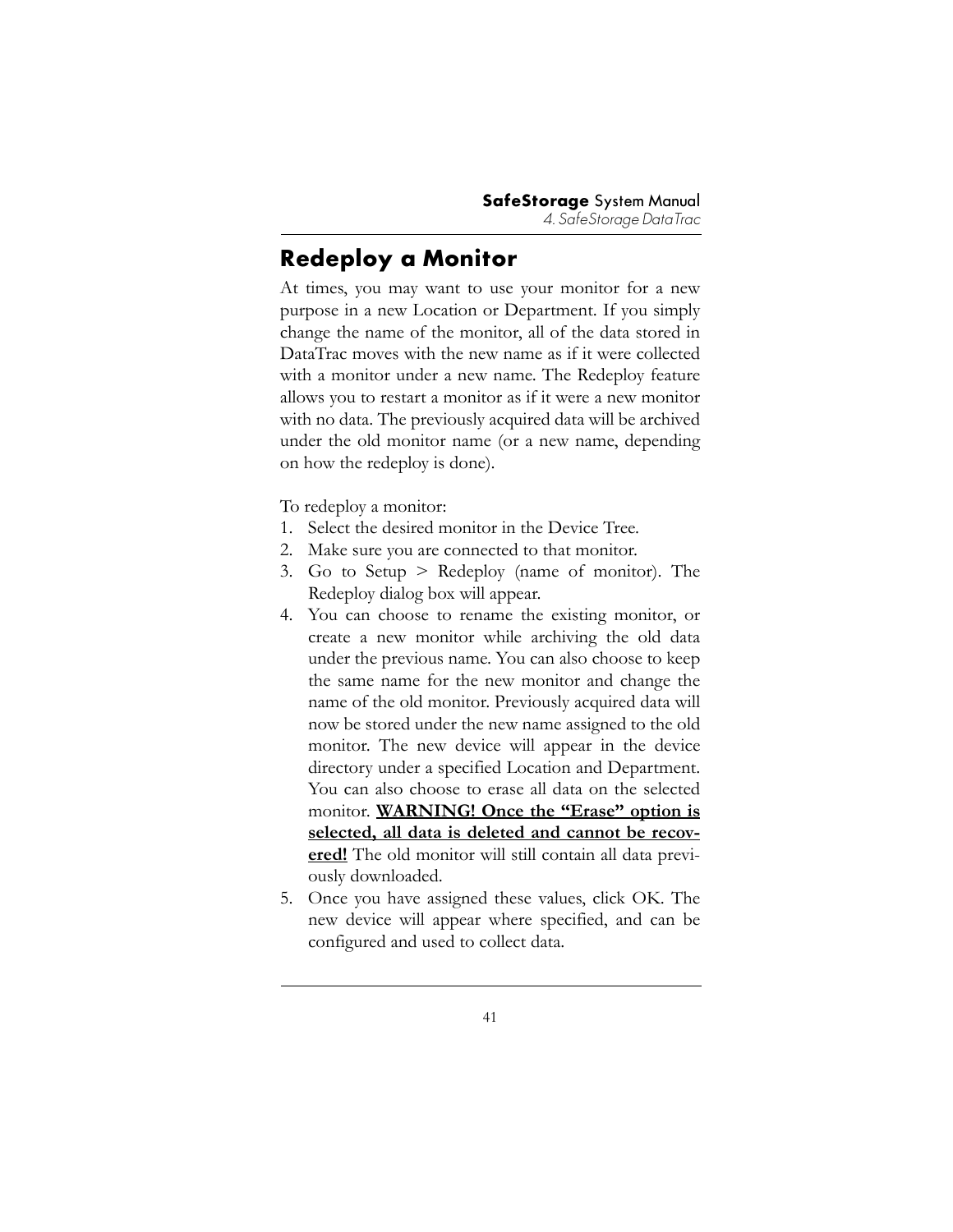## Redeploy a Monitor

At times, you may want to use your monitor for a new purpose in a new Location or Department. If you simply change the name of the monitor, all of the data stored in DataTrac moves with the new name as if it were collected with a monitor under a new name. The Redeploy feature allows you to restart a monitor as if it were a new monitor with no data. The previously acquired data will be archived under the old monitor name (or a new name, depending on how the redeploy is done).

To redeploy a monitor:

1. Select the desired monitor in the Device Tree.
2. Make sure you are connected to that monitor.
3. Go to Setup > Redeploy (name of monitor). The Redeploy dialog box will appear.
4. You can choose to rename the existing monitor, or create a new monitor while archiving the old data under the previous name. You can also choose to keep the same name for the new monitor and change the name of the old monitor. Previously acquired data will now be stored under the new name assigned to the old monitor. The new device will appear in the device directory under a specified Location and Department. You can also choose to erase all data on the selected monitor. **WARNING! Once the "Erase" option is selected, all data is deleted and cannot be recovered!** The old monitor will still contain all data previously downloaded.
5. Once you have assigned these values, click OK. The new device will appear where specified, and can be configured and used to collect data.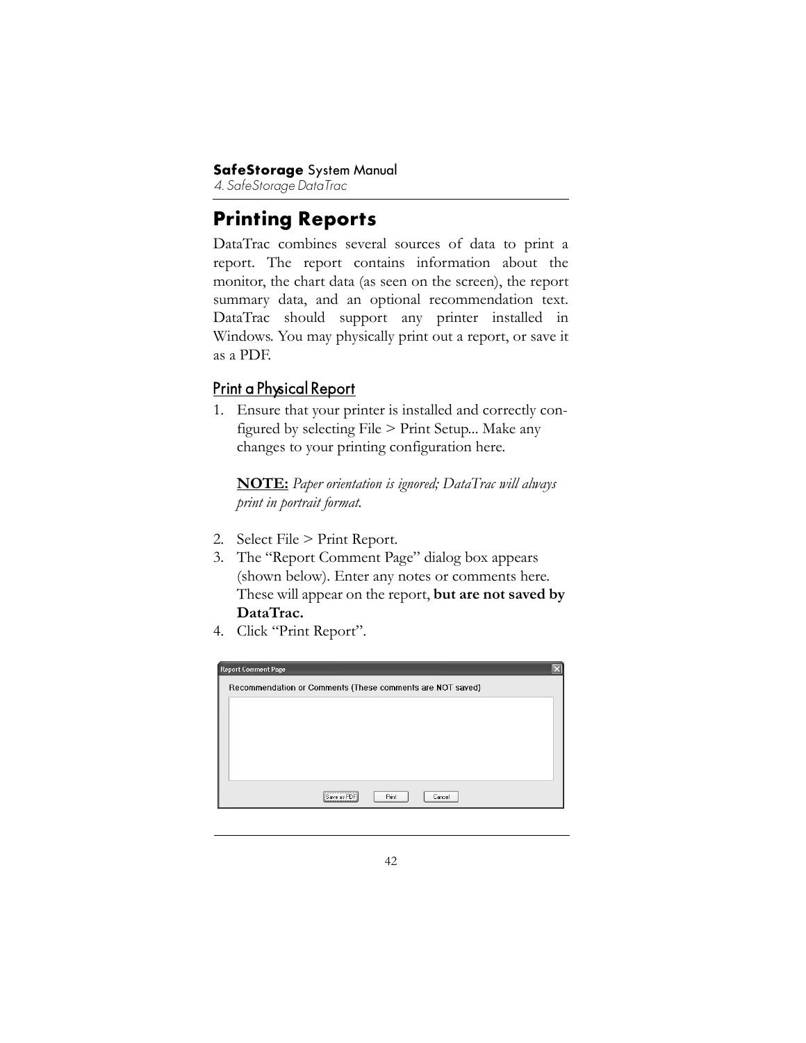# Printing Reports

DataTrac combines several sources of data to print a report. The report contains information about the monitor, the chart data (as seen on the screen), the report summary data, and an optional recommendation text. DataTrac should support any printer installed in Windows. You may physically print out a report, or save it as a PDF.

## Print a Physical Report

1. Ensure that your printer is installed and correctly configured by selecting File > Print Setup... Make any changes to your printing configuration here.

   **NOTE:** *Paper orientation is ignored; DataTrac will always print in portrait format.*

2. Select File > Print Report.
3. The "Report Comment Page" dialog box appears (shown below). Enter any notes or comments here. These will appear on the report, **but are not saved by DataTrac.**
4. Click "Print Report".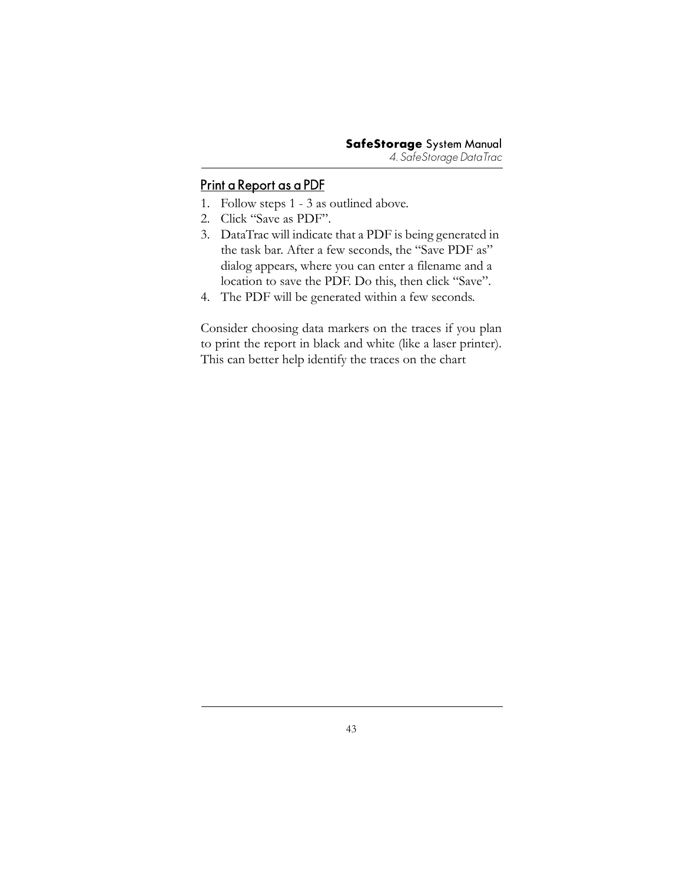## Print a Report as a PDF

1. Follow steps 1 - 3 as outlined above.
2. Click “Save as PDF”.
3. DataTrac will indicate that a PDF is being generated in the task bar. After a few seconds, the “Save PDF as” dialog appears, where you can enter a filename and a location to save the PDF. Do this, then click “Save”.
4. The PDF will be generated within a few seconds.

Consider choosing data markers on the traces if you plan to print the report in black and white (like a laser printer). This can better help identify the traces on the chart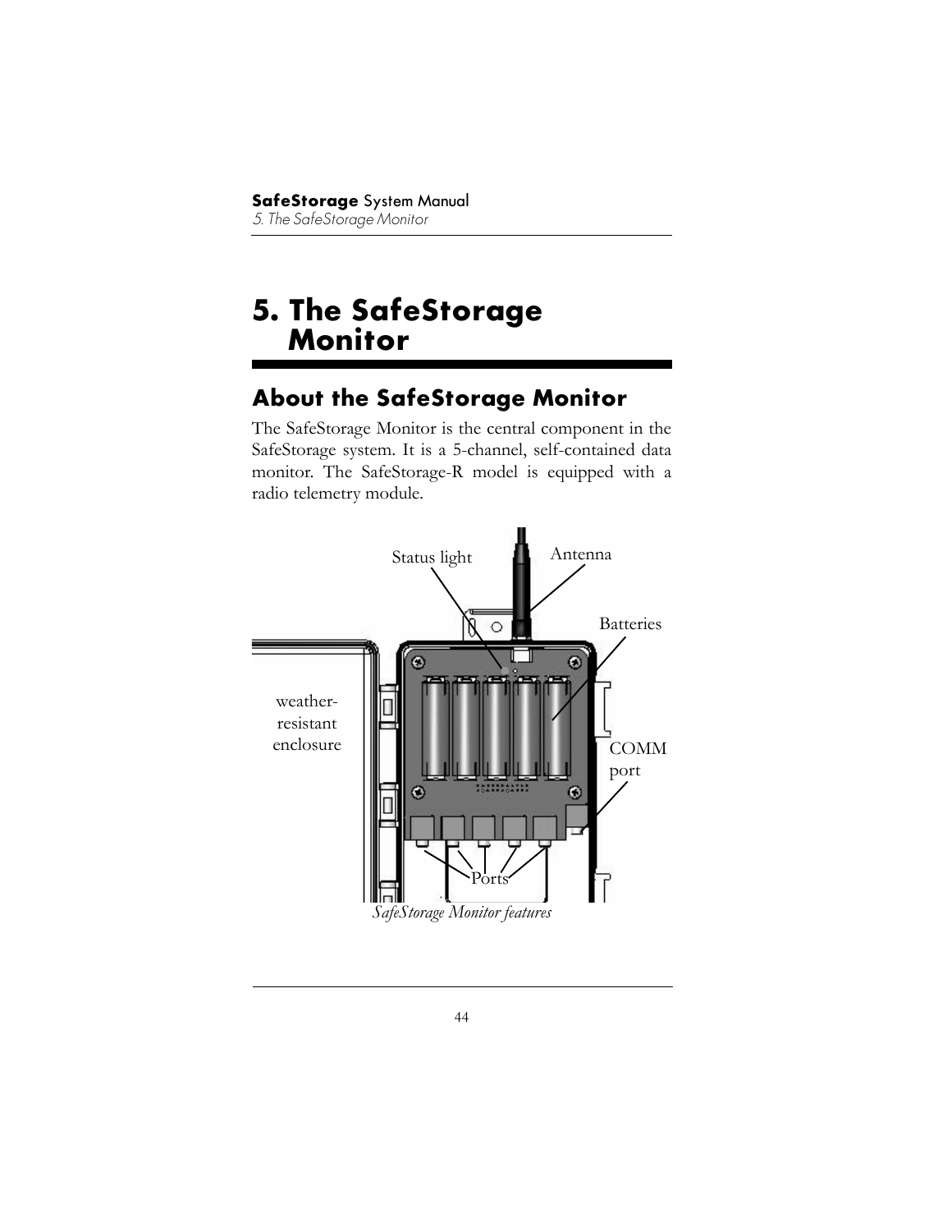# 5. The SafeStorage Monitor

## About the SafeStorage Monitor

The SafeStorage Monitor is the central component in the SafeStorage system. It is a 5-channel, self-contained data monitor. The SafeStorage-R model is equipped with a radio telemetry module.

*SafeStorage Monitor features*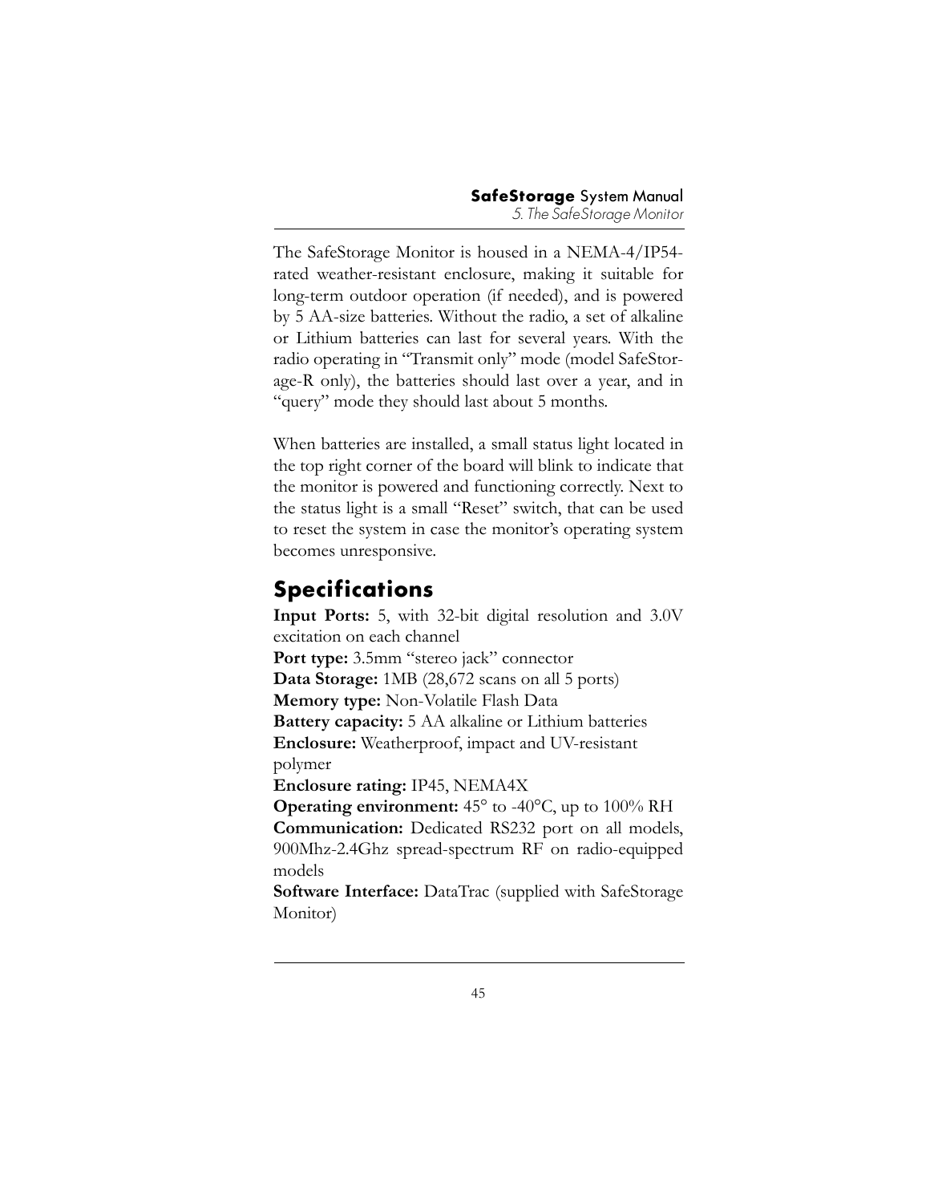The SafeStorage Monitor is housed in a NEMA-4/IP54-rated weather-resistant enclosure, making it suitable for long-term outdoor operation (if needed), and is powered by 5 AA-size batteries. Without the radio, a set of alkaline or Lithium batteries can last for several years. With the radio operating in "Transmit only" mode (model SafeStorage-R only), the batteries should last over a year, and in "query" mode they should last about 5 months.

When batteries are installed, a small status light located in the top right corner of the board will blink to indicate that the monitor is powered and functioning correctly. Next to the status light is a small "Reset" switch, that can be used to reset the system in case the monitor's operating system becomes unresponsive.

## Specifications

**Input Ports:** 5, with 32-bit digital resolution and 3.0V excitation on each channel
**Port type:** 3.5mm "stereo jack" connector
**Data Storage:** 1MB (28,672 scans on all 5 ports)
**Memory type:** Non-Volatile Flash Data
**Battery capacity:** 5 AA alkaline or Lithium batteries
**Enclosure:** Weatherproof, impact and UV-resistant polymer
**Enclosure rating:** IP45, NEMA4X
**Operating environment:** 45° to -40°C, up to 100% RH
**Communication:** Dedicated RS232 port on all models, 900Mhz-2.4Ghz spread-spectrum RF on radio-equipped models
**Software Interface:** DataTrac (supplied with SafeStorage Monitor)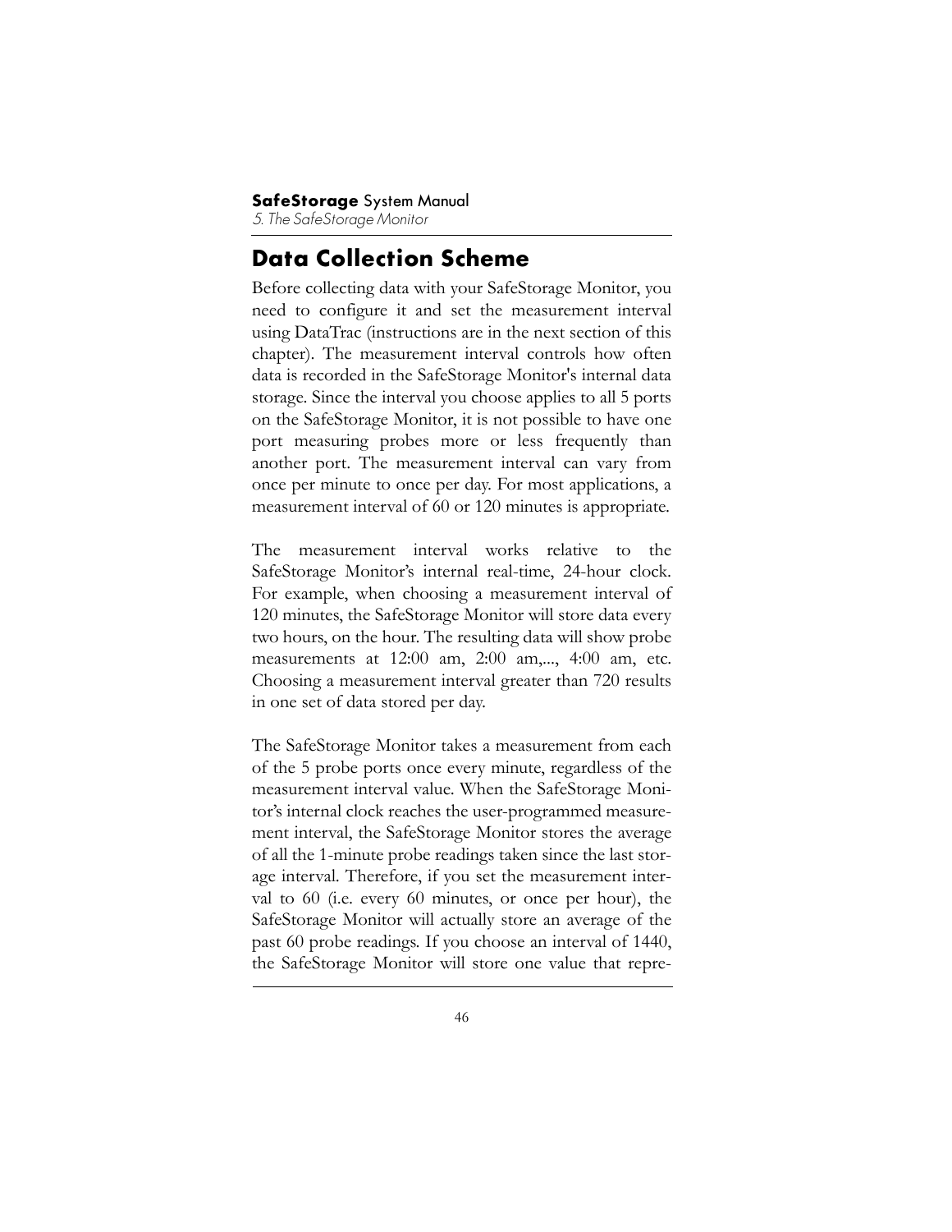## Data Collection Scheme

Before collecting data with your SafeStorage Monitor, you need to configure it and set the measurement interval using DataTrac (instructions are in the next section of this chapter). The measurement interval controls how often data is recorded in the SafeStorage Monitor's internal data storage. Since the interval you choose applies to all 5 ports on the SafeStorage Monitor, it is not possible to have one port measuring probes more or less frequently than another port. The measurement interval can vary from once per minute to once per day. For most applications, a measurement interval of 60 or 120 minutes is appropriate.

The measurement interval works relative to the SafeStorage Monitor's internal real-time, 24-hour clock. For example, when choosing a measurement interval of 120 minutes, the SafeStorage Monitor will store data every two hours, on the hour. The resulting data will show probe measurements at 12:00 am, 2:00 am,..., 4:00 am, etc. Choosing a measurement interval greater than 720 results in one set of data stored per day.

The SafeStorage Monitor takes a measurement from each of the 5 probe ports once every minute, regardless of the measurement interval value. When the SafeStorage Monitor's internal clock reaches the user-programmed measurement interval, the SafeStorage Monitor stores the average of all the 1-minute probe readings taken since the last storage interval. Therefore, if you set the measurement interval to 60 (i.e. every 60 minutes, or once per hour), the SafeStorage Monitor will actually store an average of the past 60 probe readings. If you choose an interval of 1440, the SafeStorage Monitor will store one value that repre-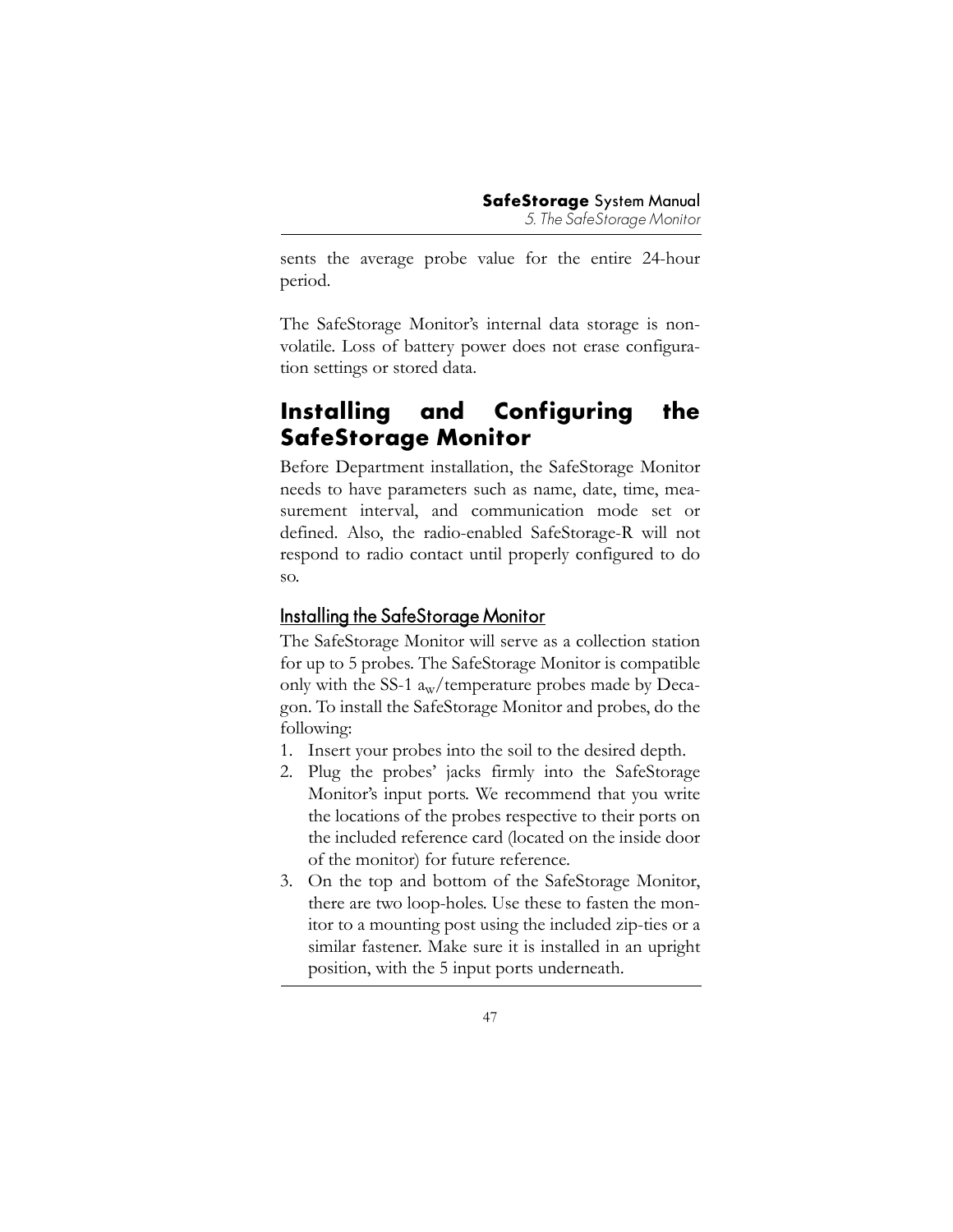sents the average probe value for the entire 24-hour period.

The SafeStorage Monitor's internal data storage is non-volatile. Loss of battery power does not erase configuration settings or stored data.

## Installing and Configuring the SafeStorage Monitor

Before Department installation, the SafeStorage Monitor needs to have parameters such as name, date, time, measurement interval, and communication mode set or defined. Also, the radio-enabled SafeStorage-R will not respond to radio contact until properly configured to do so.

### Installing the SafeStorage Monitor

The SafeStorage Monitor will serve as a collection station for up to 5 probes. The SafeStorage Monitor is compatible only with the SS-1 $a_w$/temperature probes made by Decagon. To install the SafeStorage Monitor and probes, do the following:

1. Insert your probes into the soil to the desired depth.
2. Plug the probes' jacks firmly into the SafeStorage Monitor's input ports. We recommend that you write the locations of the probes respective to their ports on the included reference card (located on the inside door of the monitor) for future reference.
3. On the top and bottom of the SafeStorage Monitor, there are two loop-holes. Use these to fasten the monitor to a mounting post using the included zip-ties or a similar fastener. Make sure it is installed in an upright position, with the 5 input ports underneath.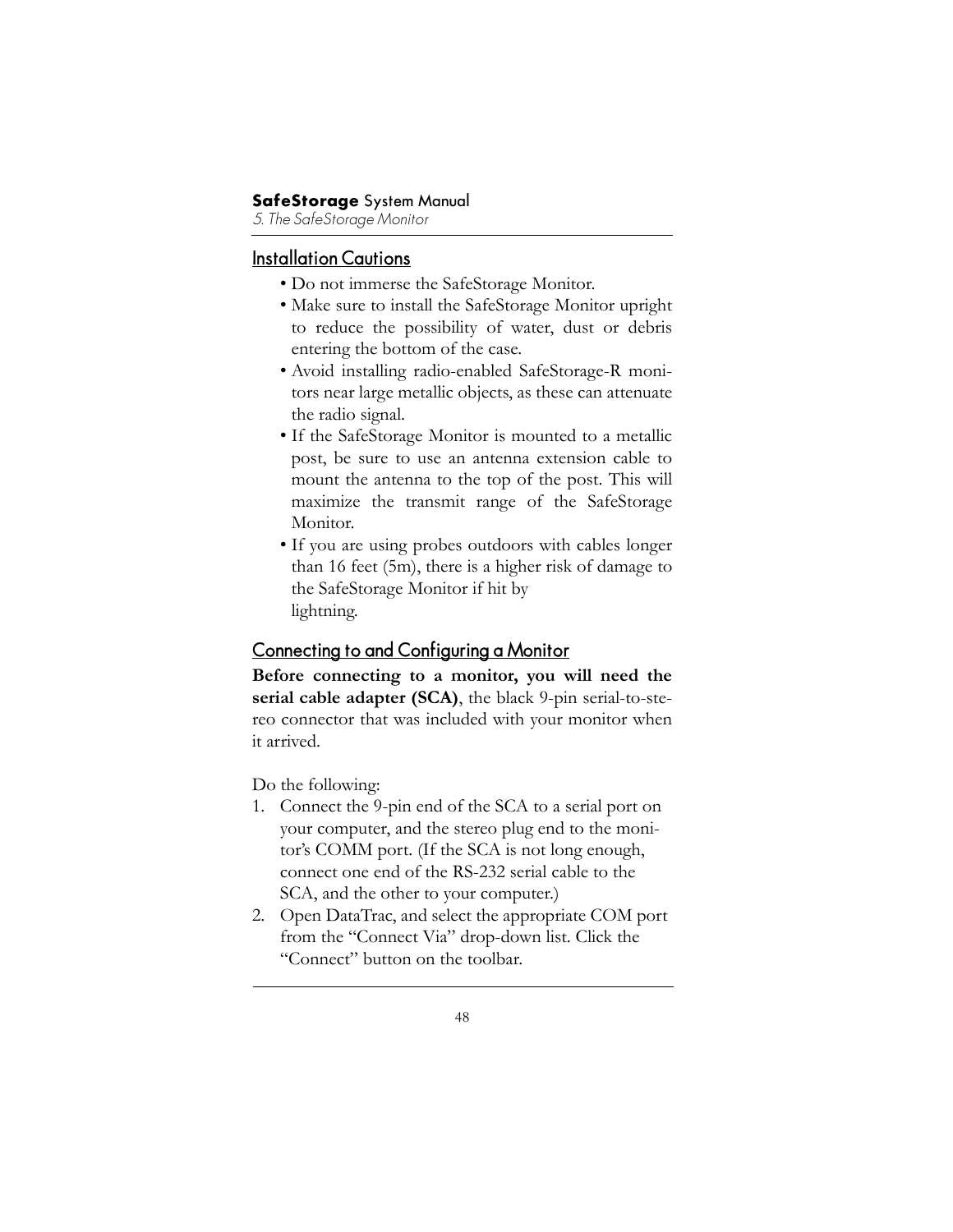## Installation Cautions

- Do not immerse the SafeStorage Monitor.
- Make sure to install the SafeStorage Monitor upright to reduce the possibility of water, dust or debris entering the bottom of the case.
- Avoid installing radio-enabled SafeStorage-R monitors near large metallic objects, as these can attenuate the radio signal.
- If the SafeStorage Monitor is mounted to a metallic post, be sure to use an antenna extension cable to mount the antenna to the top of the post. This will maximize the transmit range of the SafeStorage Monitor.
- If you are using probes outdoors with cables longer than 16 feet (5m), there is a higher risk of damage to the SafeStorage Monitor if hit by lightning.

## Connecting to and Configuring a Monitor

**Before connecting to a monitor, you will need the serial cable adapter (SCA)**, the black 9-pin serial-to-stereo connector that was included with your monitor when it arrived.

Do the following:

1. Connect the 9-pin end of the SCA to a serial port on your computer, and the stereo plug end to the monitor's COMM port. (If the SCA is not long enough, connect one end of the RS-232 serial cable to the SCA, and the other to your computer.)
2. Open DataTrac, and select the appropriate COM port from the "Connect Via" drop-down list. Click the "Connect" button on the toolbar.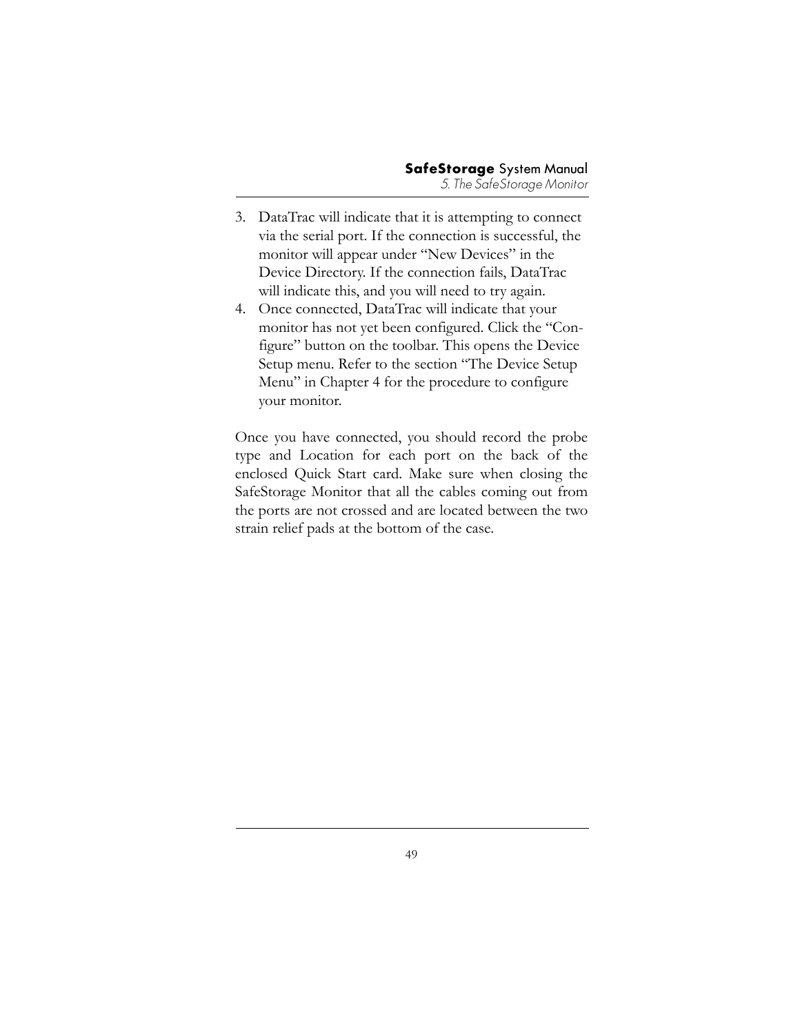3. DataTrac will indicate that it is attempting to connect via the serial port. If the connection is successful, the monitor will appear under "New Devices" in the Device Directory. If the connection fails, DataTrac will indicate this, and you will need to try again.
4. Once connected, DataTrac will indicate that your monitor has not yet been configured. Click the "Configure" button on the toolbar. This opens the Device Setup menu. Refer to the section "The Device Setup Menu" in Chapter 4 for the procedure to configure your monitor.

Once you have connected, you should record the probe type and Location for each port on the back of the enclosed Quick Start card. Make sure when closing the SafeStorage Monitor that all the cables coming out from the ports are not crossed and are located between the two strain relief pads at the bottom of the case.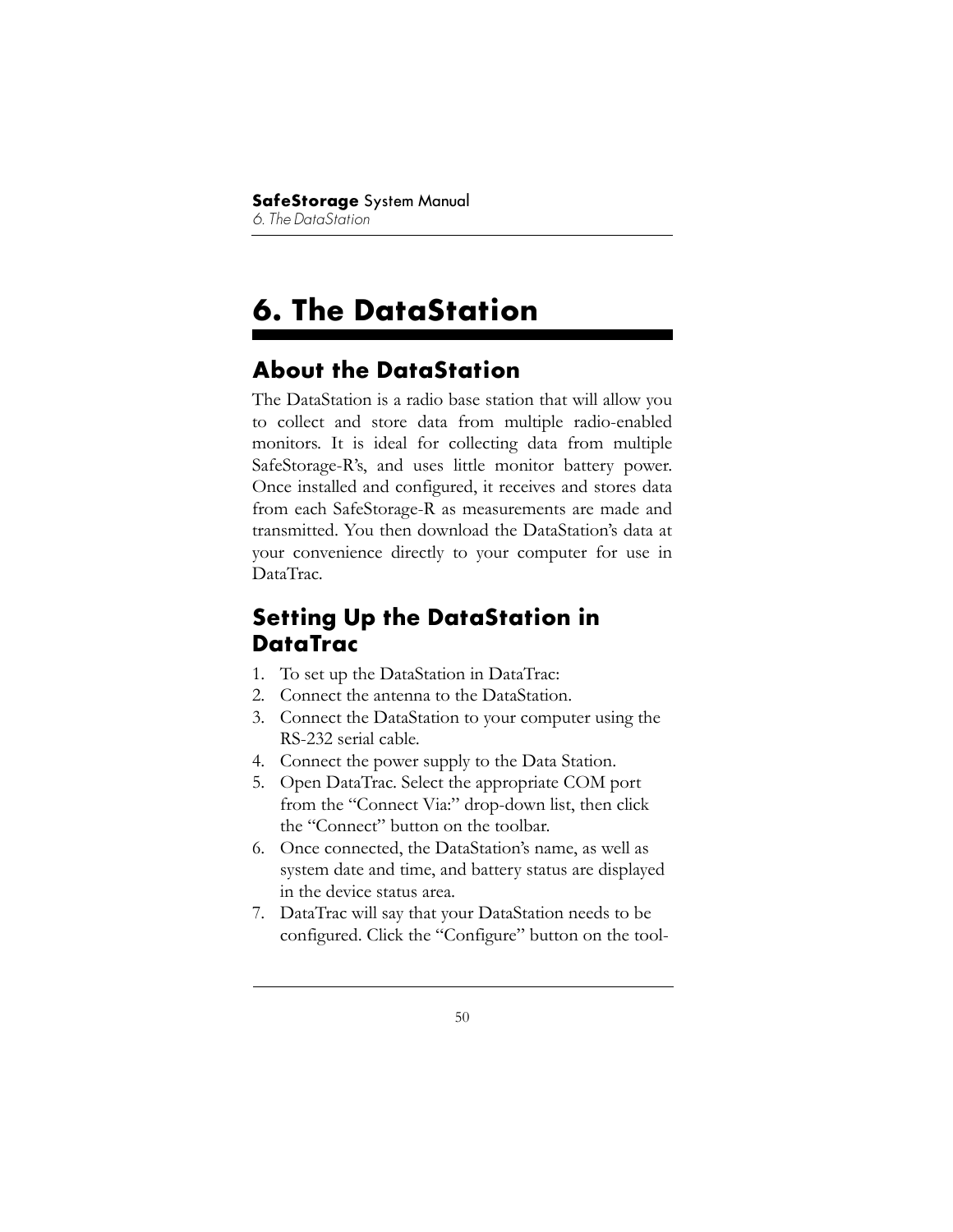# 6. The DataStation

## About the DataStation

The DataStation is a radio base station that will allow you to collect and store data from multiple radio-enabled monitors. It is ideal for collecting data from multiple SafeStorage-R's, and uses little monitor battery power. Once installed and configured, it receives and stores data from each SafeStorage-R as measurements are made and transmitted. You then download the DataStation's data at your convenience directly to your computer for use in DataTrac.

## Setting Up the DataStation in DataTrac

1. To set up the DataStation in DataTrac:
2. Connect the antenna to the DataStation.
3. Connect the DataStation to your computer using the RS-232 serial cable.
4. Connect the power supply to the Data Station.
5. Open DataTrac. Select the appropriate COM port from the "Connect Via:" drop-down list, then click the "Connect" button on the toolbar.
6. Once connected, the DataStation's name, as well as system date and time, and battery status are displayed in the device status area.
7. DataTrac will say that your DataStation needs to be configured. Click the "Configure" button on the tool-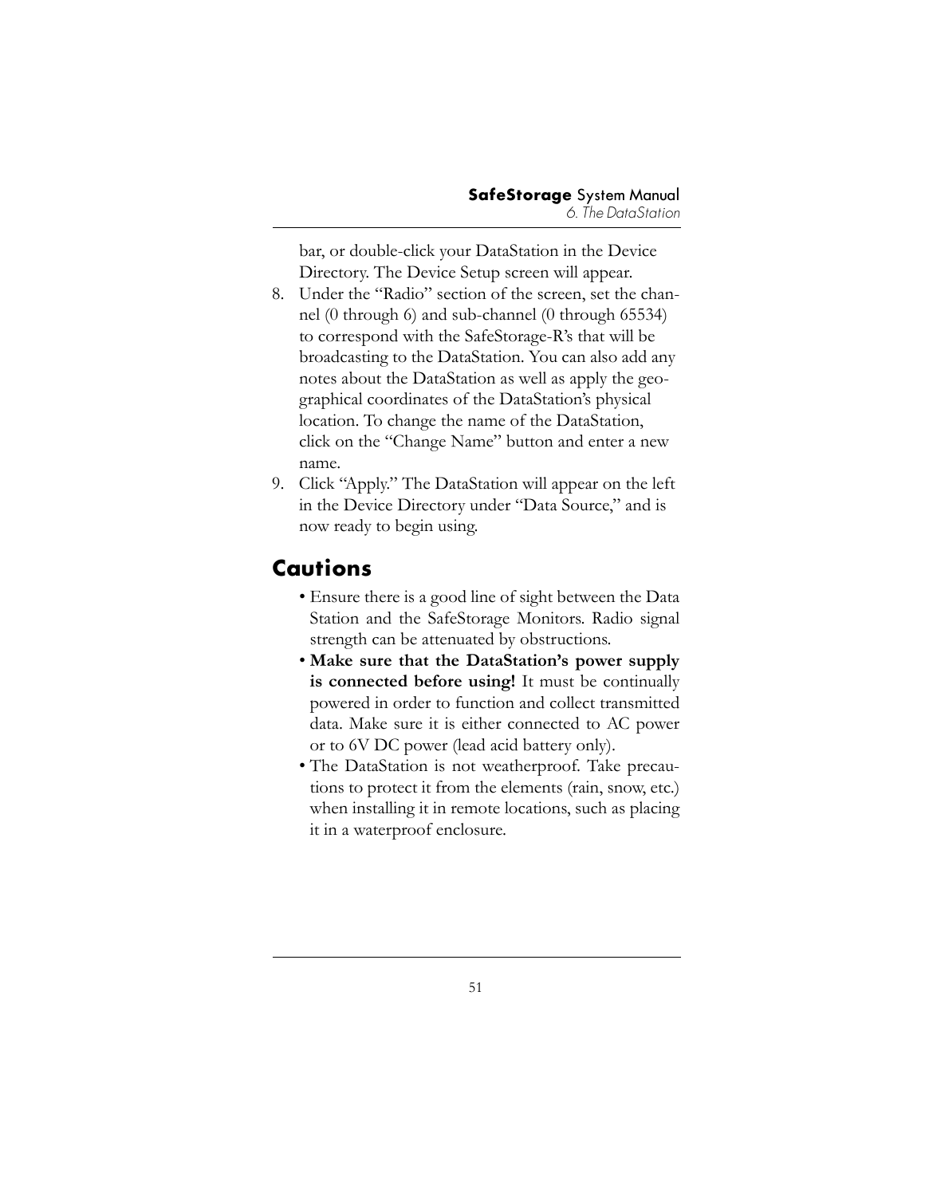bar, or double-click your DataStation in the Device Directory. The Device Setup screen will appear.

8. Under the "Radio" section of the screen, set the channel (0 through 6) and sub-channel (0 through 65534) to correspond with the SafeStorage-R's that will be broadcasting to the DataStation. You can also add any notes about the DataStation as well as apply the geographical coordinates of the DataStation's physical location. To change the name of the DataStation, click on the "Change Name" button and enter a new name.
9. Click "Apply." The DataStation will appear on the left in the Device Directory under "Data Source," and is now ready to begin using.

## Cautions

- Ensure there is a good line of sight between the Data Station and the SafeStorage Monitors. Radio signal strength can be attenuated by obstructions.
- **Make sure that the DataStation's power supply is connected before using!** It must be continually powered in order to function and collect transmitted data. Make sure it is either connected to AC power or to 6V DC power (lead acid battery only).
- The DataStation is not weatherproof. Take precautions to protect it from the elements (rain, snow, etc.) when installing it in remote locations, such as placing it in a waterproof enclosure.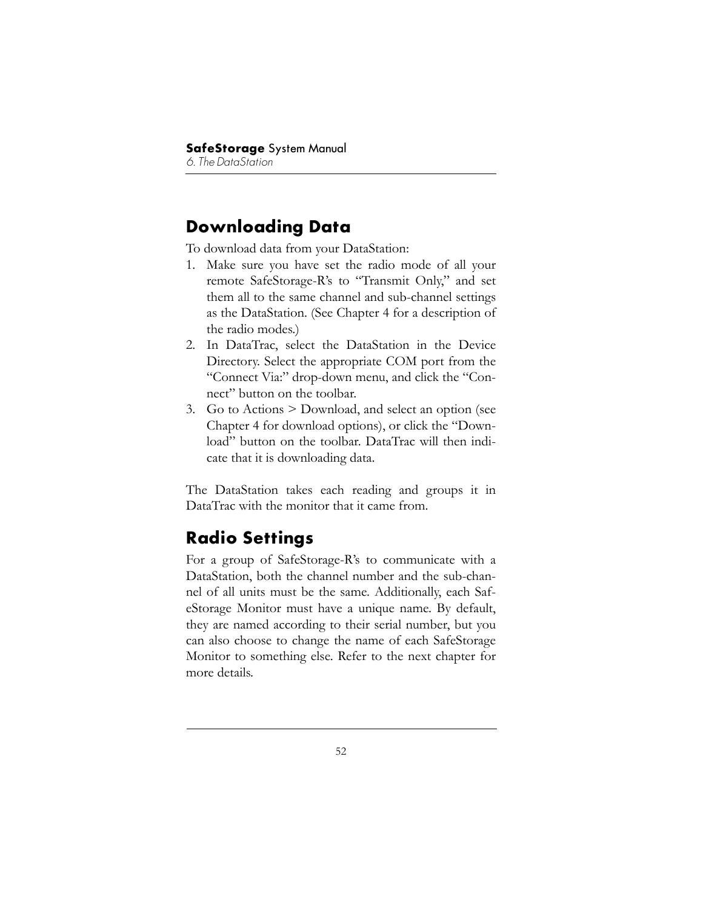## Downloading Data

To download data from your DataStation:

1. Make sure you have set the radio mode of all your remote SafeStorage-R's to "Transmit Only," and set them all to the same channel and sub-channel settings as the DataStation. (See Chapter 4 for a description of the radio modes.)
2. In DataTrac, select the DataStation in the Device Directory. Select the appropriate COM port from the "Connect Via:" drop-down menu, and click the "Connect" button on the toolbar.
3. Go to Actions > Download, and select an option (see Chapter 4 for download options), or click the "Download" button on the toolbar. DataTrac will then indicate that it is downloading data.

The DataStation takes each reading and groups it in DataTrac with the monitor that it came from.

## Radio Settings

For a group of SafeStorage-R's to communicate with a DataStation, both the channel number and the sub-channel of all units must be the same. Additionally, each SafeStorage Monitor must have a unique name. By default, they are named according to their serial number, but you can also choose to change the name of each SafeStorage Monitor to something else. Refer to the next chapter for more details.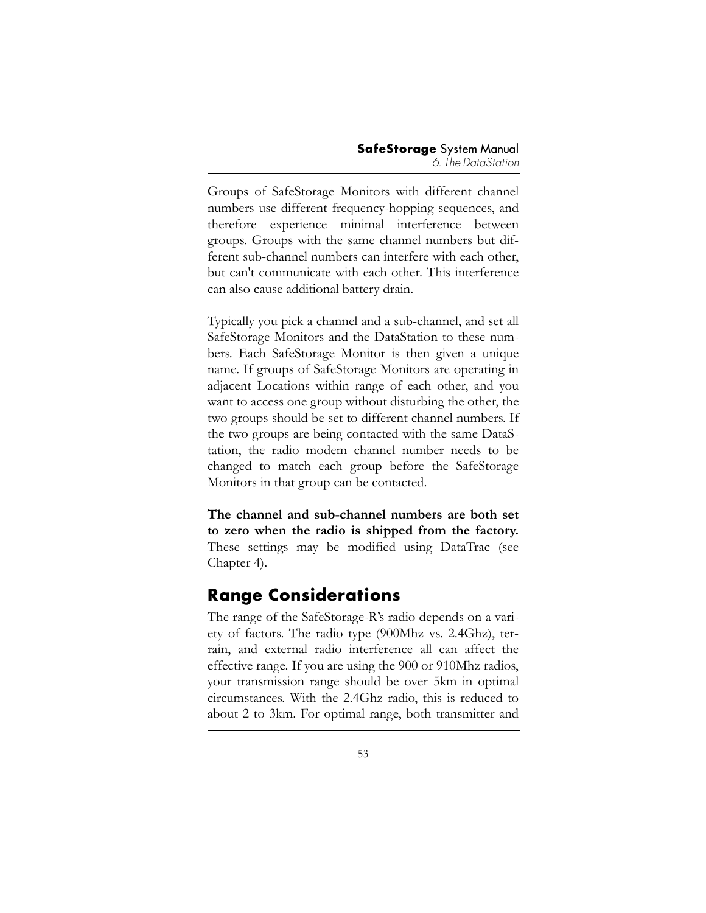Groups of SafeStorage Monitors with different channel numbers use different frequency-hopping sequences, and therefore experience minimal interference between groups. Groups with the same channel numbers but different sub-channel numbers can interfere with each other, but can't communicate with each other. This interference can also cause additional battery drain.

Typically you pick a channel and a sub-channel, and set all SafeStorage Monitors and the DataStation to these numbers. Each SafeStorage Monitor is then given a unique name. If groups of SafeStorage Monitors are operating in adjacent Locations within range of each other, and you want to access one group without disturbing the other, the two groups should be set to different channel numbers. If the two groups are being contacted with the same DataStation, the radio modem channel number needs to be changed to match each group before the SafeStorage Monitors in that group can be contacted.

**The channel and sub-channel numbers are both set to zero when the radio is shipped from the factory.** These settings may be modified using DataTrac (see Chapter 4).

## Range Considerations

The range of the SafeStorage-R's radio depends on a variety of factors. The radio type (900Mhz vs. 2.4Ghz), terrain, and external radio interference all can affect the effective range. If you are using the 900 or 910Mhz radios, your transmission range should be over 5km in optimal circumstances. With the 2.4Ghz radio, this is reduced to about 2 to 3km. For optimal range, both transmitter and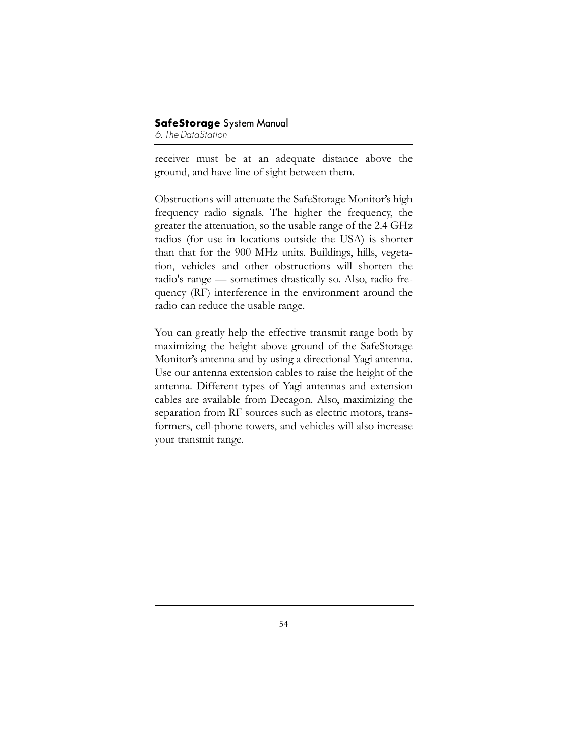receiver must be at an adequate distance above the ground, and have line of sight between them.

Obstructions will attenuate the SafeStorage Monitor's high frequency radio signals. The higher the frequency, the greater the attenuation, so the usable range of the 2.4 GHz radios (for use in locations outside the USA) is shorter than that for the 900 MHz units. Buildings, hills, vegetation, vehicles and other obstructions will shorten the radio's range — sometimes drastically so. Also, radio frequency (RF) interference in the environment around the radio can reduce the usable range.

You can greatly help the effective transmit range both by maximizing the height above ground of the SafeStorage Monitor's antenna and by using a directional Yagi antenna. Use our antenna extension cables to raise the height of the antenna. Different types of Yagi antennas and extension cables are available from Decagon. Also, maximizing the separation from RF sources such as electric motors, transformers, cell-phone towers, and vehicles will also increase your transmit range.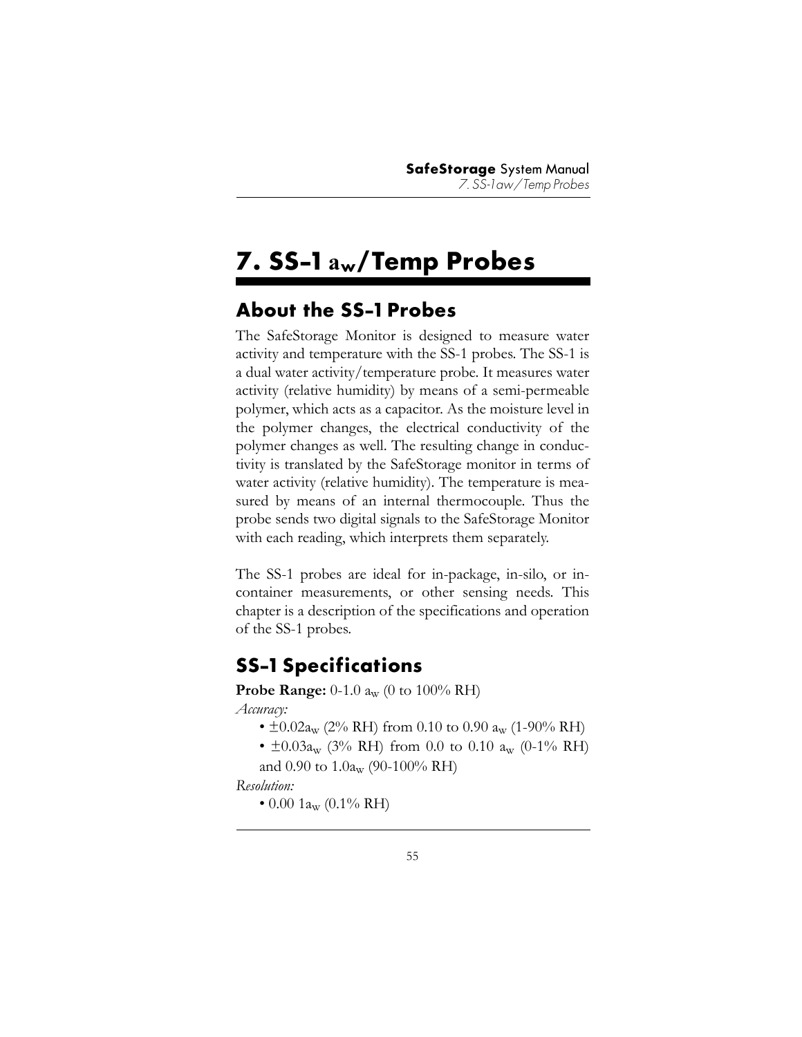# 7. SS-1 $a_w$/Temp Probes

## About the SS-1 Probes

The SafeStorage Monitor is designed to measure water activity and temperature with the SS-1 probes. The SS-1 is a dual water activity/temperature probe. It measures water activity (relative humidity) by means of a semi-permeable polymer, which acts as a capacitor. As the moisture level in the polymer changes, the electrical conductivity of the polymer changes as well. The resulting change in conductivity is translated by the SafeStorage monitor in terms of water activity (relative humidity). The temperature is measured by means of an internal thermocouple. Thus the probe sends two digital signals to the SafeStorage Monitor with each reading, which interprets them separately.

The SS-1 probes are ideal for in-package, in-silo, or in-container measurements, or other sensing needs. This chapter is a description of the specifications and operation of the SS-1 probes.

## SS-1 Specifications

**Probe Range:** 0-1.0 $a_w$ (0 to 100% RH)

*Accuracy:*

- ±0.02$a_w$ (2% RH) from 0.10 to 0.90 $a_w$ (1-90% RH)
- ±0.03$a_w$ (3% RH) from 0.0 to 0.10 $a_w$ (0-1% RH) and 0.90 to 1.0$a_w$ (90-100% RH)

*Resolution:*

- 0.00 1$a_w$ (0.1% RH)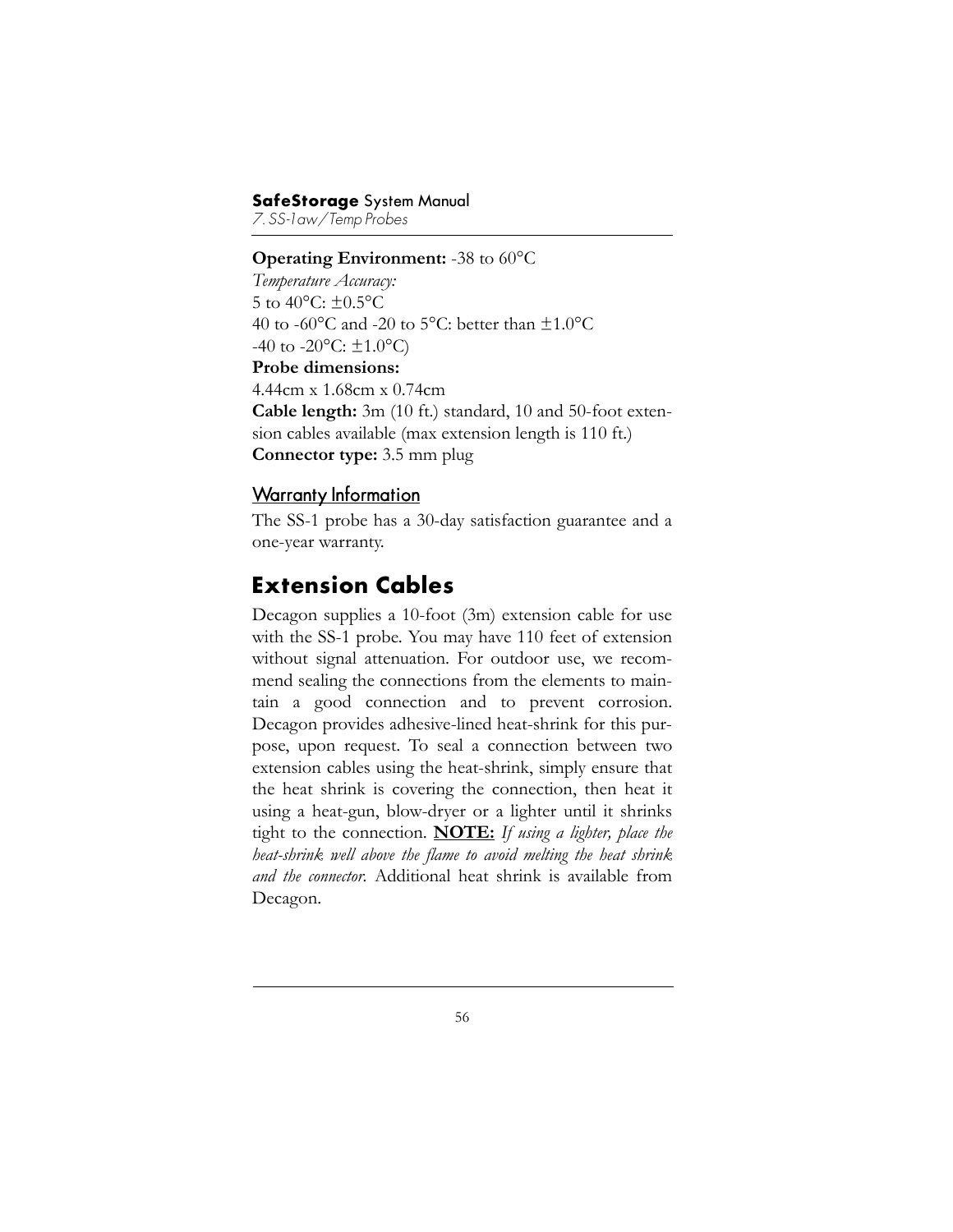**Operating Environment:** -38 to 60°C

*Temperature Accuracy:*

5 to 40°C: ±0.5°C

40 to -60°C and -20 to 5°C: better than ±1.0°C

-40 to -20°C: ±1.0°C)

**Probe dimensions:**

4.44cm x 1.68cm x 0.74cm

**Cable length:** 3m (10 ft.) standard, 10 and 50-foot extension cables available (max extension length is 110 ft.)

**Connector type:** 3.5 mm plug

### Warranty Information

The SS-1 probe has a 30-day satisfaction guarantee and a one-year warranty.

## Extension Cables

Decagon supplies a 10-foot (3m) extension cable for use with the SS-1 probe. You may have 110 feet of extension without signal attenuation. For outdoor use, we recommend sealing the connections from the elements to maintain a good connection and to prevent corrosion. Decagon provides adhesive-lined heat-shrink for this purpose, upon request. To seal a connection between two extension cables using the heat-shrink, simply ensure that the heat shrink is covering the connection, then heat it using a heat-gun, blow-dryer or a lighter until it shrinks tight to the connection. **NOTE:** *If using a lighter, place the heat-shrink well above the flame to avoid melting the heat shrink and the connector.* Additional heat shrink is available from Decagon.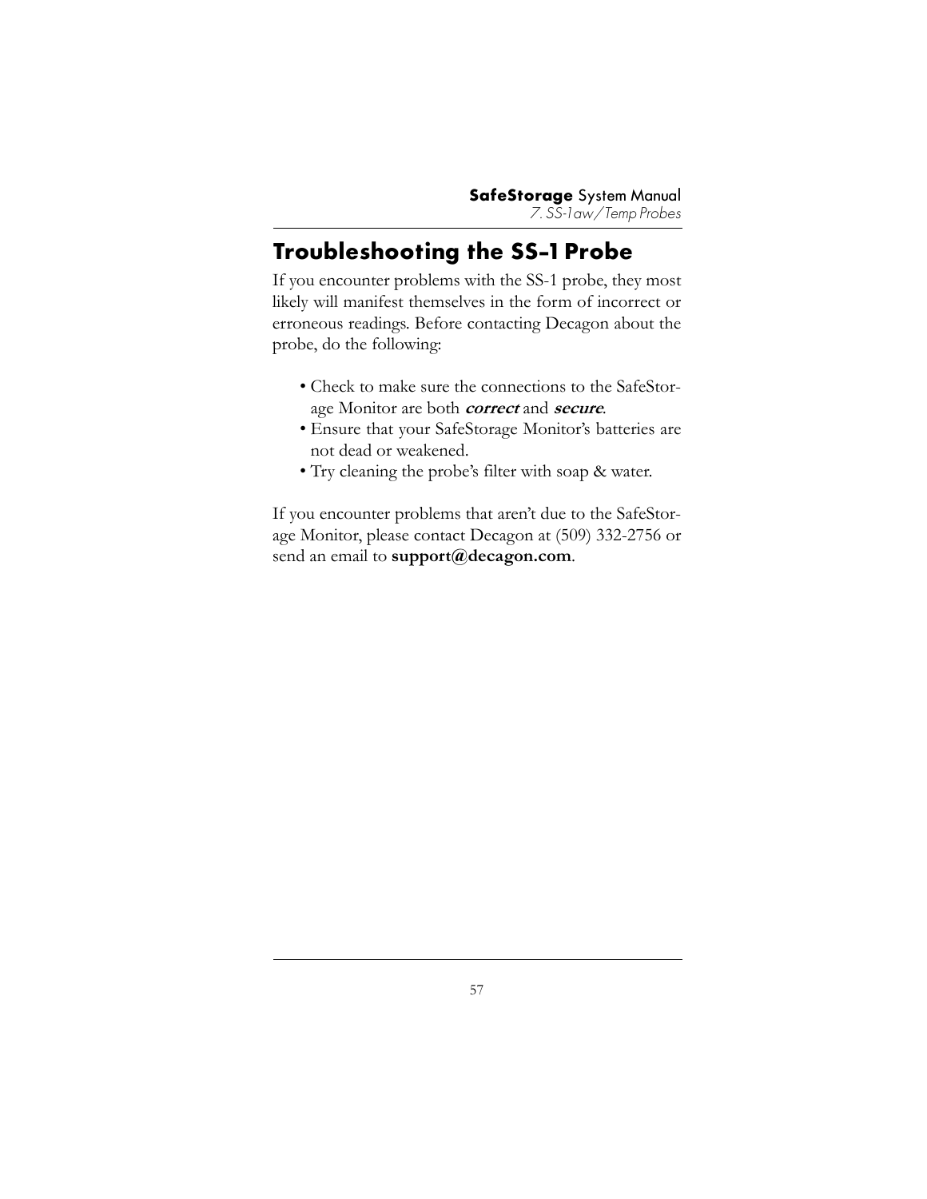## Troubleshooting the SS-1 Probe

If you encounter problems with the SS-1 probe, they most likely will manifest themselves in the form of incorrect or erroneous readings. Before contacting Decagon about the probe, do the following:

- Check to make sure the connections to the SafeStorage Monitor are both ***correct*** and ***secure***.
- Ensure that your SafeStorage Monitor's batteries are not dead or weakened.
- Try cleaning the probe's filter with soap & water.

If you encounter problems that aren't due to the SafeStorage Monitor, please contact Decagon at (509) 332-2756 or send an email to **support@decagon.com**.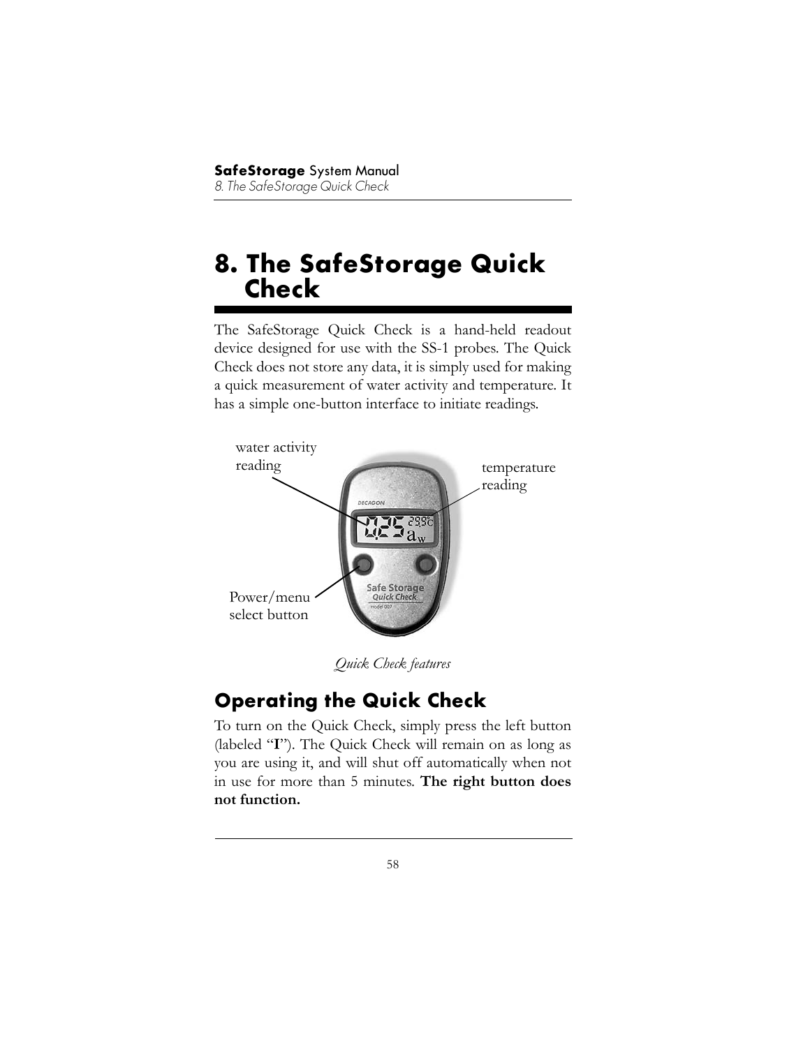# 8. The SafeStorage Quick Check

The SafeStorage Quick Check is a hand-held readout device designed for use with the SS-1 probes. The Quick Check does not store any data, it is simply used for making a quick measurement of water activity and temperature. It has a simple one-button interface to initiate readings.

*Quick Check features*

## Operating the Quick Check

To turn on the Quick Check, simply press the left button (labeled "**I**"). The Quick Check will remain on as long as you are using it, and will shut off automatically when not in use for more than 5 minutes. **The right button does not function.**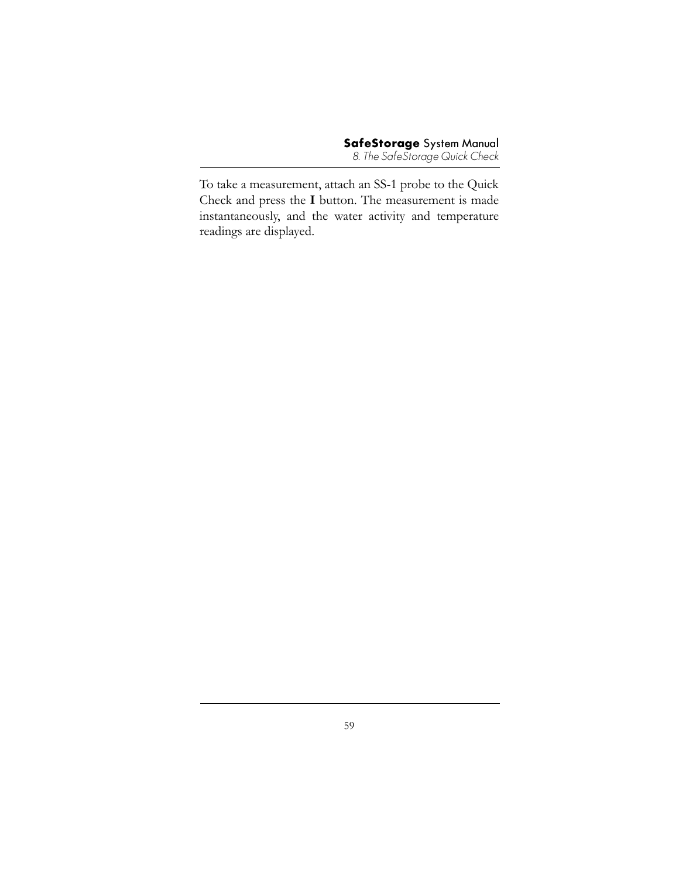To take a measurement, attach an SS-1 probe to the Quick Check and press the **I** button. The measurement is made instantaneously, and the water activity and temperature readings are displayed.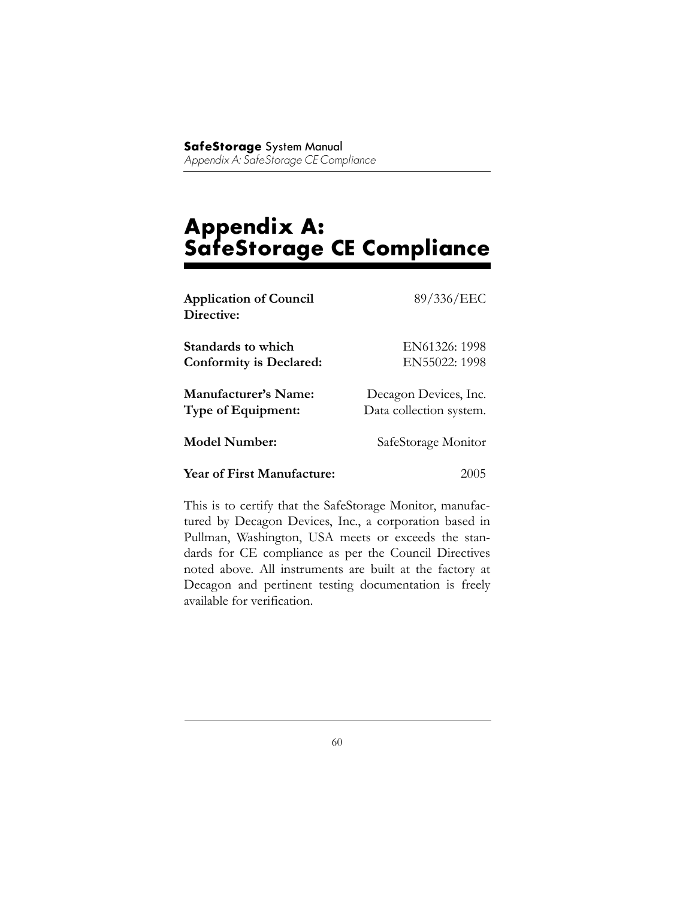# Appendix A: SafeStorage CE Compliance

| | |
|---|---|
| **Application of Council Directive:** | 89/336/EEC |
| **Standards to which Conformity is Declared:** | EN61326: 1998<br>EN55022: 1998 |
| **Manufacturer's Name:** | Decagon Devices, Inc. |
| **Type of Equipment:** | Data collection system. |
| **Model Number:** | SafeStorage Monitor |
| **Year of First Manufacture:** | 2005 |

This is to certify that the SafeStorage Monitor, manufactured by Decagon Devices, Inc., a corporation based in Pullman, Washington, USA meets or exceeds the standards for CE compliance as per the Council Directives noted above. All instruments are built at the factory at Decagon and pertinent testing documentation is freely available for verification.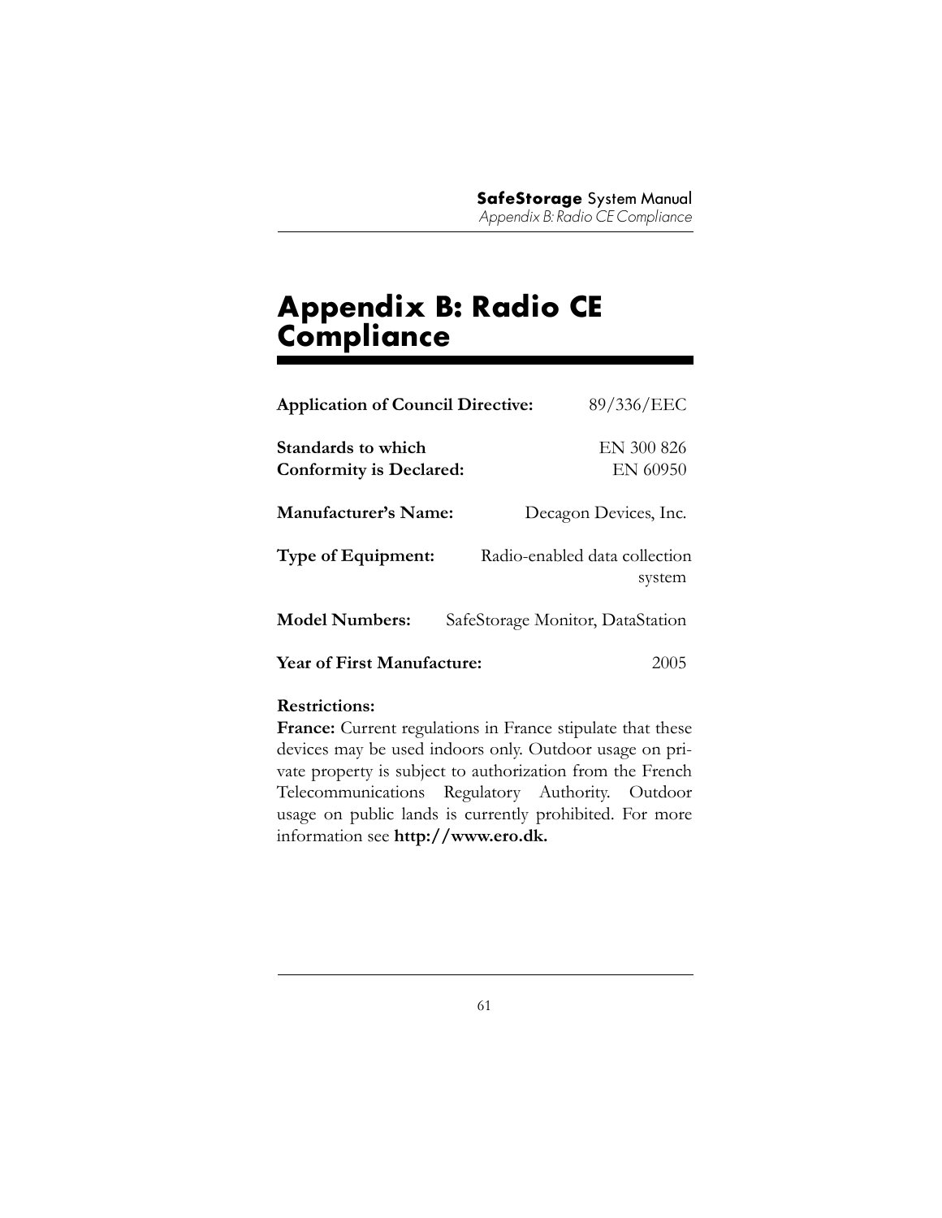# Appendix B: Radio CE Compliance

**Application of Council Directive:** 89/336/EEC

**Standards to which Conformity is Declared:** EN 300 826 EN 60950

**Manufacturer's Name:** Decagon Devices, Inc.

**Type of Equipment:** Radio-enabled data collection system

**Model Numbers:** SafeStorage Monitor, DataStation

**Year of First Manufacture:** 2005

**Restrictions:**
**France:** Current regulations in France stipulate that these devices may be used indoors only. Outdoor usage on private property is subject to authorization from the French Telecommunications Regulatory Authority. Outdoor usage on public lands is currently prohibited. For more information see **http://www.ero.dk.**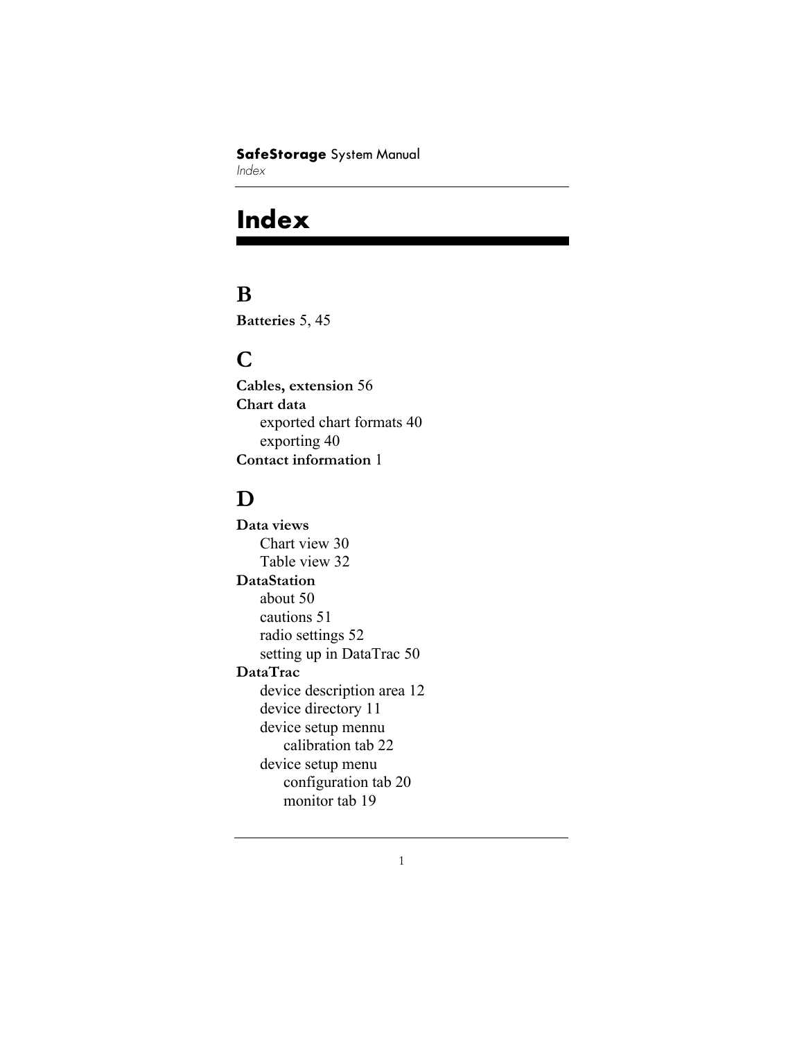# Index

## B

**Batteries** 5, 45

## C

**Cables, extension** 56
**Chart data**
- exported chart formats 40
- exporting 40

**Contact information** 1

## D

**Data views**
- Chart view 30
- Table view 32

**DataStation**
- about 50
- cautions 51
- radio settings 52
- setting up in DataTrac 50

**DataTrac**
- device description area 12
- device directory 11
- device setup mennu
  - calibration tab 22
- device setup menu
  - configuration tab 20
  - monitor tab 19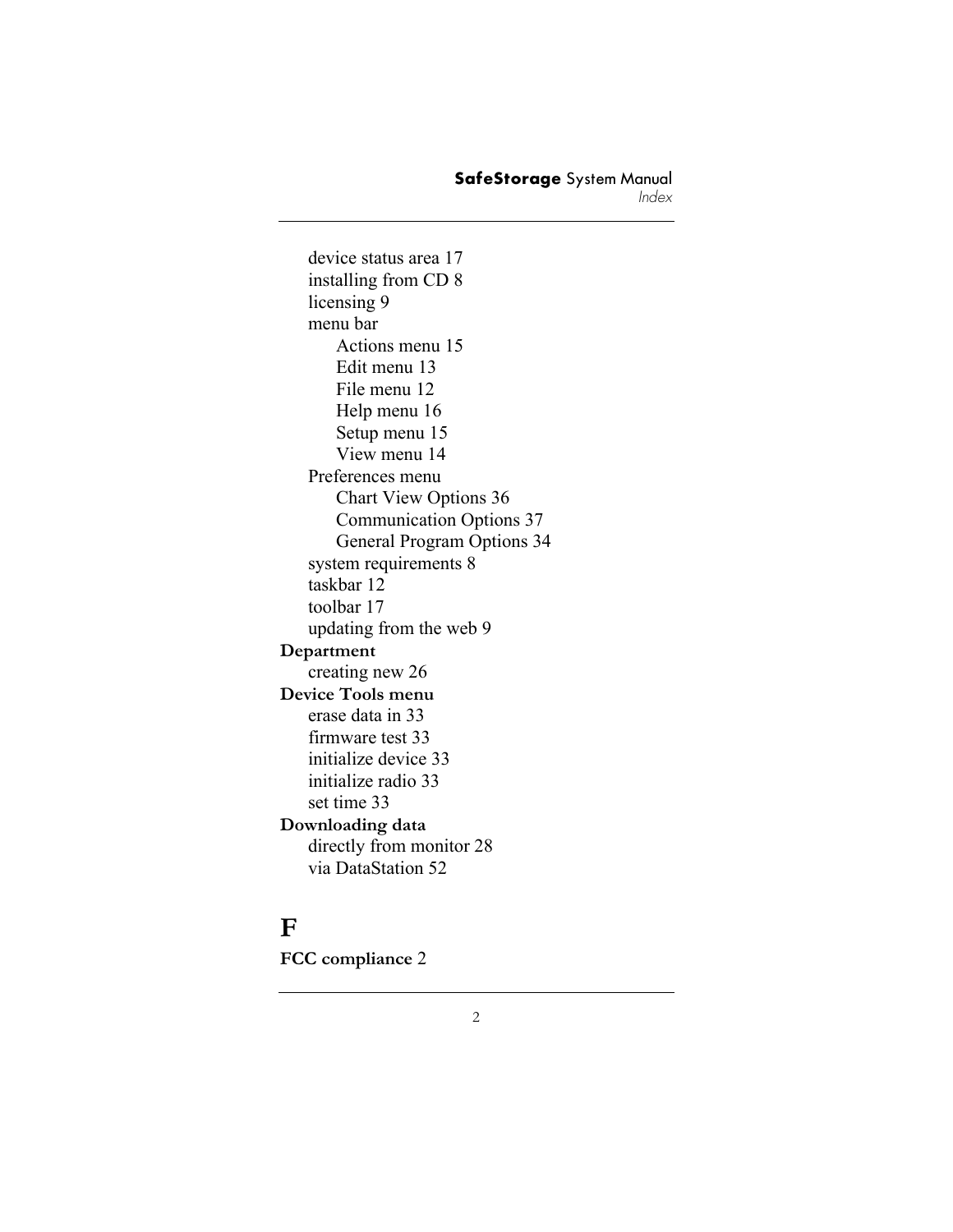- device status area 17
- installing from CD 8
- licensing 9
- menu bar
  - Actions menu 15
  - Edit menu 13
  - File menu 12
  - Help menu 16
  - Setup menu 15
  - View menu 14
- Preferences menu
  - Chart View Options 36
  - Communication Options 37
  - General Program Options 34
- system requirements 8
- taskbar 12
- toolbar 17
- updating from the web 9

**Department**

- creating new 26

**Device Tools menu**

- erase data in 33
- firmware test 33
- initialize device 33
- initialize radio 33
- set time 33

**Downloading data**

- directly from monitor 28
- via DataStation 52

# F

**FCC compliance** 2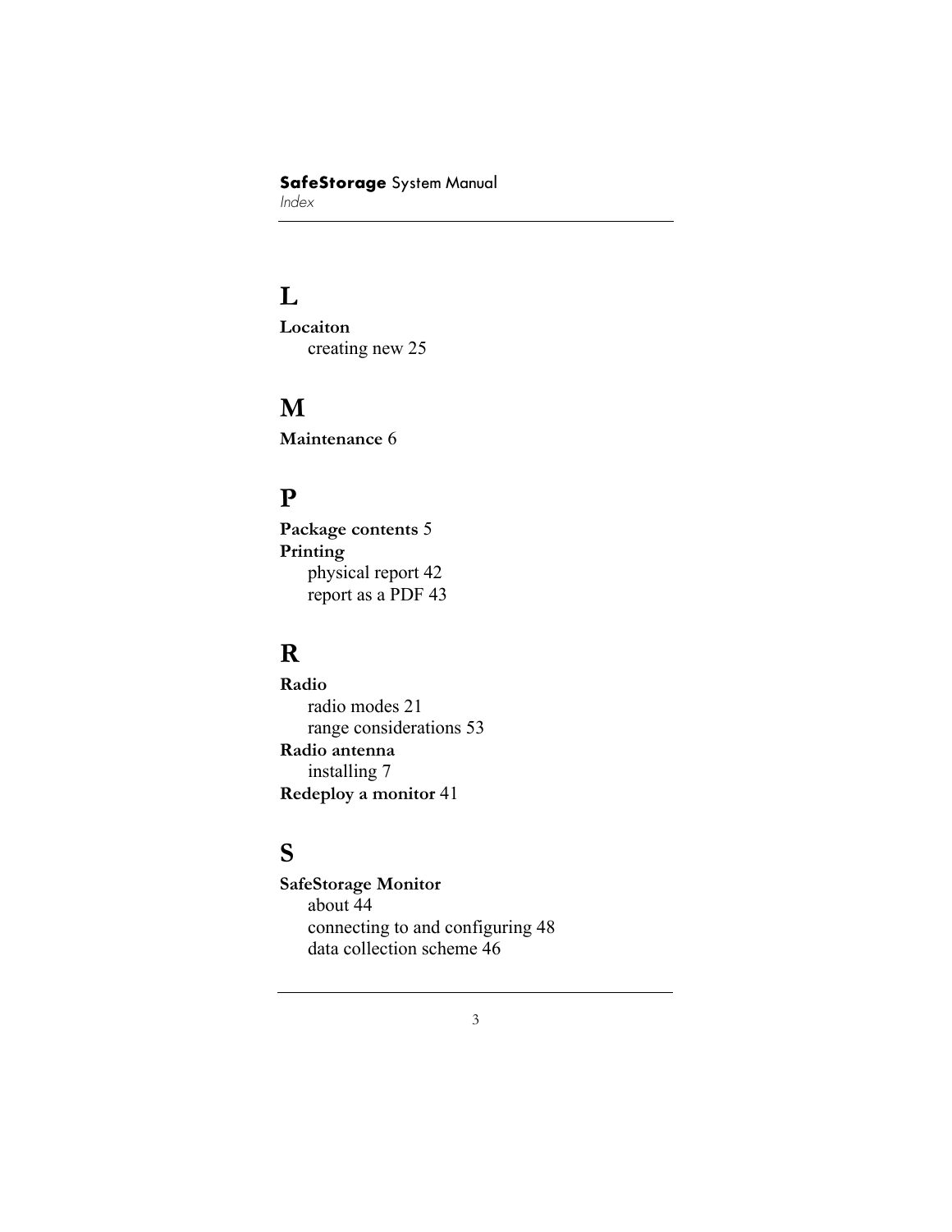# L

**Locaiton**

creating new 25

# M

**Maintenance** 6

# P

**Package contents** 5

**Printing**

physical report 42

report as a PDF 43

# R

**Radio**

radio modes 21

range considerations 53

**Radio antenna**

installing 7

**Redeploy a monitor** 41

# S

**SafeStorage Monitor**

about 44

connecting to and configuring 48

data collection scheme 46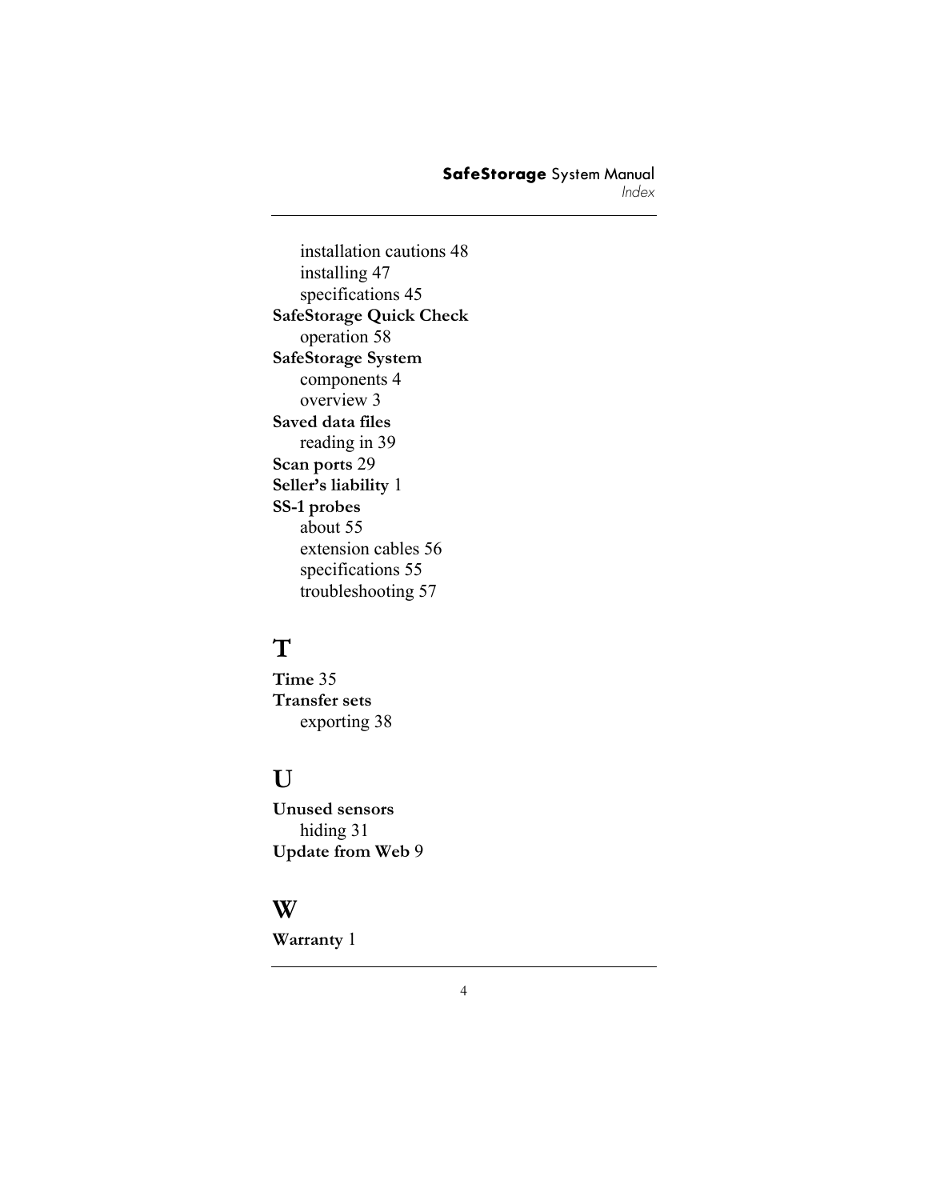installation cautions 48
installing 47
specifications 45

**SafeStorage Quick Check**
operation 58

**SafeStorage System**
components 4
overview 3

**Saved data files**
reading in 39

**Scan ports** 29

**Seller's liability** 1

**SS-1 probes**
about 55
extension cables 56
specifications 55
troubleshooting 57

# T

**Time** 35

**Transfer sets**
exporting 38

# U

**Unused sensors**
hiding 31

**Update from Web** 9

# W

**Warranty** 1